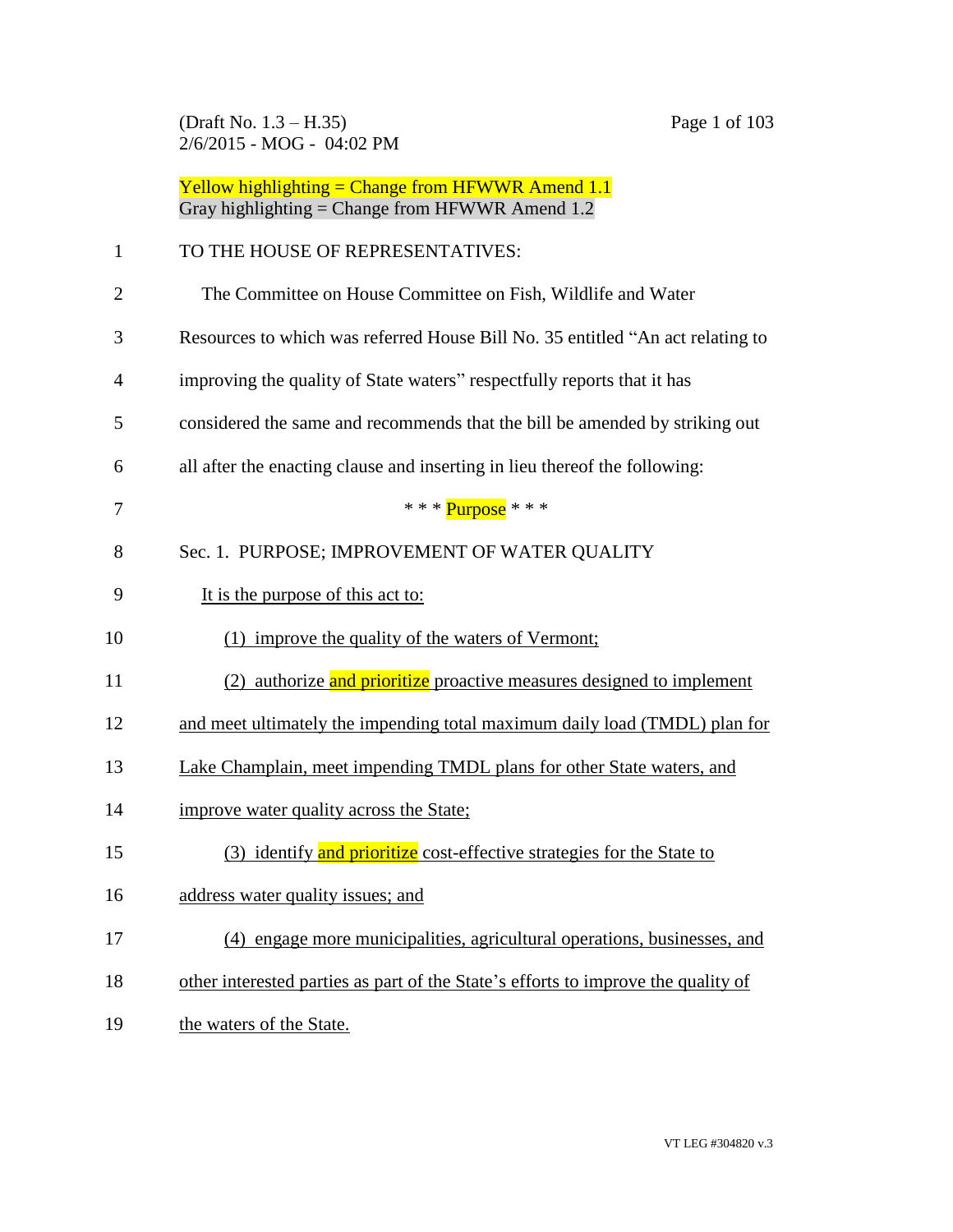(Draft No. 1.3 – H.35)
2/6/2015 - MOG - 04:02 PM

Yellow highlighting = Change from HFWWR Amend 1.1
Gray highlighting = Change from HFWWR Amend 1.2

TO THE HOUSE OF REPRESENTATIVES:

The Committee on House Committee on Fish, Wildlife and Water Resources to which was referred House Bill No. 35 entitled "An act relating to improving the quality of State waters" respectfully reports that it has considered the same and recommends that the bill be amended by striking out all after the enacting clause and inserting in lieu thereof the following:

\* \* \* Purpose \* \* \*

Sec. 1. PURPOSE; IMPROVEMENT OF WATER QUALITY

It is the purpose of this act to:

(1) improve the quality of the waters of Vermont;

(2) authorize and prioritize proactive measures designed to implement and meet ultimately the impending total maximum daily load (TMDL) plan for Lake Champlain, meet impending TMDL plans for other State waters, and improve water quality across the State;

(3) identify and prioritize cost-effective strategies for the State to address water quality issues; and

(4) engage more municipalities, agricultural operations, businesses, and other interested parties as part of the State's efforts to improve the quality of the waters of the State.

VT LEG #304820 v.3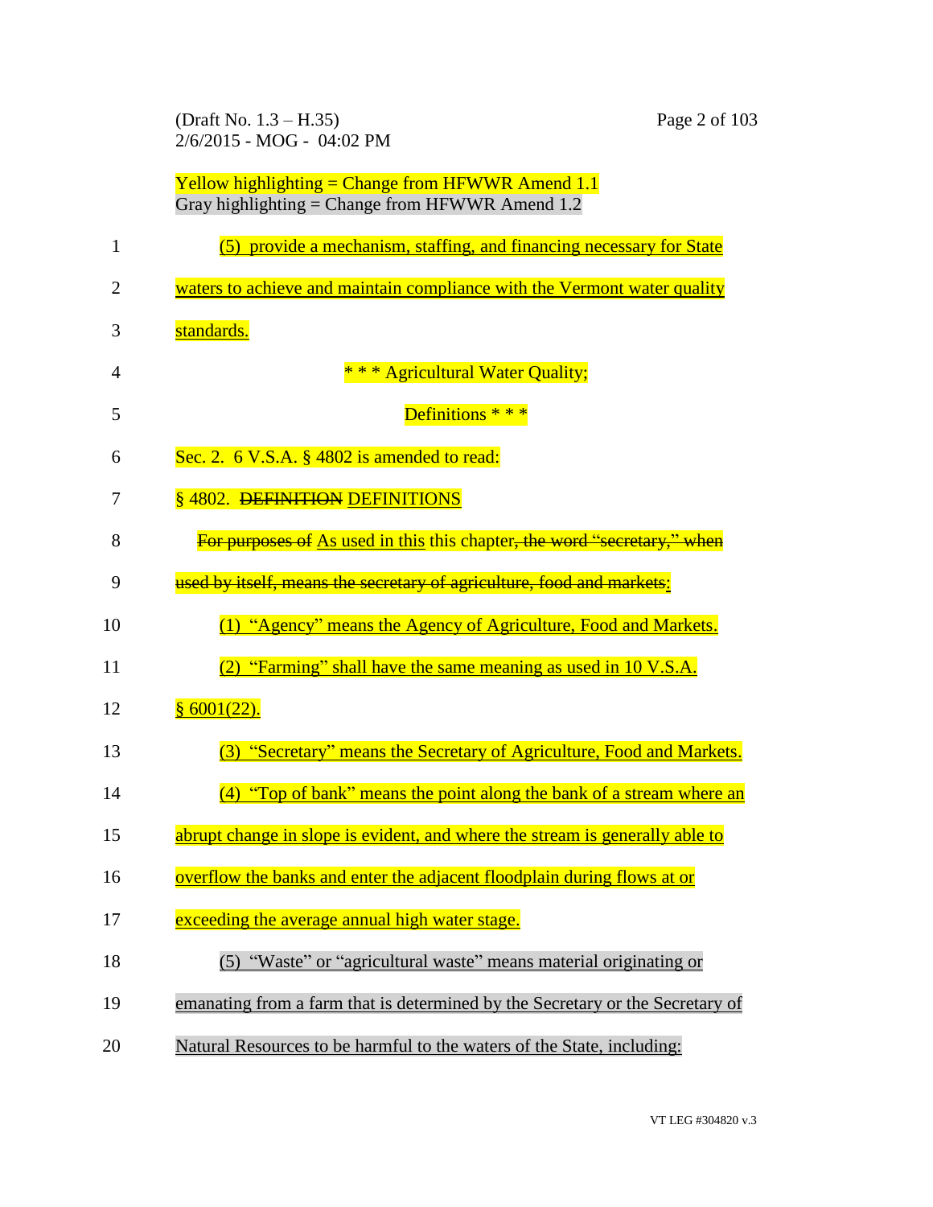Yellow highlighting = Change from HFWWR Amend 1.1
Gray highlighting = Change from HFWWR Amend 1.2

(5) provide a mechanism, staffing, and financing necessary for State waters to achieve and maintain compliance with the Vermont water quality standards.

\* \* \* Agricultural Water Quality;

Definitions \* \* \*

Sec. 2. 6 V.S.A. § 4802 is amended to read:

§ 4802. ~~DEFINITION~~ DEFINITIONS

~~For purposes of~~ As used in this this chapter~~, the word "secretary," when used by itself, means the secretary of agriculture, food and markets~~:

(1) "Agency" means the Agency of Agriculture, Food and Markets.

(2) "Farming" shall have the same meaning as used in 10 V.S.A. § 6001(22).

(3) "Secretary" means the Secretary of Agriculture, Food and Markets.

(4) "Top of bank" means the point along the bank of a stream where an abrupt change in slope is evident, and where the stream is generally able to overflow the banks and enter the adjacent floodplain during flows at or exceeding the average annual high water stage.

(5) "Waste" or "agricultural waste" means material originating or emanating from a farm that is determined by the Secretary or the Secretary of Natural Resources to be harmful to the waters of the State, including: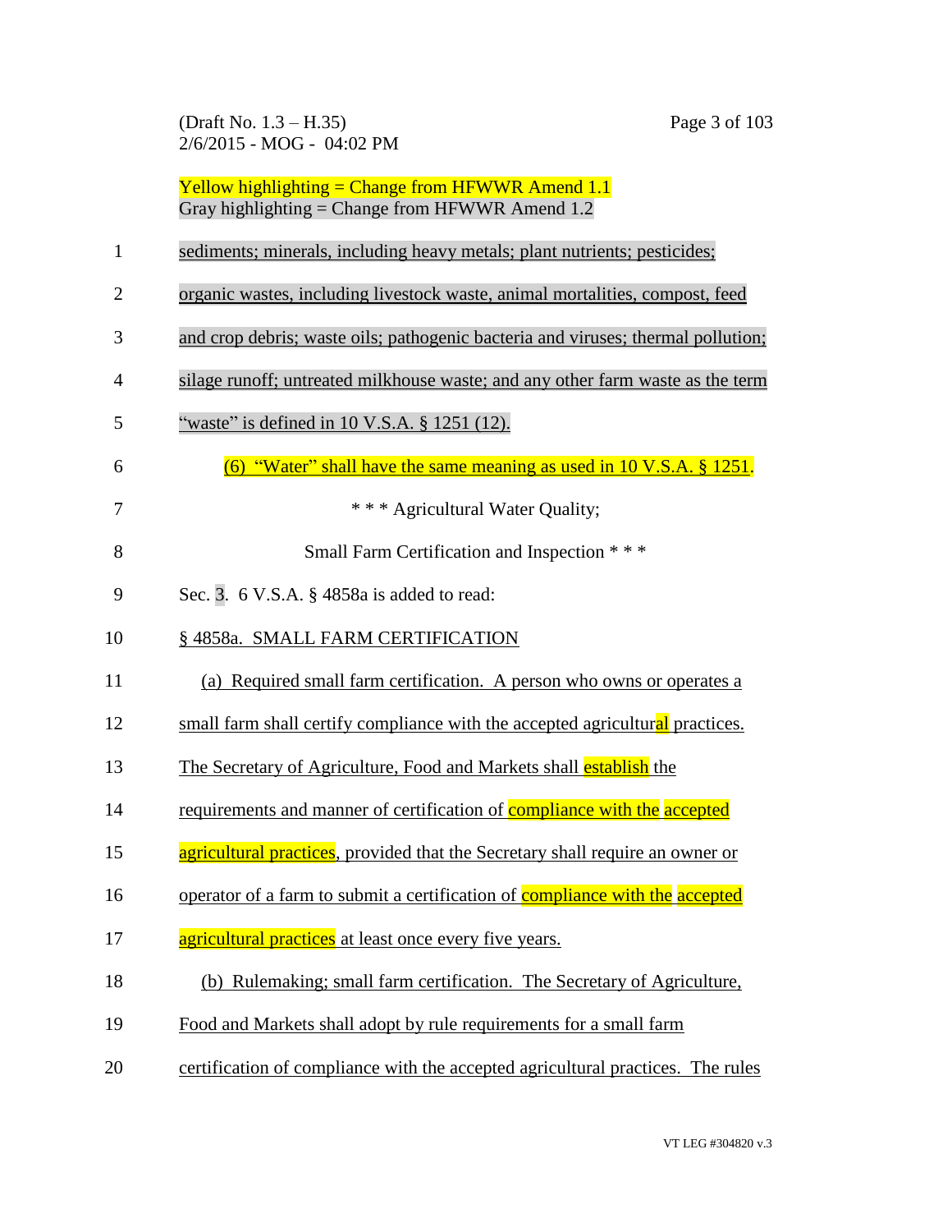Yellow highlighting = Change from HFWWR Amend 1.1
Gray highlighting = Change from HFWWR Amend 1.2

sediments; minerals, including heavy metals; plant nutrients; pesticides; organic wastes, including livestock waste, animal mortalities, compost, feed and crop debris; waste oils; pathogenic bacteria and viruses; thermal pollution; silage runoff; untreated milkhouse waste; and any other farm waste as the term "waste" is defined in 10 V.S.A. § 1251 (12).

(6) "Water" shall have the same meaning as used in 10 V.S.A. § 1251.

\* \* \* Agricultural Water Quality;

Small Farm Certification and Inspection \* \* \*

Sec. 3. 6 V.S.A. § 4858a is added to read:

§ 4858a. SMALL FARM CERTIFICATION

(a) Required small farm certification. A person who owns or operates a small farm shall certify compliance with the accepted agricultural practices. The Secretary of Agriculture, Food and Markets shall establish the requirements and manner of certification of compliance with the accepted agricultural practices, provided that the Secretary shall require an owner or operator of a farm to submit a certification of compliance with the accepted agricultural practices at least once every five years.

(b) Rulemaking; small farm certification. The Secretary of Agriculture, Food and Markets shall adopt by rule requirements for a small farm certification of compliance with the accepted agricultural practices. The rules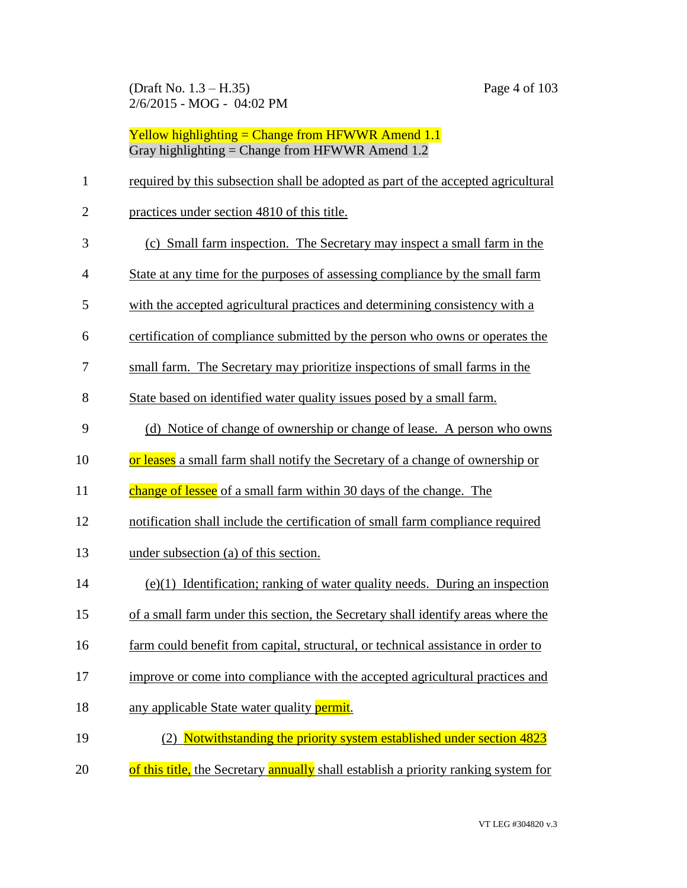Yellow highlighting = Change from HFWWR Amend 1.1
Gray highlighting = Change from HFWWR Amend 1.2

required by this subsection shall be adopted as part of the accepted agricultural practices under section 4810 of this title.

(c) Small farm inspection. The Secretary may inspect a small farm in the State at any time for the purposes of assessing compliance by the small farm with the accepted agricultural practices and determining consistency with a certification of compliance submitted by the person who owns or operates the small farm. The Secretary may prioritize inspections of small farms in the State based on identified water quality issues posed by a small farm.

(d) Notice of change of ownership or change of lease. A person who owns or leases a small farm shall notify the Secretary of a change of ownership or change of lessee of a small farm within 30 days of the change. The notification shall include the certification of small farm compliance required under subsection (a) of this section.

(e)(1) Identification; ranking of water quality needs. During an inspection of a small farm under this section, the Secretary shall identify areas where the farm could benefit from capital, structural, or technical assistance in order to improve or come into compliance with the accepted agricultural practices and any applicable State water quality permit.

(2) Notwithstanding the priority system established under section 4823 of this title, the Secretary annually shall establish a priority ranking system for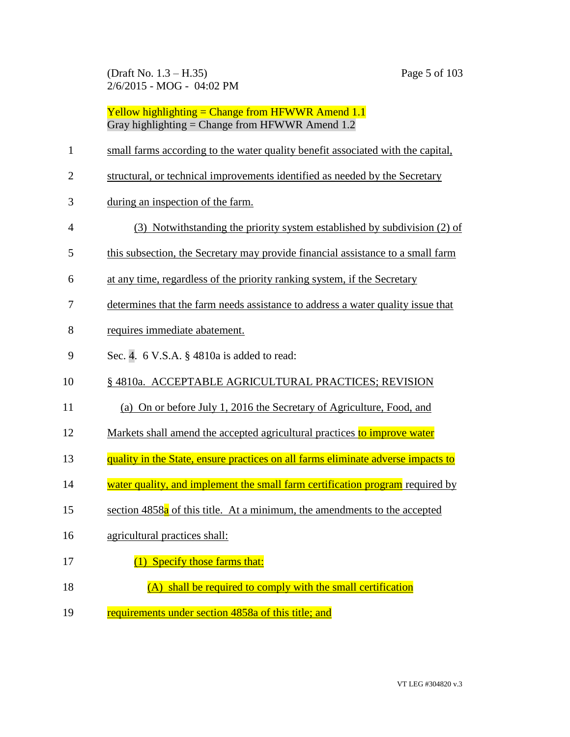Yellow highlighting = Change from HFWWR Amend 1.1
Gray highlighting = Change from HFWWR Amend 1.2

small farms according to the water quality benefit associated with the capital, structural, or technical improvements identified as needed by the Secretary during an inspection of the farm.

(3) Notwithstanding the priority system established by subdivision (2) of this subsection, the Secretary may provide financial assistance to a small farm at any time, regardless of the priority ranking system, if the Secretary determines that the farm needs assistance to address a water quality issue that requires immediate abatement.

Sec. 4. 6 V.S.A. § 4810a is added to read:

§ 4810a. ACCEPTABLE AGRICULTURAL PRACTICES; REVISION

(a) On or before July 1, 2016 the Secretary of Agriculture, Food, and Markets shall amend the accepted agricultural practices to improve water quality in the State, ensure practices on all farms eliminate adverse impacts to water quality, and implement the small farm certification program required by section 4858a of this title. At a minimum, the amendments to the accepted agricultural practices shall:

(1) Specify those farms that:

(A) shall be required to comply with the small certification requirements under section 4858a of this title; and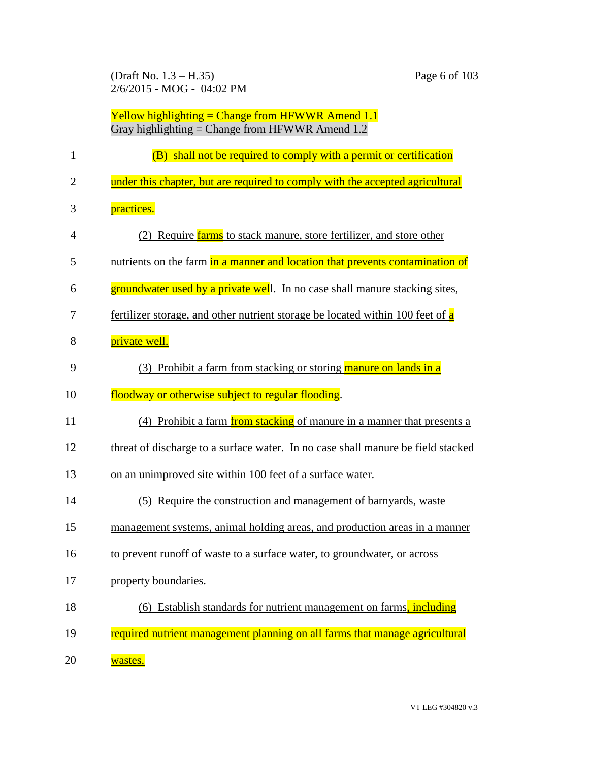Yellow highlighting = Change from HFWWR Amend 1.1
Gray highlighting = Change from HFWWR Amend 1.2

(B) shall not be required to comply with a permit or certification under this chapter, but are required to comply with the accepted agricultural practices.

(2) Require farms to stack manure, store fertilizer, and store other nutrients on the farm in a manner and location that prevents contamination of groundwater used by a private well. In no case shall manure stacking sites, fertilizer storage, and other nutrient storage be located within 100 feet of a private well.

(3) Prohibit a farm from stacking or storing manure on lands in a floodway or otherwise subject to regular flooding.

(4) Prohibit a farm from stacking of manure in a manner that presents a threat of discharge to a surface water. In no case shall manure be field stacked on an unimproved site within 100 feet of a surface water.

(5) Require the construction and management of barnyards, waste management systems, animal holding areas, and production areas in a manner to prevent runoff of waste to a surface water, to groundwater, or across property boundaries.

(6) Establish standards for nutrient management on farms, including required nutrient management planning on all farms that manage agricultural wastes.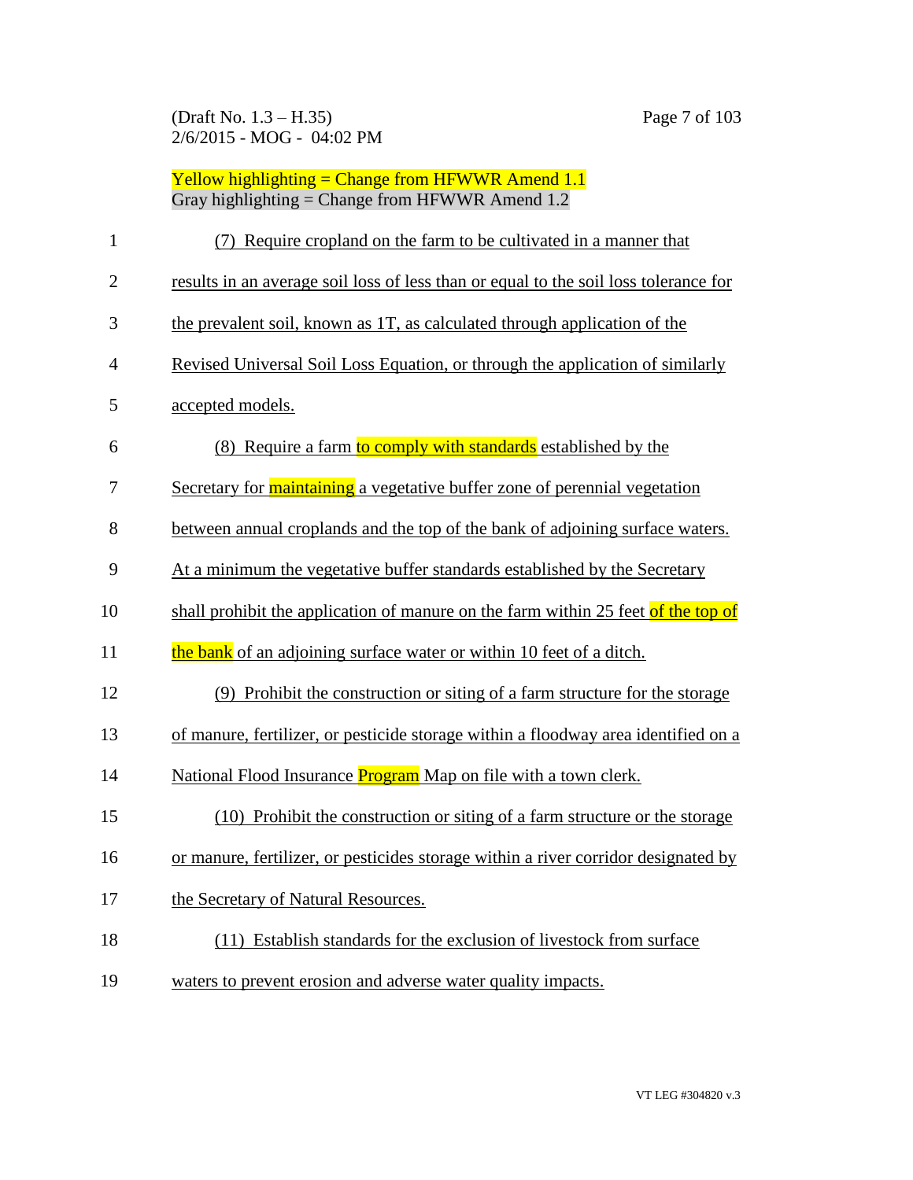Yellow highlighting = Change from HFWWR Amend 1.1
Gray highlighting = Change from HFWWR Amend 1.2

(7) Require cropland on the farm to be cultivated in a manner that results in an average soil loss of less than or equal to the soil loss tolerance for the prevalent soil, known as 1T, as calculated through application of the Revised Universal Soil Loss Equation, or through the application of similarly accepted models.

(8) Require a farm to comply with standards established by the Secretary for maintaining a vegetative buffer zone of perennial vegetation between annual croplands and the top of the bank of adjoining surface waters. At a minimum the vegetative buffer standards established by the Secretary shall prohibit the application of manure on the farm within 25 feet of the top of the bank of an adjoining surface water or within 10 feet of a ditch.

(9) Prohibit the construction or siting of a farm structure for the storage of manure, fertilizer, or pesticide storage within a floodway area identified on a National Flood Insurance Program Map on file with a town clerk.

(10) Prohibit the construction or siting of a farm structure or the storage or manure, fertilizer, or pesticides storage within a river corridor designated by the Secretary of Natural Resources.

(11) Establish standards for the exclusion of livestock from surface waters to prevent erosion and adverse water quality impacts.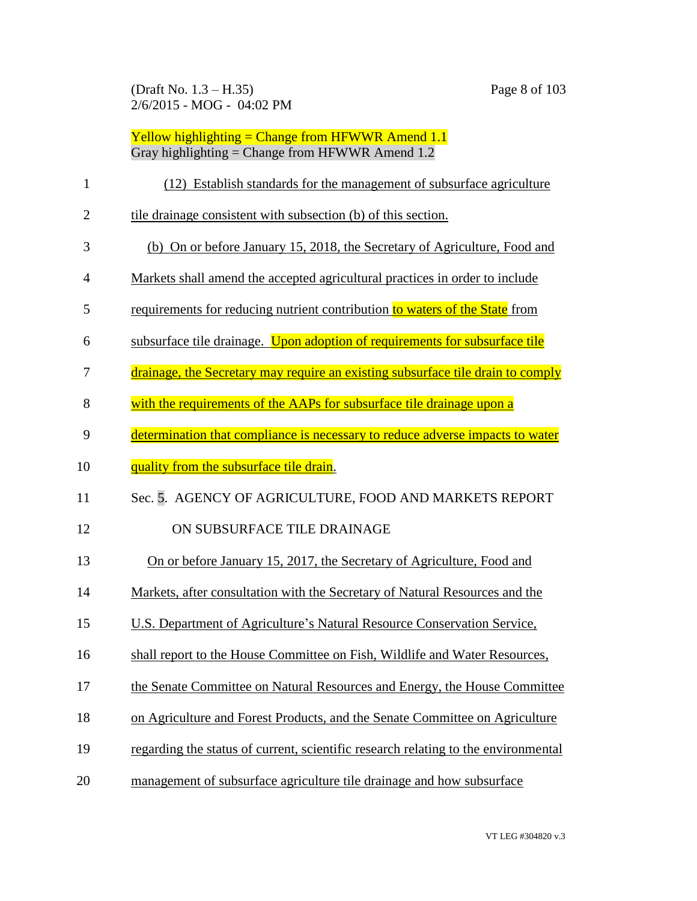Yellow highlighting = Change from HFWWR Amend 1.1
Gray highlighting = Change from HFWWR Amend 1.2

(12) Establish standards for the management of subsurface agriculture tile drainage consistent with subsection (b) of this section.

(b) On or before January 15, 2018, the Secretary of Agriculture, Food and Markets shall amend the accepted agricultural practices in order to include requirements for reducing nutrient contribution to waters of the State from subsurface tile drainage. Upon adoption of requirements for subsurface tile drainage, the Secretary may require an existing subsurface tile drain to comply with the requirements of the AAPs for subsurface tile drainage upon a determination that compliance is necessary to reduce adverse impacts to water quality from the subsurface tile drain.

Sec. 5. AGENCY OF AGRICULTURE, FOOD AND MARKETS REPORT ON SUBSURFACE TILE DRAINAGE

On or before January 15, 2017, the Secretary of Agriculture, Food and Markets, after consultation with the Secretary of Natural Resources and the U.S. Department of Agriculture's Natural Resource Conservation Service, shall report to the House Committee on Fish, Wildlife and Water Resources, the Senate Committee on Natural Resources and Energy, the House Committee on Agriculture and Forest Products, and the Senate Committee on Agriculture regarding the status of current, scientific research relating to the environmental management of subsurface agriculture tile drainage and how subsurface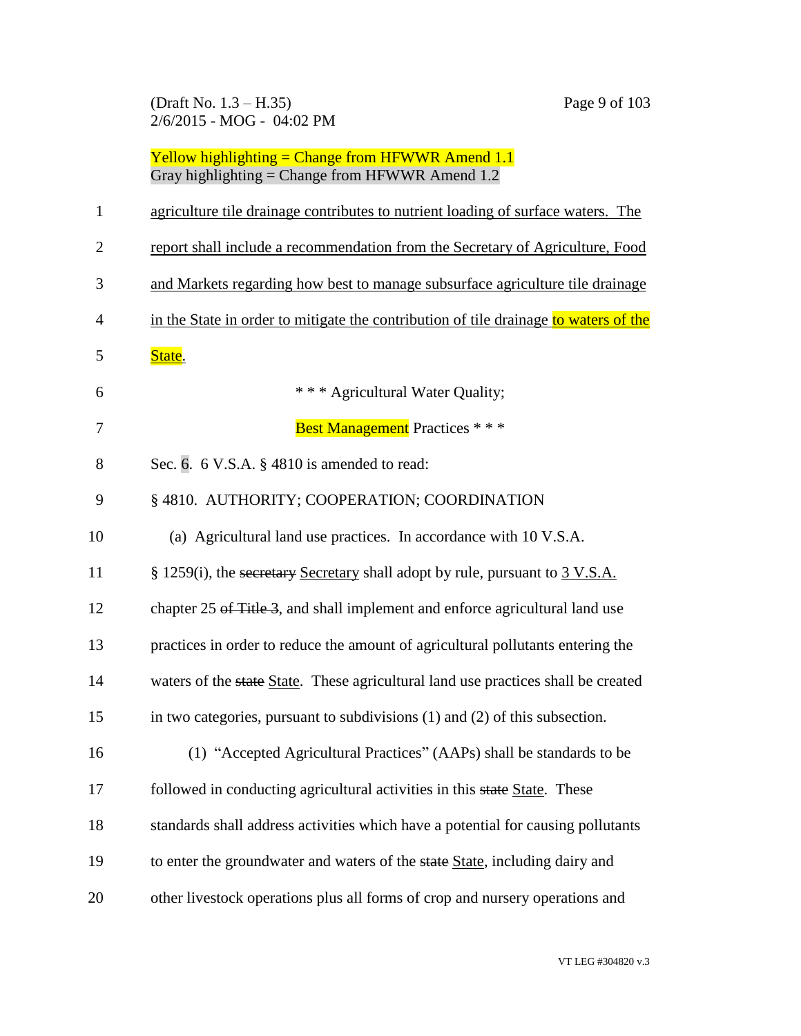Yellow highlighting = Change from HFWWR Amend 1.1
Gray highlighting = Change from HFWWR Amend 1.2

agriculture tile drainage contributes to nutrient loading of surface waters. The report shall include a recommendation from the Secretary of Agriculture, Food and Markets regarding how best to manage subsurface agriculture tile drainage in the State in order to mitigate the contribution of tile drainage to waters of the State.

\* \* \* Agricultural Water Quality;
Best Management Practices \* \* \*

Sec. 6. 6 V.S.A. § 4810 is amended to read:

§ 4810. AUTHORITY; COOPERATION; COORDINATION

(a) Agricultural land use practices. In accordance with 10 V.S.A. § 1259(i), the ~~secretary~~ Secretary shall adopt by rule, pursuant to 3 V.S.A. chapter 25 ~~of Title 3~~, and shall implement and enforce agricultural land use practices in order to reduce the amount of agricultural pollutants entering the waters of the ~~state~~ State. These agricultural land use practices shall be created in two categories, pursuant to subdivisions (1) and (2) of this subsection.

(1) "Accepted Agricultural Practices" (AAPs) shall be standards to be followed in conducting agricultural activities in this ~~state~~ State. These standards shall address activities which have a potential for causing pollutants to enter the groundwater and waters of the ~~state~~ State, including dairy and other livestock operations plus all forms of crop and nursery operations and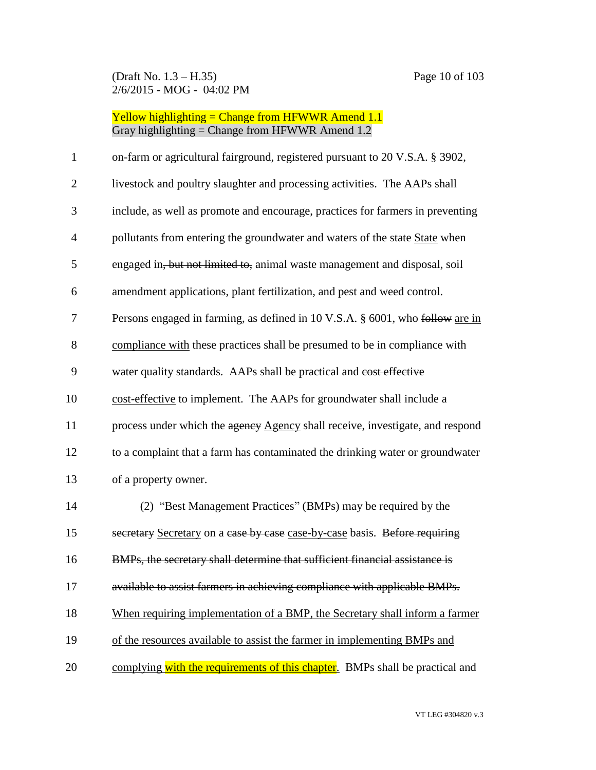Yellow highlighting = Change from HFWWR Amend 1.1
Gray highlighting = Change from HFWWR Amend 1.2

on-farm or agricultural fairground, registered pursuant to 20 V.S.A. § 3902, livestock and poultry slaughter and processing activities. The AAPs shall include, as well as promote and encourage, practices for farmers in preventing pollutants from entering the groundwater and waters of the ~~state~~ State when engaged in~~, but not limited to,~~ animal waste management and disposal, soil amendment applications, plant fertilization, and pest and weed control. Persons engaged in farming, as defined in 10 V.S.A. § 6001, who ~~follow~~ are in compliance with these practices shall be presumed to be in compliance with water quality standards. AAPs shall be practical and ~~cost effective~~ cost-effective to implement. The AAPs for groundwater shall include a process under which the ~~agency~~ Agency shall receive, investigate, and respond to a complaint that a farm has contaminated the drinking water or groundwater of a property owner.

(2) "Best Management Practices" (BMPs) may be required by the ~~secretary~~ Secretary on a ~~case by case~~ case-by-case basis. ~~Before requiring BMPs, the secretary shall determine that sufficient financial assistance is available to assist farmers in achieving compliance with applicable BMPs.~~ When requiring implementation of a BMP, the Secretary shall inform a farmer of the resources available to assist the farmer in implementing BMPs and complying with the requirements of this chapter. BMPs shall be practical and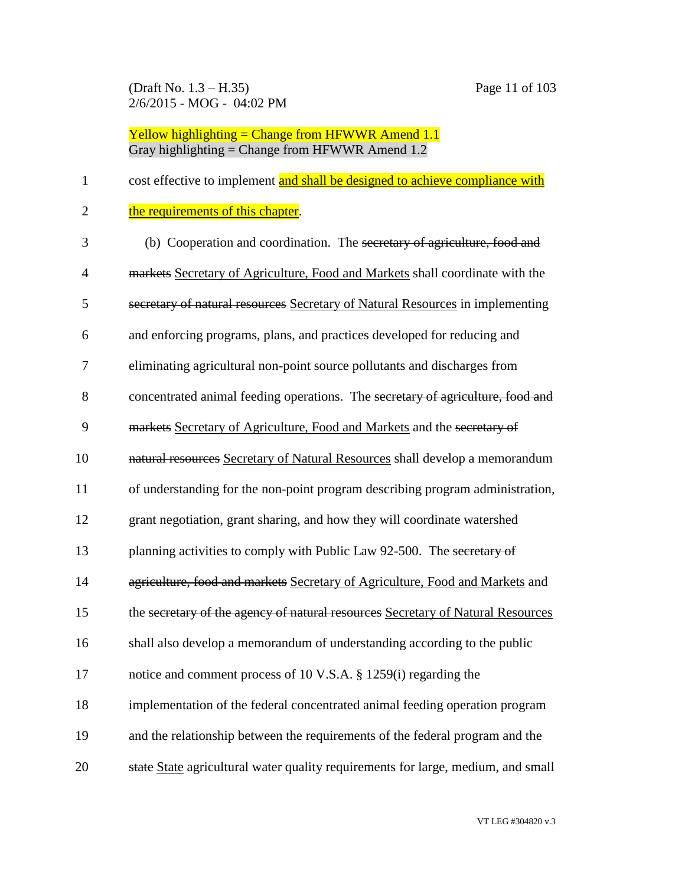cost effective to implement <u>and shall be designed to achieve compliance with the requirements of this chapter</u>.

(b) Cooperation and coordination. The ~~secretary of agriculture, food and markets~~ <u>Secretary of Agriculture, Food and Markets</u> shall coordinate with the ~~secretary of natural resources~~ <u>Secretary of Natural Resources</u> in implementing and enforcing programs, plans, and practices developed for reducing and eliminating agricultural non-point source pollutants and discharges from concentrated animal feeding operations. The ~~secretary of agriculture, food and markets~~ <u>Secretary of Agriculture, Food and Markets</u> and the ~~secretary of natural resources~~ <u>Secretary of Natural Resources</u> shall develop a memorandum of understanding for the non-point program describing program administration, grant negotiation, grant sharing, and how they will coordinate watershed planning activities to comply with Public Law 92-500. The ~~secretary of agriculture, food and markets~~ <u>Secretary of Agriculture, Food and Markets</u> and the ~~secretary of the agency of natural resources~~ <u>Secretary of Natural Resources</u> shall also develop a memorandum of understanding according to the public notice and comment process of 10 V.S.A. § 1259(i) regarding the implementation of the federal concentrated animal feeding operation program and the relationship between the requirements of the federal program and the ~~state~~ <u>State</u> agricultural water quality requirements for large, medium, and small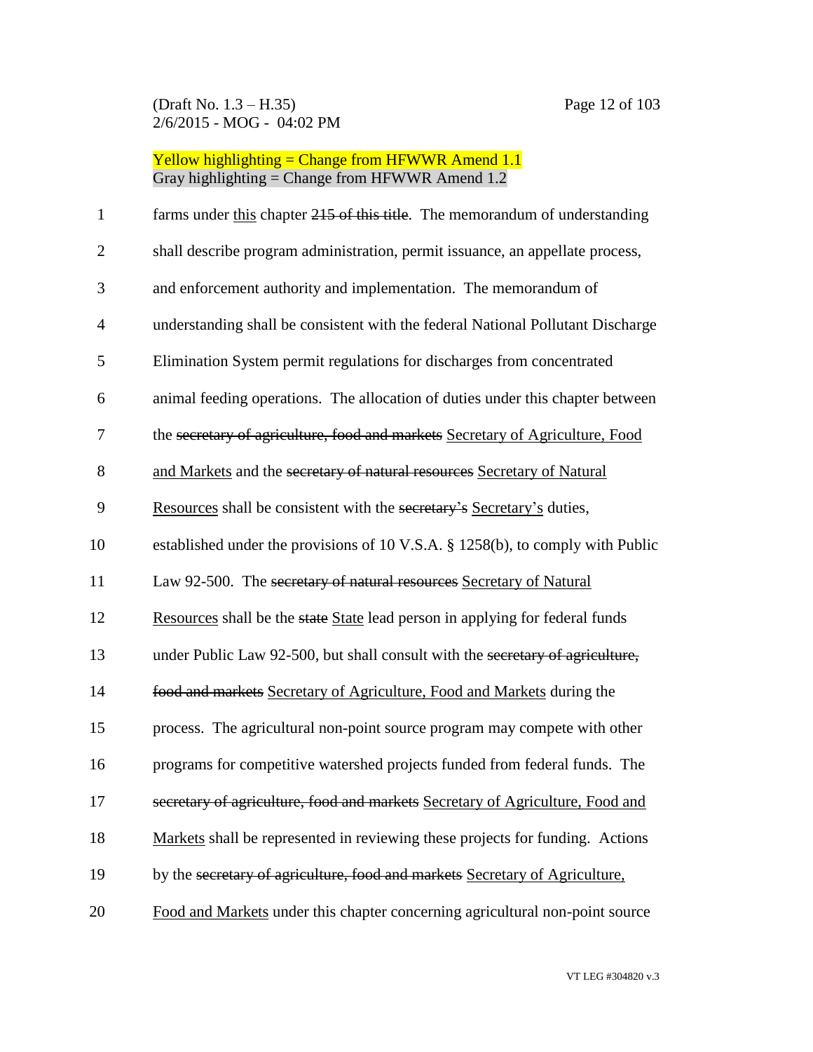Yellow highlighting = Change from HFWWR Amend 1.1
Gray highlighting = Change from HFWWR Amend 1.2

farms under <u>this</u> chapter ~~215 of this title~~. The memorandum of understanding shall describe program administration, permit issuance, an appellate process, and enforcement authority and implementation. The memorandum of understanding shall be consistent with the federal National Pollutant Discharge Elimination System permit regulations for discharges from concentrated animal feeding operations. The allocation of duties under this chapter between the ~~secretary of agriculture, food and markets~~ <u>Secretary of Agriculture, Food and Markets</u> and the ~~secretary of natural resources~~ <u>Secretary of Natural Resources</u> shall be consistent with the ~~secretary's~~ <u>Secretary's</u> duties, established under the provisions of 10 V.S.A. § 1258(b), to comply with Public Law 92-500. The ~~secretary of natural resources~~ <u>Secretary of Natural Resources</u> shall be the ~~state~~ <u>State</u> lead person in applying for federal funds under Public Law 92-500, but shall consult with the ~~secretary of agriculture, food and markets~~ <u>Secretary of Agriculture, Food and Markets</u> during the process. The agricultural non-point source program may compete with other programs for competitive watershed projects funded from federal funds. The ~~secretary of agriculture, food and markets~~ <u>Secretary of Agriculture, Food and Markets</u> shall be represented in reviewing these projects for funding. Actions by the ~~secretary of agriculture, food and markets~~ <u>Secretary of Agriculture, Food and Markets</u> under this chapter concerning agricultural non-point source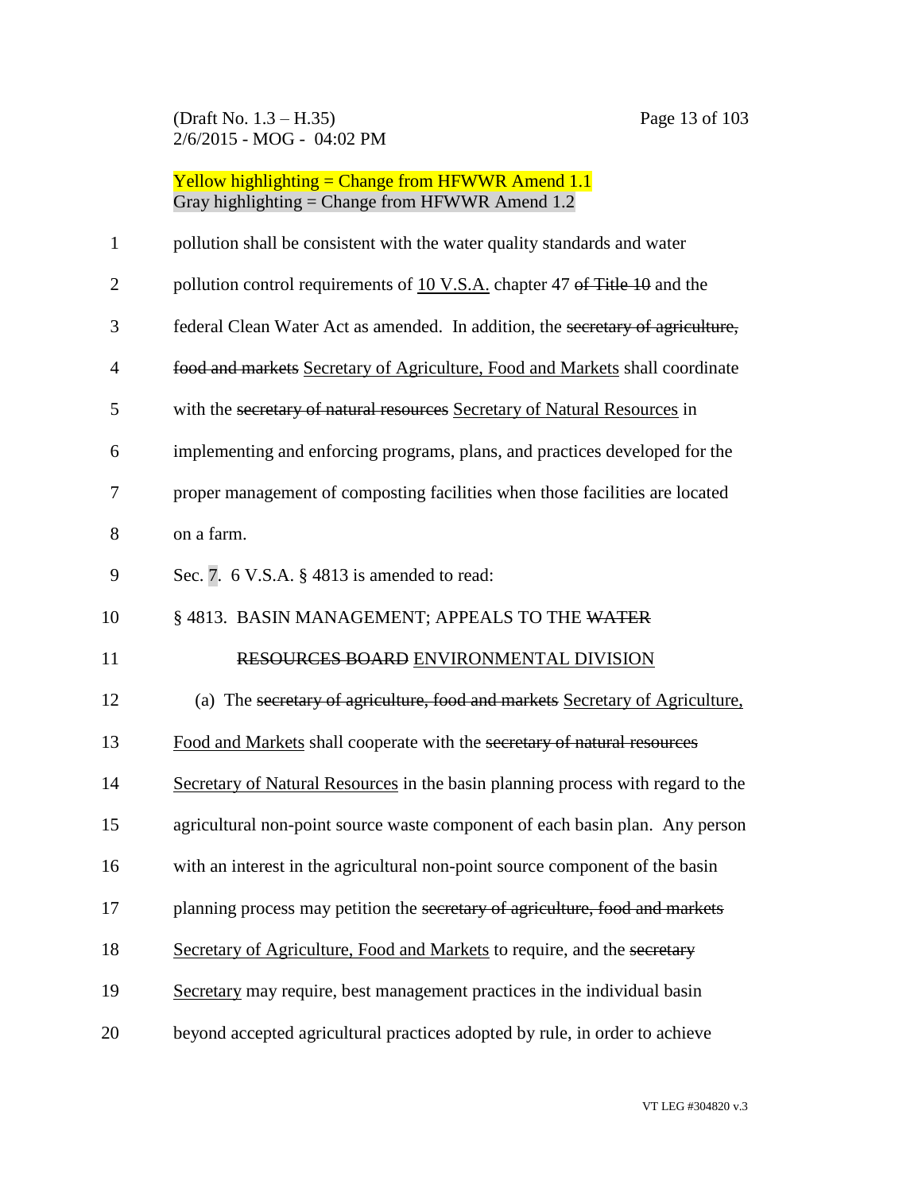Yellow highlighting = Change from HFWWR Amend 1.1
Gray highlighting = Change from HFWWR Amend 1.2

pollution shall be consistent with the water quality standards and water pollution control requirements of 10 V.S.A. chapter 47 ~~of Title 10~~ and the federal Clean Water Act as amended. In addition, the ~~secretary of agriculture, food and markets~~ Secretary of Agriculture, Food and Markets shall coordinate with the ~~secretary of natural resources~~ Secretary of Natural Resources in implementing and enforcing programs, plans, and practices developed for the proper management of composting facilities when those facilities are located on a farm.

Sec. 7. 6 V.S.A. § 4813 is amended to read:

§ 4813. BASIN MANAGEMENT; APPEALS TO THE ~~WATER RESOURCES BOARD~~ ENVIRONMENTAL DIVISION

(a) The ~~secretary of agriculture, food and markets~~ Secretary of Agriculture, Food and Markets shall cooperate with the ~~secretary of natural resources~~ Secretary of Natural Resources in the basin planning process with regard to the agricultural non-point source waste component of each basin plan. Any person with an interest in the agricultural non-point source component of the basin planning process may petition the ~~secretary of agriculture, food and markets~~ Secretary of Agriculture, Food and Markets to require, and the ~~secretary~~ Secretary may require, best management practices in the individual basin beyond accepted agricultural practices adopted by rule, in order to achieve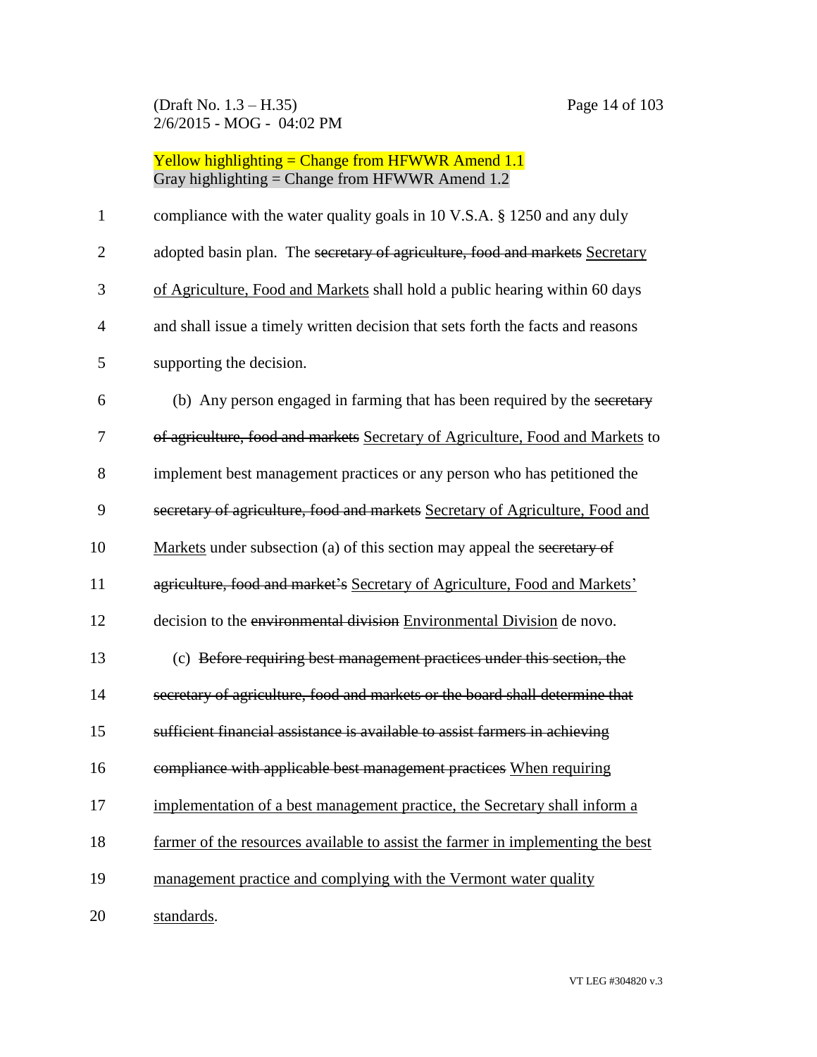Yellow highlighting = Change from HFWWR Amend 1.1
Gray highlighting = Change from HFWWR Amend 1.2

compliance with the water quality goals in 10 V.S.A. § 1250 and any duly adopted basin plan. The ~~secretary of agriculture, food and markets~~ Secretary of Agriculture, Food and Markets shall hold a public hearing within 60 days and shall issue a timely written decision that sets forth the facts and reasons supporting the decision.

(b) Any person engaged in farming that has been required by the ~~secretary of agriculture, food and markets~~ Secretary of Agriculture, Food and Markets to implement best management practices or any person who has petitioned the ~~secretary of agriculture, food and markets~~ Secretary of Agriculture, Food and Markets under subsection (a) of this section may appeal the ~~secretary of agriculture, food and market's~~ Secretary of Agriculture, Food and Markets' decision to the ~~environmental division~~ Environmental Division de novo.

(c) ~~Before requiring best management practices under this section, the secretary of agriculture, food and markets or the board shall determine that sufficient financial assistance is available to assist farmers in achieving compliance with applicable best management practices~~ When requiring implementation of a best management practice, the Secretary shall inform a farmer of the resources available to assist the farmer in implementing the best management practice and complying with the Vermont water quality standards.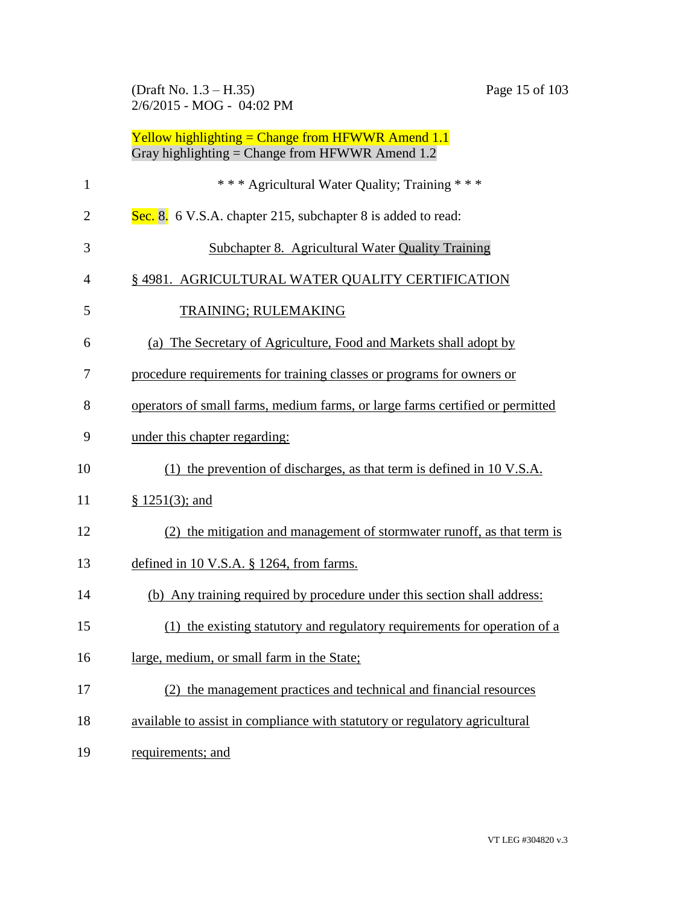Yellow highlighting = Change from HFWWR Amend 1.1
Gray highlighting = Change from HFWWR Amend 1.2

\* \* \* Agricultural Water Quality; Training \* \* \*

Sec. 8. 6 V.S.A. chapter 215, subchapter 8 is added to read:

Subchapter 8. Agricultural Water Quality Training

§ 4981. AGRICULTURAL WATER QUALITY CERTIFICATION TRAINING; RULEMAKING

(a) The Secretary of Agriculture, Food and Markets shall adopt by procedure requirements for training classes or programs for owners or operators of small farms, medium farms, or large farms certified or permitted under this chapter regarding:

(1) the prevention of discharges, as that term is defined in 10 V.S.A. § 1251(3); and

(2) the mitigation and management of stormwater runoff, as that term is defined in 10 V.S.A. § 1264, from farms.

(b) Any training required by procedure under this section shall address:

(1) the existing statutory and regulatory requirements for operation of a large, medium, or small farm in the State;

(2) the management practices and technical and financial resources available to assist in compliance with statutory or regulatory agricultural requirements; and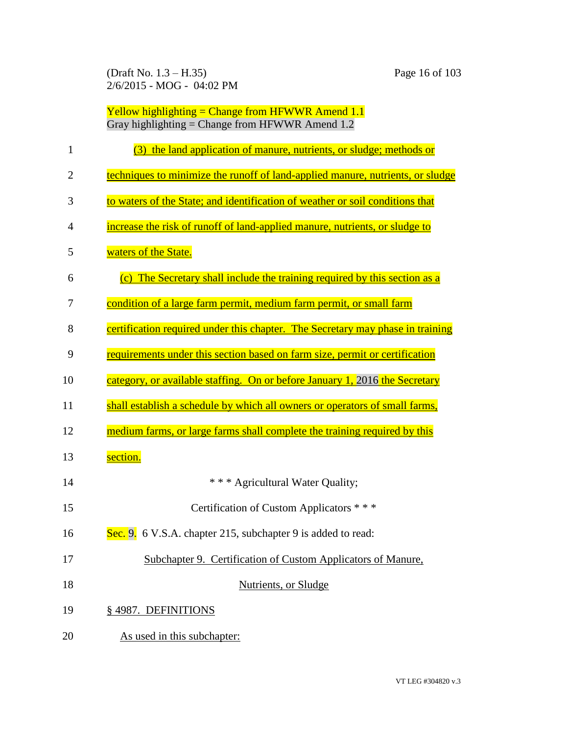Yellow highlighting = Change from HFWWR Amend 1.1
Gray highlighting = Change from HFWWR Amend 1.2

(3) the land application of manure, nutrients, or sludge; methods or techniques to minimize the runoff of land-applied manure, nutrients, or sludge to waters of the State; and identification of weather or soil conditions that increase the risk of runoff of land-applied manure, nutrients, or sludge to waters of the State.

(c) The Secretary shall include the training required by this section as a condition of a large farm permit, medium farm permit, or small farm certification required under this chapter. The Secretary may phase in training requirements under this section based on farm size, permit or certification category, or available staffing. On or before January 1, 2016 the Secretary shall establish a schedule by which all owners or operators of small farms, medium farms, or large farms shall complete the training required by this section.

\* \* \* Agricultural Water Quality;
Certification of Custom Applicators \* \* \*

Sec. 9. 6 V.S.A. chapter 215, subchapter 9 is added to read:

Subchapter 9. Certification of Custom Applicators of Manure, Nutrients, or Sludge

§ 4987. DEFINITIONS

As used in this subchapter: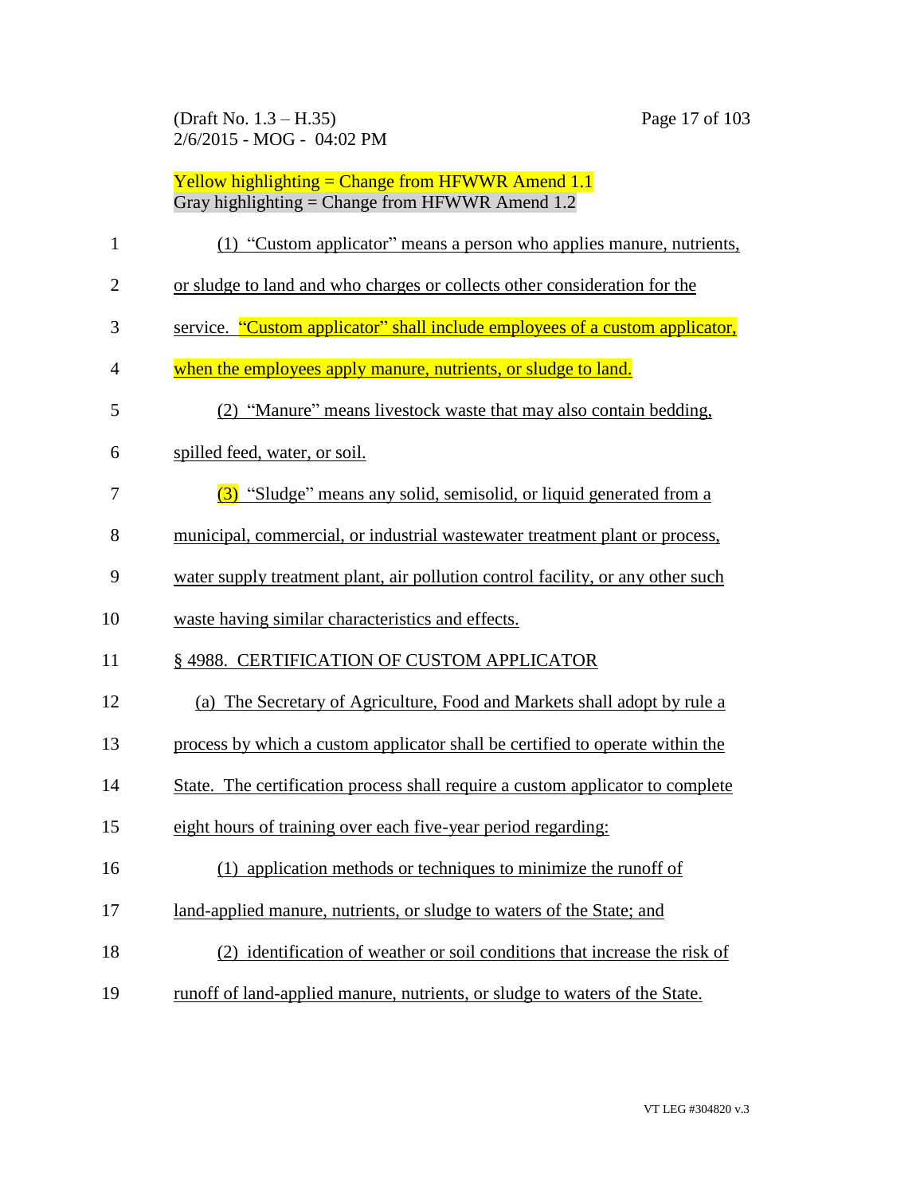Yellow highlighting = Change from HFWWR Amend 1.1
Gray highlighting = Change from HFWWR Amend 1.2

(1) "Custom applicator" means a person who applies manure, nutrients, or sludge to land and who charges or collects other consideration for the service. "Custom applicator" shall include employees of a custom applicator, when the employees apply manure, nutrients, or sludge to land.

(2) "Manure" means livestock waste that may also contain bedding, spilled feed, water, or soil.

(3) "Sludge" means any solid, semisolid, or liquid generated from a municipal, commercial, or industrial wastewater treatment plant or process, water supply treatment plant, air pollution control facility, or any other such waste having similar characteristics and effects.

§ 4988. CERTIFICATION OF CUSTOM APPLICATOR

(a) The Secretary of Agriculture, Food and Markets shall adopt by rule a process by which a custom applicator shall be certified to operate within the State. The certification process shall require a custom applicator to complete eight hours of training over each five-year period regarding:

(1) application methods or techniques to minimize the runoff of land-applied manure, nutrients, or sludge to waters of the State; and

(2) identification of weather or soil conditions that increase the risk of runoff of land-applied manure, nutrients, or sludge to waters of the State.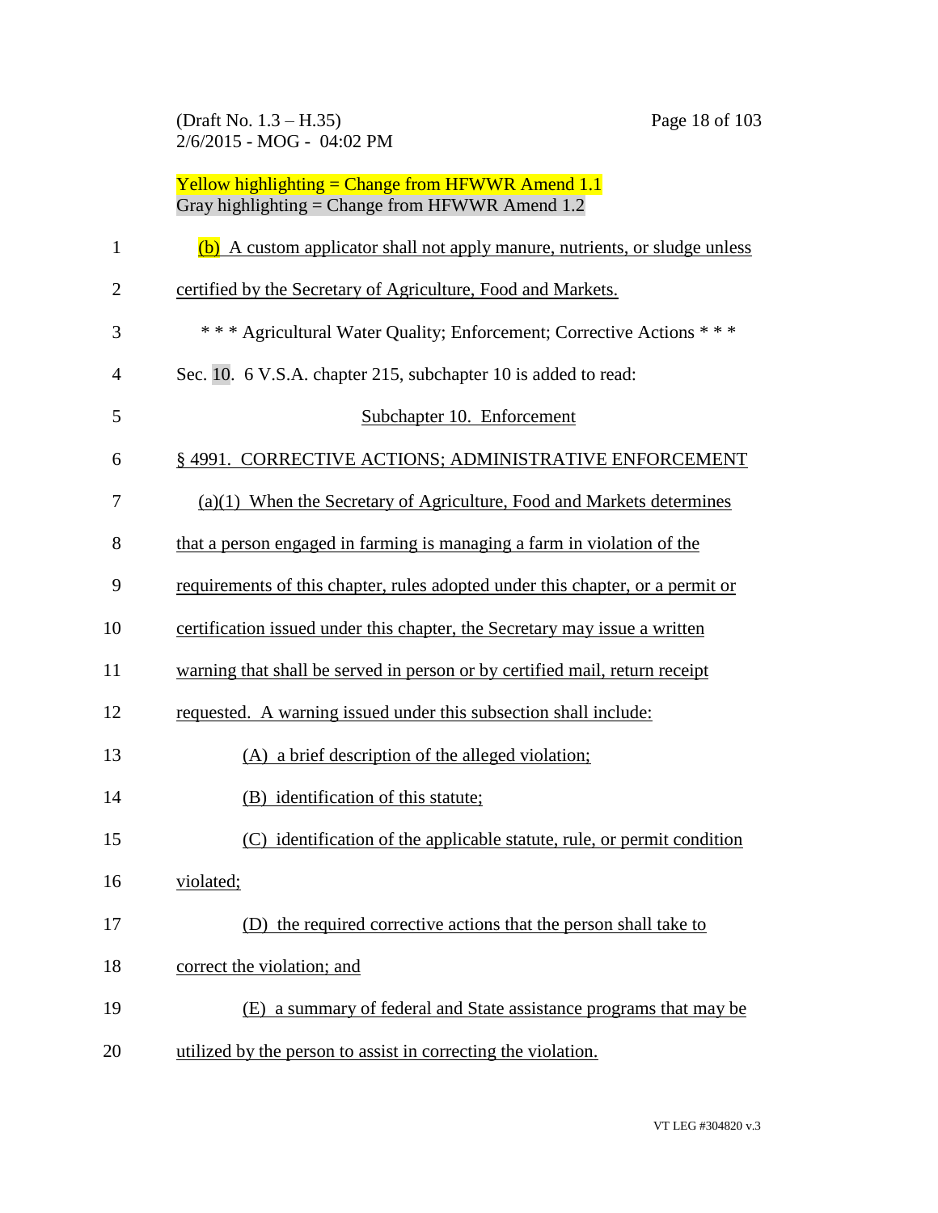Yellow highlighting = Change from HFWWR Amend 1.1
Gray highlighting = Change from HFWWR Amend 1.2

(b) A custom applicator shall not apply manure, nutrients, or sludge unless certified by the Secretary of Agriculture, Food and Markets.

* * * Agricultural Water Quality; Enforcement; Corrective Actions * * *

Sec. 10. 6 V.S.A. chapter 215, subchapter 10 is added to read:

Subchapter 10. Enforcement

§ 4991. CORRECTIVE ACTIONS; ADMINISTRATIVE ENFORCEMENT

(a)(1) When the Secretary of Agriculture, Food and Markets determines that a person engaged in farming is managing a farm in violation of the requirements of this chapter, rules adopted under this chapter, or a permit or certification issued under this chapter, the Secretary may issue a written warning that shall be served in person or by certified mail, return receipt requested. A warning issued under this subsection shall include:

(A) a brief description of the alleged violation;

(B) identification of this statute;

(C) identification of the applicable statute, rule, or permit condition violated;

(D) the required corrective actions that the person shall take to correct the violation; and

(E) a summary of federal and State assistance programs that may be utilized by the person to assist in correcting the violation.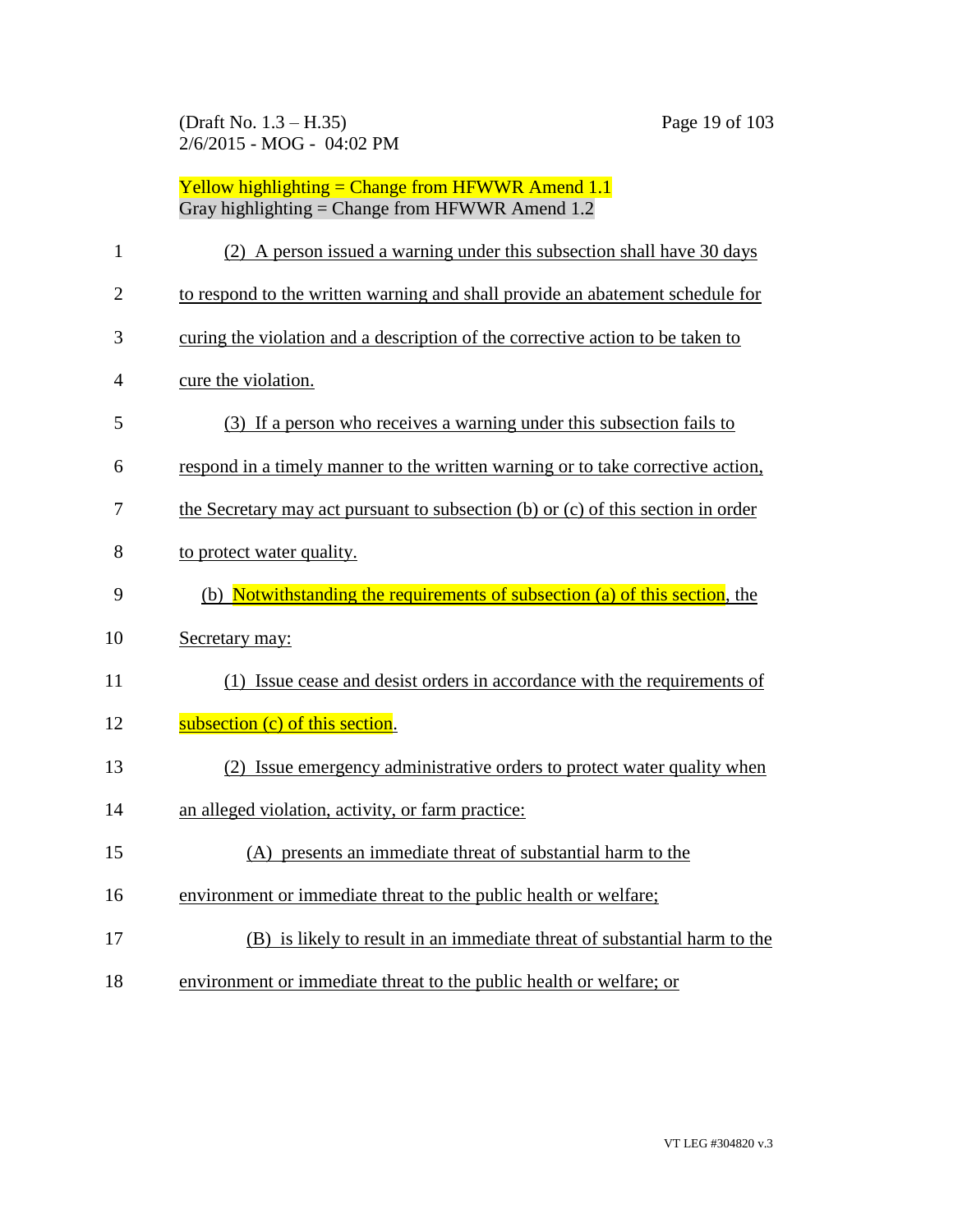Yellow highlighting = Change from HFWWR Amend 1.1
Gray highlighting = Change from HFWWR Amend 1.2

(2) A person issued a warning under this subsection shall have 30 days to respond to the written warning and shall provide an abatement schedule for curing the violation and a description of the corrective action to be taken to cure the violation.

(3) If a person who receives a warning under this subsection fails to respond in a timely manner to the written warning or to take corrective action, the Secretary may act pursuant to subsection (b) or (c) of this section in order to protect water quality.

(b) Notwithstanding the requirements of subsection (a) of this section, the Secretary may:

(1) Issue cease and desist orders in accordance with the requirements of subsection (c) of this section.

(2) Issue emergency administrative orders to protect water quality when an alleged violation, activity, or farm practice:

(A) presents an immediate threat of substantial harm to the environment or immediate threat to the public health or welfare;

(B) is likely to result in an immediate threat of substantial harm to the environment or immediate threat to the public health or welfare; or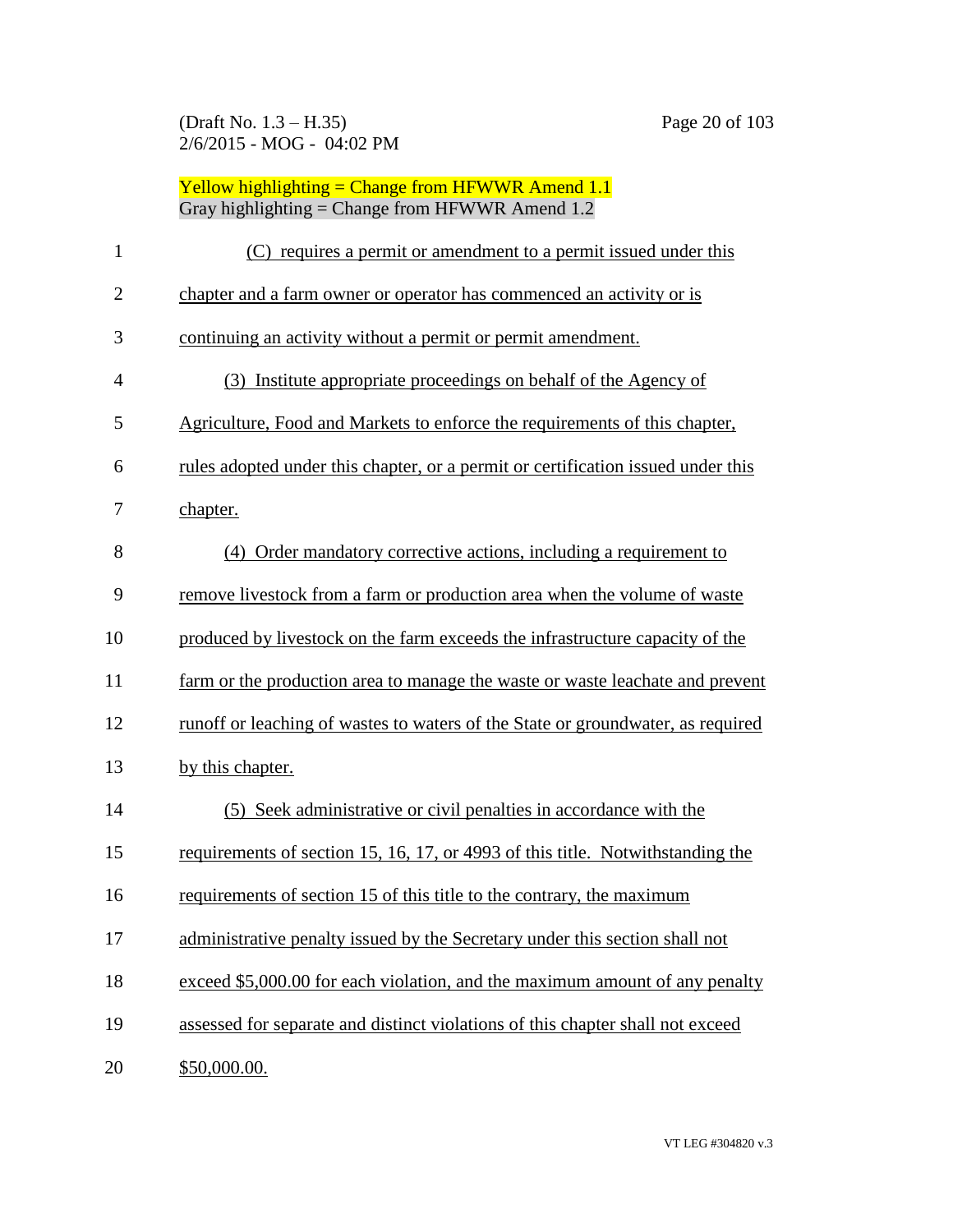Yellow highlighting = Change from HFWWR Amend 1.1
Gray highlighting = Change from HFWWR Amend 1.2

(C) requires a permit or amendment to a permit issued under this chapter and a farm owner or operator has commenced an activity or is continuing an activity without a permit or permit amendment.

(3) Institute appropriate proceedings on behalf of the Agency of Agriculture, Food and Markets to enforce the requirements of this chapter, rules adopted under this chapter, or a permit or certification issued under this chapter.

(4) Order mandatory corrective actions, including a requirement to remove livestock from a farm or production area when the volume of waste produced by livestock on the farm exceeds the infrastructure capacity of the farm or the production area to manage the waste or waste leachate and prevent runoff or leaching of wastes to waters of the State or groundwater, as required by this chapter.

(5) Seek administrative or civil penalties in accordance with the requirements of section 15, 16, 17, or 4993 of this title. Notwithstanding the requirements of section 15 of this title to the contrary, the maximum administrative penalty issued by the Secretary under this section shall not exceed $5,000.00 for each violation, and the maximum amount of any penalty assessed for separate and distinct violations of this chapter shall not exceed $50,000.00.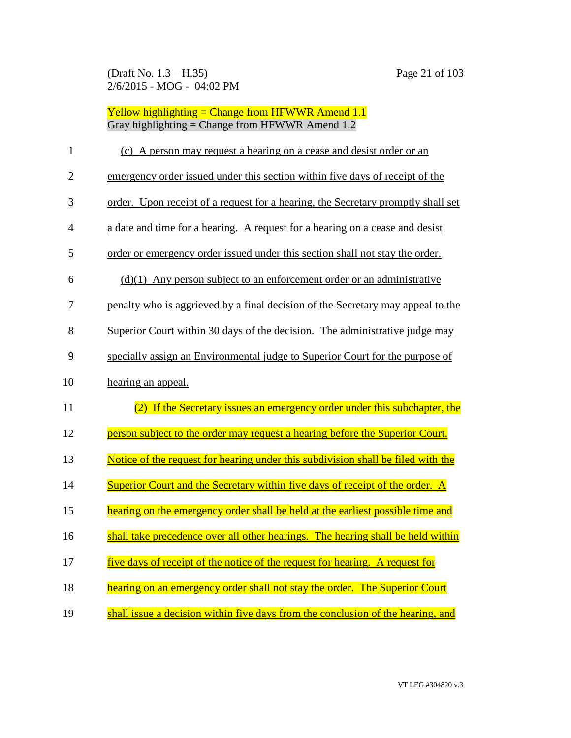Yellow highlighting = Change from HFWWR Amend 1.1
Gray highlighting = Change from HFWWR Amend 1.2

(c) A person may request a hearing on a cease and desist order or an emergency order issued under this section within five days of receipt of the order. Upon receipt of a request for a hearing, the Secretary promptly shall set a date and time for a hearing. A request for a hearing on a cease and desist order or emergency order issued under this section shall not stay the order.

(d)(1) Any person subject to an enforcement order or an administrative penalty who is aggrieved by a final decision of the Secretary may appeal to the Superior Court within 30 days of the decision. The administrative judge may specially assign an Environmental judge to Superior Court for the purpose of hearing an appeal.

(2) If the Secretary issues an emergency order under this subchapter, the person subject to the order may request a hearing before the Superior Court. Notice of the request for hearing under this subdivision shall be filed with the Superior Court and the Secretary within five days of receipt of the order. A hearing on the emergency order shall be held at the earliest possible time and shall take precedence over all other hearings. The hearing shall be held within five days of receipt of the notice of the request for hearing. A request for hearing on an emergency order shall not stay the order. The Superior Court shall issue a decision within five days from the conclusion of the hearing, and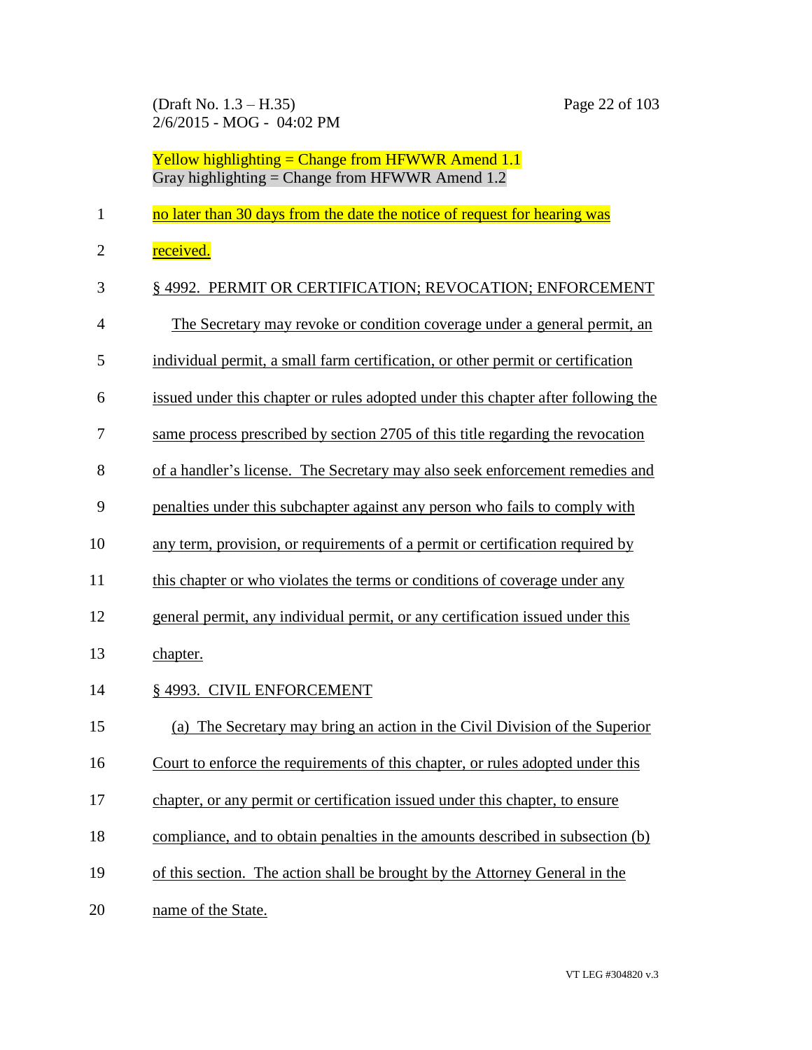Yellow highlighting = Change from HFWWR Amend 1.1
Gray highlighting = Change from HFWWR Amend 1.2

no later than 30 days from the date the notice of request for hearing was received.

§ 4992. PERMIT OR CERTIFICATION; REVOCATION; ENFORCEMENT

The Secretary may revoke or condition coverage under a general permit, an individual permit, a small farm certification, or other permit or certification issued under this chapter or rules adopted under this chapter after following the same process prescribed by section 2705 of this title regarding the revocation of a handler's license. The Secretary may also seek enforcement remedies and penalties under this subchapter against any person who fails to comply with any term, provision, or requirements of a permit or certification required by this chapter or who violates the terms or conditions of coverage under any general permit, any individual permit, or any certification issued under this chapter.

§ 4993. CIVIL ENFORCEMENT

(a) The Secretary may bring an action in the Civil Division of the Superior Court to enforce the requirements of this chapter, or rules adopted under this chapter, or any permit or certification issued under this chapter, to ensure compliance, and to obtain penalties in the amounts described in subsection (b) of this section. The action shall be brought by the Attorney General in the name of the State.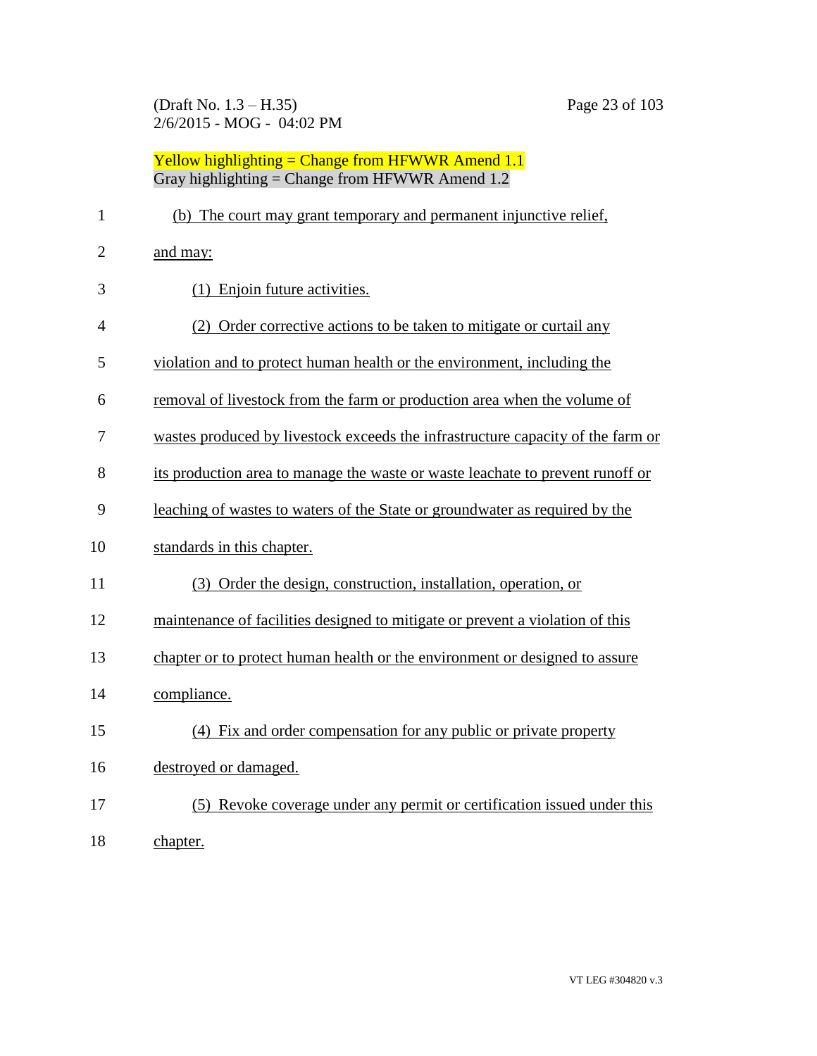Yellow highlighting = Change from HFWWR Amend 1.1
Gray highlighting = Change from HFWWR Amend 1.2

(b) The court may grant temporary and permanent injunctive relief, and may:

(1) Enjoin future activities.

(2) Order corrective actions to be taken to mitigate or curtail any violation and to protect human health or the environment, including the removal of livestock from the farm or production area when the volume of wastes produced by livestock exceeds the infrastructure capacity of the farm or its production area to manage the waste or waste leachate to prevent runoff or leaching of wastes to waters of the State or groundwater as required by the standards in this chapter.

(3) Order the design, construction, installation, operation, or maintenance of facilities designed to mitigate or prevent a violation of this chapter or to protect human health or the environment or designed to assure compliance.

(4) Fix and order compensation for any public or private property destroyed or damaged.

(5) Revoke coverage under any permit or certification issued under this chapter.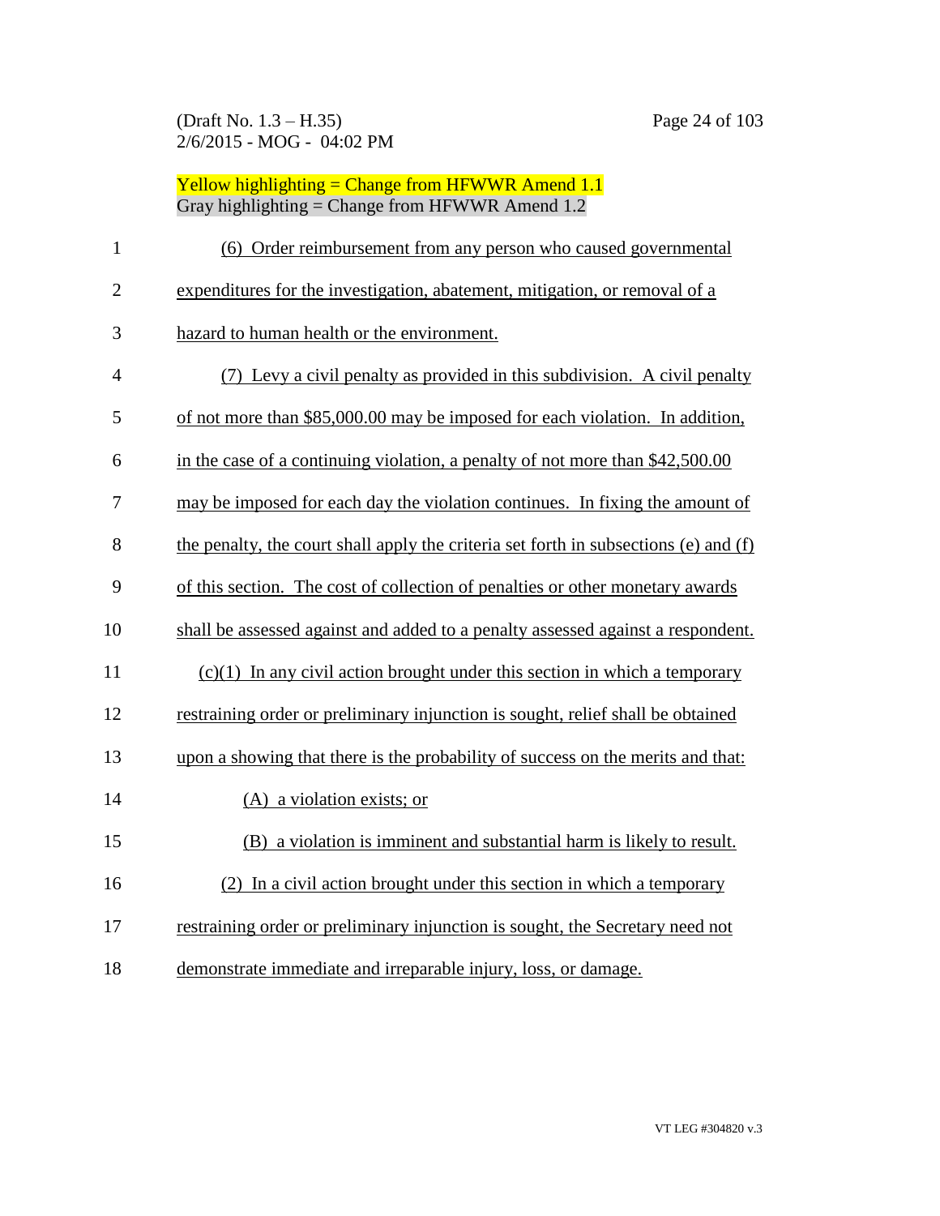Yellow highlighting = Change from HFWWR Amend 1.1
Gray highlighting = Change from HFWWR Amend 1.2

(6) Order reimbursement from any person who caused governmental expenditures for the investigation, abatement, mitigation, or removal of a hazard to human health or the environment.

(7) Levy a civil penalty as provided in this subdivision. A civil penalty of not more than $85,000.00 may be imposed for each violation. In addition, in the case of a continuing violation, a penalty of not more than $42,500.00 may be imposed for each day the violation continues. In fixing the amount of the penalty, the court shall apply the criteria set forth in subsections (e) and (f) of this section. The cost of collection of penalties or other monetary awards shall be assessed against and added to a penalty assessed against a respondent.

(c)(1) In any civil action brought under this section in which a temporary restraining order or preliminary injunction is sought, relief shall be obtained upon a showing that there is the probability of success on the merits and that:

(A) a violation exists; or

(B) a violation is imminent and substantial harm is likely to result.

(2) In a civil action brought under this section in which a temporary restraining order or preliminary injunction is sought, the Secretary need not demonstrate immediate and irreparable injury, loss, or damage.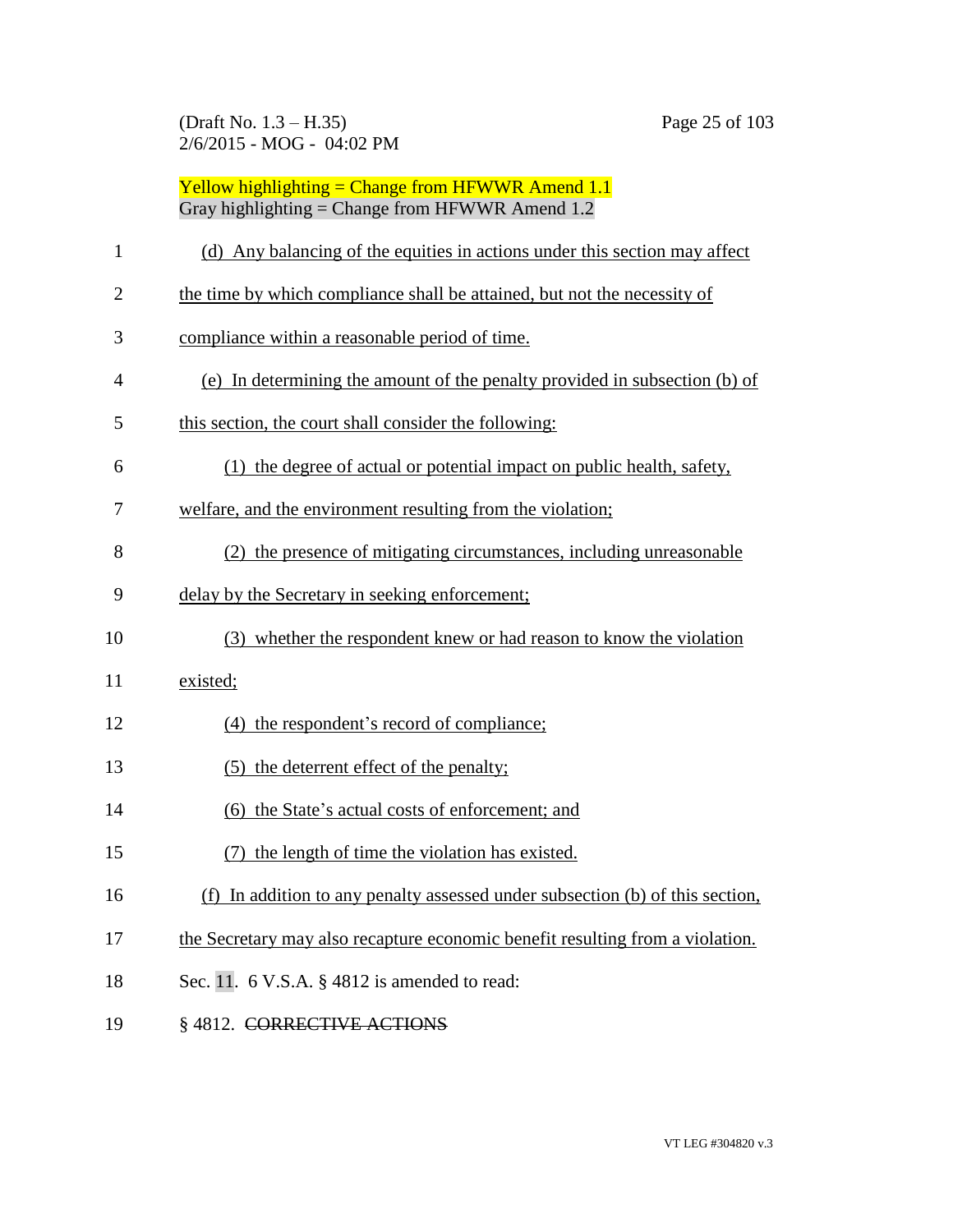Yellow highlighting = Change from HFWWR Amend 1.1
Gray highlighting = Change from HFWWR Amend 1.2

(d) Any balancing of the equities in actions under this section may affect the time by which compliance shall be attained, but not the necessity of compliance within a reasonable period of time.

(e) In determining the amount of the penalty provided in subsection (b) of this section, the court shall consider the following:

(1) the degree of actual or potential impact on public health, safety, welfare, and the environment resulting from the violation;

(2) the presence of mitigating circumstances, including unreasonable delay by the Secretary in seeking enforcement;

(3) whether the respondent knew or had reason to know the violation existed;

(4) the respondent's record of compliance;

(5) the deterrent effect of the penalty;

(6) the State's actual costs of enforcement; and

(7) the length of time the violation has existed.

(f) In addition to any penalty assessed under subsection (b) of this section, the Secretary may also recapture economic benefit resulting from a violation.

Sec. 11. 6 V.S.A. § 4812 is amended to read:

§ 4812. ~~CORRECTIVE ACTIONS~~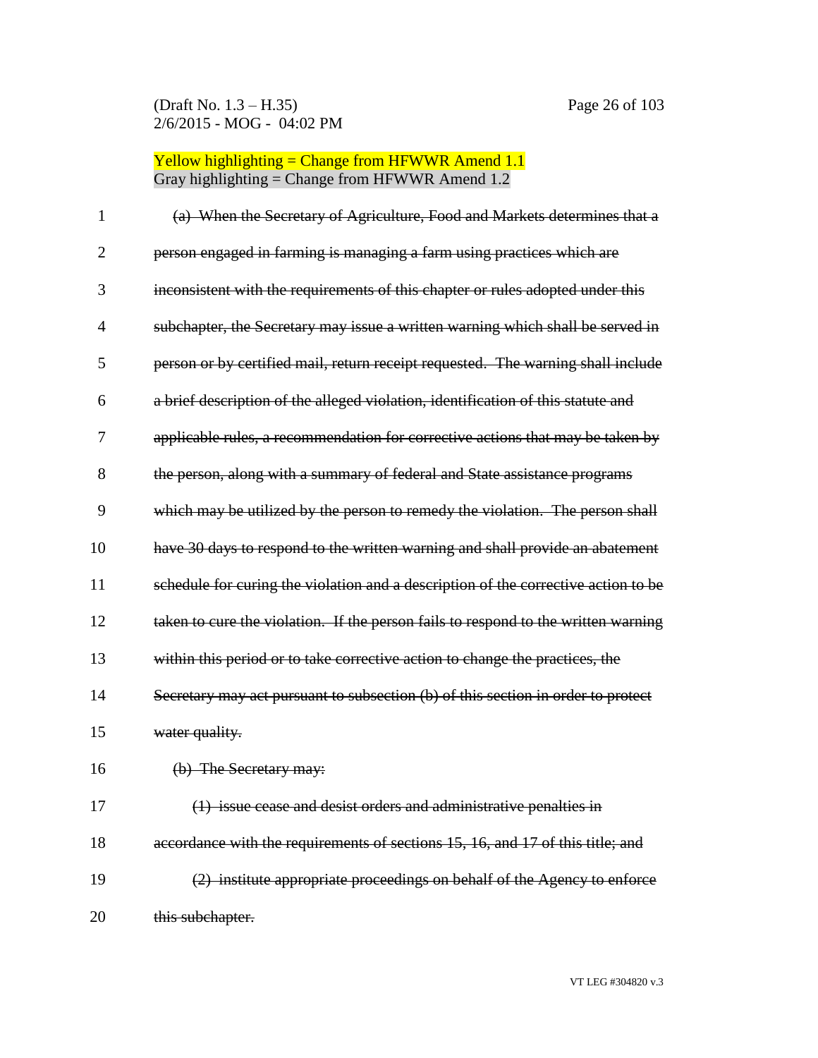Yellow highlighting = Change from HFWWR Amend 1.1
Gray highlighting = Change from HFWWR Amend 1.2

~~(a) When the Secretary of Agriculture, Food and Markets determines that a person engaged in farming is managing a farm using practices which are inconsistent with the requirements of this chapter or rules adopted under this subchapter, the Secretary may issue a written warning which shall be served in person or by certified mail, return receipt requested. The warning shall include a brief description of the alleged violation, identification of this statute and applicable rules, a recommendation for corrective actions that may be taken by the person, along with a summary of federal and State assistance programs which may be utilized by the person to remedy the violation. The person shall have 30 days to respond to the written warning and shall provide an abatement schedule for curing the violation and a description of the corrective action to be taken to cure the violation. If the person fails to respond to the written warning within this period or to take corrective action to change the practices, the Secretary may act pursuant to subsection (b) of this section in order to protect water quality.~~

~~(b) The Secretary may:~~

~~(1) issue cease and desist orders and administrative penalties in accordance with the requirements of sections 15, 16, and 17 of this title; and~~

~~(2) institute appropriate proceedings on behalf of the Agency to enforce this subchapter.~~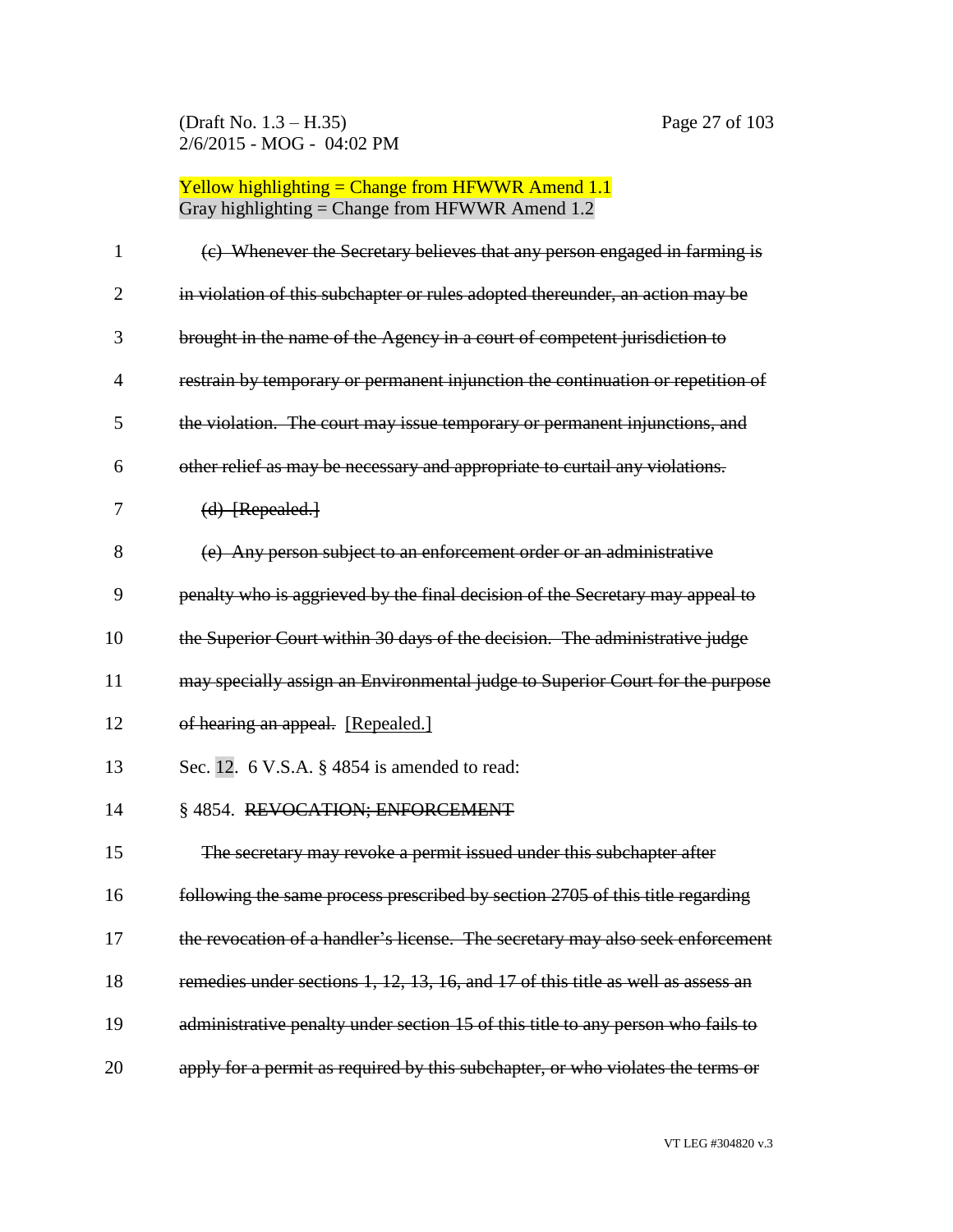Yellow highlighting = Change from HFWWR Amend 1.1
Gray highlighting = Change from HFWWR Amend 1.2

~~(c) Whenever the Secretary believes that any person engaged in farming is in violation of this subchapter or rules adopted thereunder, an action may be brought in the name of the Agency in a court of competent jurisdiction to restrain by temporary or permanent injunction the continuation or repetition of the violation. The court may issue temporary or permanent injunctions, and other relief as may be necessary and appropriate to curtail any violations.~~

~~(d) [Repealed.]~~

~~(e) Any person subject to an enforcement order or an administrative penalty who is aggrieved by the final decision of the Secretary may appeal to the Superior Court within 30 days of the decision. The administrative judge may specially assign an Environmental judge to Superior Court for the purpose of hearing an appeal.~~ [Repealed.]

Sec. 12. 6 V.S.A. § 4854 is amended to read:

§ 4854. ~~REVOCATION; ENFORCEMENT~~

~~The secretary may revoke a permit issued under this subchapter after following the same process prescribed by section 2705 of this title regarding the revocation of a handler's license. The secretary may also seek enforcement remedies under sections 1, 12, 13, 16, and 17 of this title as well as assess an administrative penalty under section 15 of this title to any person who fails to apply for a permit as required by this subchapter, or who violates the terms or~~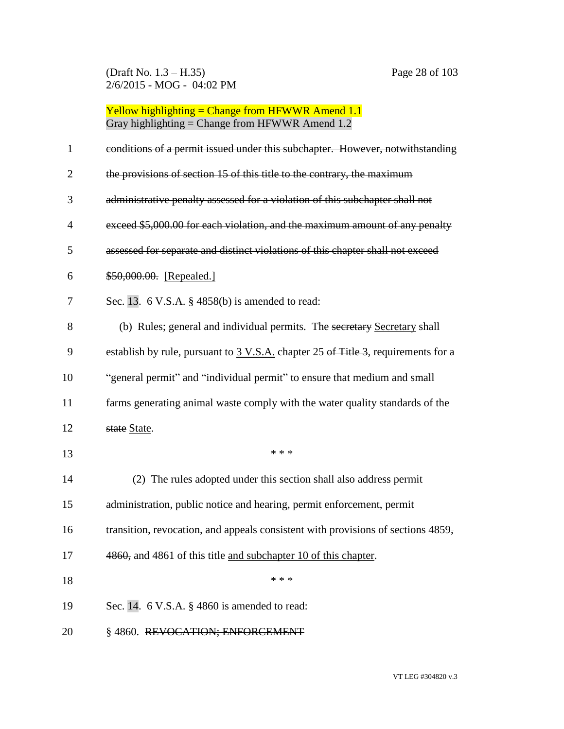Yellow highlighting = Change from HFWWR Amend 1.1
Gray highlighting = Change from HFWWR Amend 1.2

~~conditions of a permit issued under this subchapter. However, notwithstanding the provisions of section 15 of this title to the contrary, the maximum administrative penalty assessed for a violation of this subchapter shall not exceed $5,000.00 for each violation, and the maximum amount of any penalty assessed for separate and distinct violations of this chapter shall not exceed $50,000.00.~~ [Repealed.]

Sec. 13. 6 V.S.A. § 4858(b) is amended to read:

(b) Rules; general and individual permits. The ~~secretary~~ Secretary shall establish by rule, pursuant to 3 V.S.A. chapter 25 ~~of Title 3~~, requirements for a "general permit" and "individual permit" to ensure that medium and small farms generating animal waste comply with the water quality standards of the ~~state~~ State.

\* \* \*

(2) The rules adopted under this section shall also address permit administration, public notice and hearing, permit enforcement, permit transition, revocation, and appeals consistent with provisions of sections 4859~~,~~ ~~4860,~~ and 4861 of this title and subchapter 10 of this chapter.

\* \* \*

Sec. 14. 6 V.S.A. § 4860 is amended to read:

§ 4860. ~~REVOCATION; ENFORCEMENT~~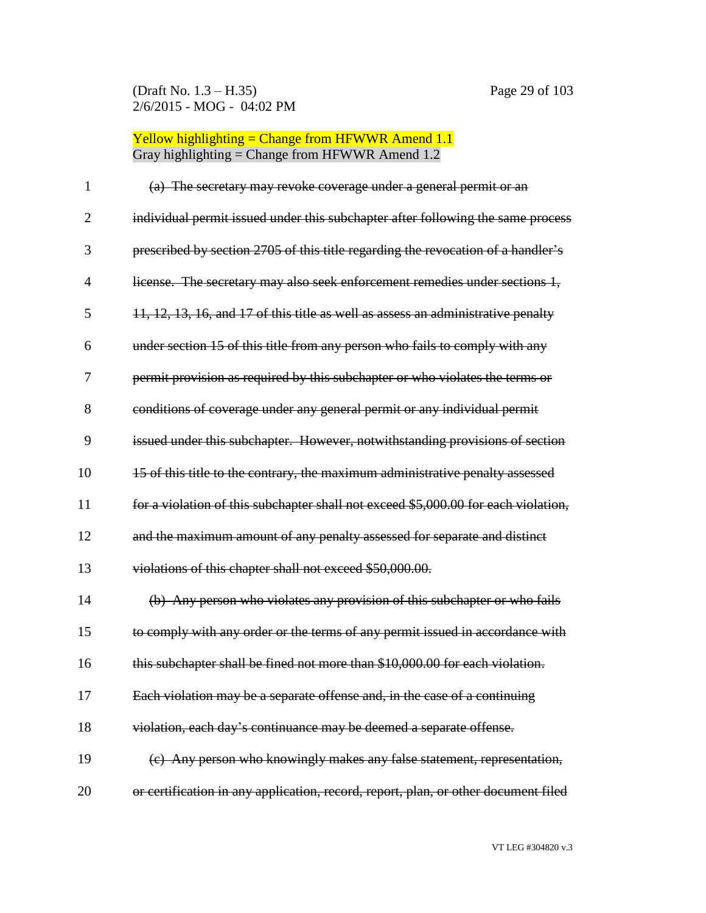Yellow highlighting = Change from HFWWR Amend 1.1
Gray highlighting = Change from HFWWR Amend 1.2

~~(a) The secretary may revoke coverage under a general permit or an individual permit issued under this subchapter after following the same process prescribed by section 2705 of this title regarding the revocation of a handler's license. The secretary may also seek enforcement remedies under sections 1, 11, 12, 13, 16, and 17 of this title as well as assess an administrative penalty under section 15 of this title from any person who fails to comply with any permit provision as required by this subchapter or who violates the terms or conditions of coverage under any general permit or any individual permit issued under this subchapter. However, notwithstanding provisions of section 15 of this title to the contrary, the maximum administrative penalty assessed for a violation of this subchapter shall not exceed $5,000.00 for each violation, and the maximum amount of any penalty assessed for separate and distinct violations of this chapter shall not exceed $50,000.00.~~

~~(b) Any person who violates any provision of this subchapter or who fails to comply with any order or the terms of any permit issued in accordance with this subchapter shall be fined not more than $10,000.00 for each violation. Each violation may be a separate offense and, in the case of a continuing violation, each day's continuance may be deemed a separate offense.~~

~~(c) Any person who knowingly makes any false statement, representation, or certification in any application, record, report, plan, or other document filed~~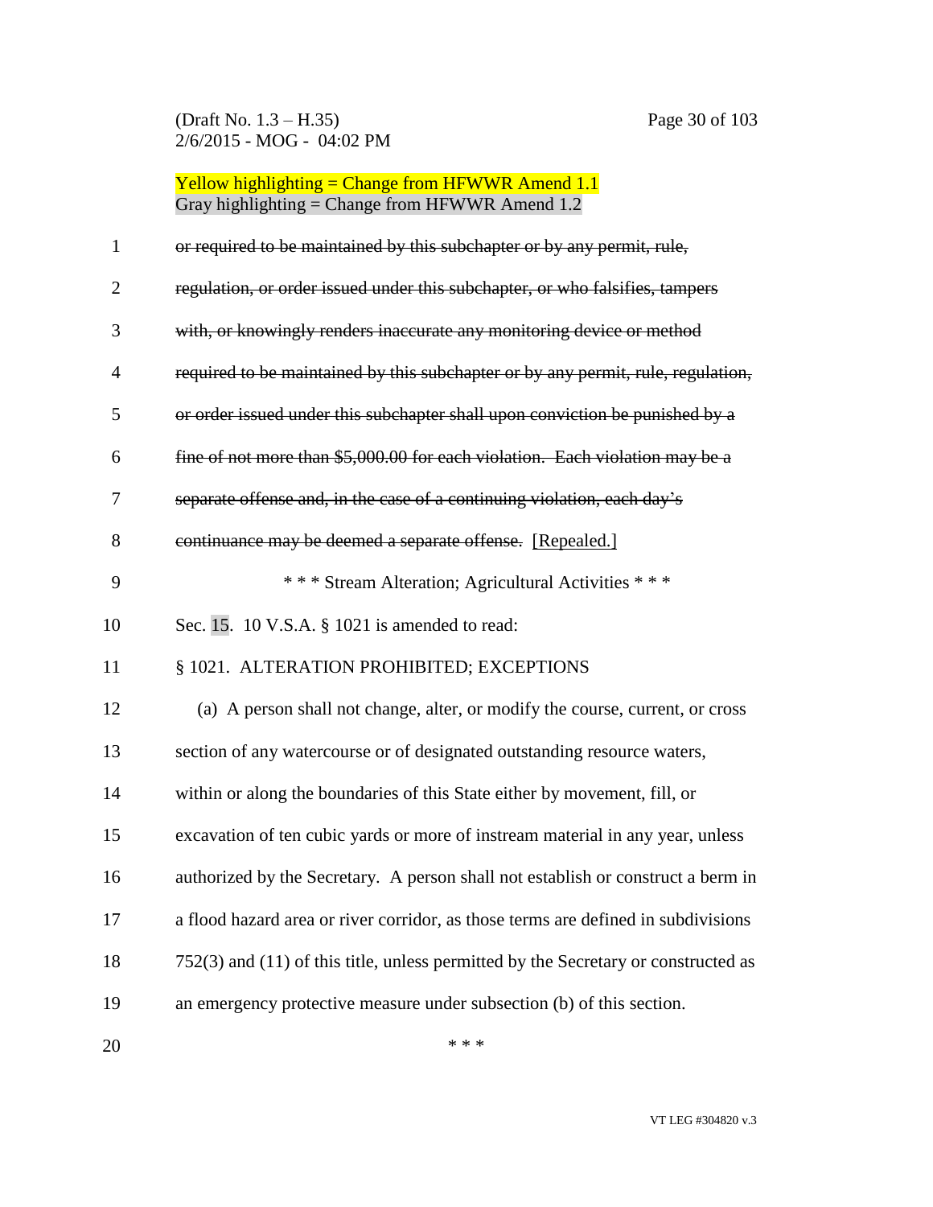Yellow highlighting = Change from HFWWR Amend 1.1
Gray highlighting = Change from HFWWR Amend 1.2

~~or required to be maintained by this subchapter or by any permit, rule, regulation, or order issued under this subchapter, or who falsifies, tampers with, or knowingly renders inaccurate any monitoring device or method required to be maintained by this subchapter or by any permit, rule, regulation, or order issued under this subchapter shall upon conviction be punished by a fine of not more than $5,000.00 for each violation. Each violation may be a separate offense and, in the case of a continuing violation, each day's continuance may be deemed a separate offense.~~ [Repealed.]

\* \* \* Stream Alteration; Agricultural Activities \* \* \*

Sec. 15. 10 V.S.A. § 1021 is amended to read:

§ 1021. ALTERATION PROHIBITED; EXCEPTIONS

(a) A person shall not change, alter, or modify the course, current, or cross section of any watercourse or of designated outstanding resource waters, within or along the boundaries of this State either by movement, fill, or excavation of ten cubic yards or more of instream material in any year, unless authorized by the Secretary. A person shall not establish or construct a berm in a flood hazard area or river corridor, as those terms are defined in subdivisions 752(3) and (11) of this title, unless permitted by the Secretary or constructed as an emergency protective measure under subsection (b) of this section.

\* \* \*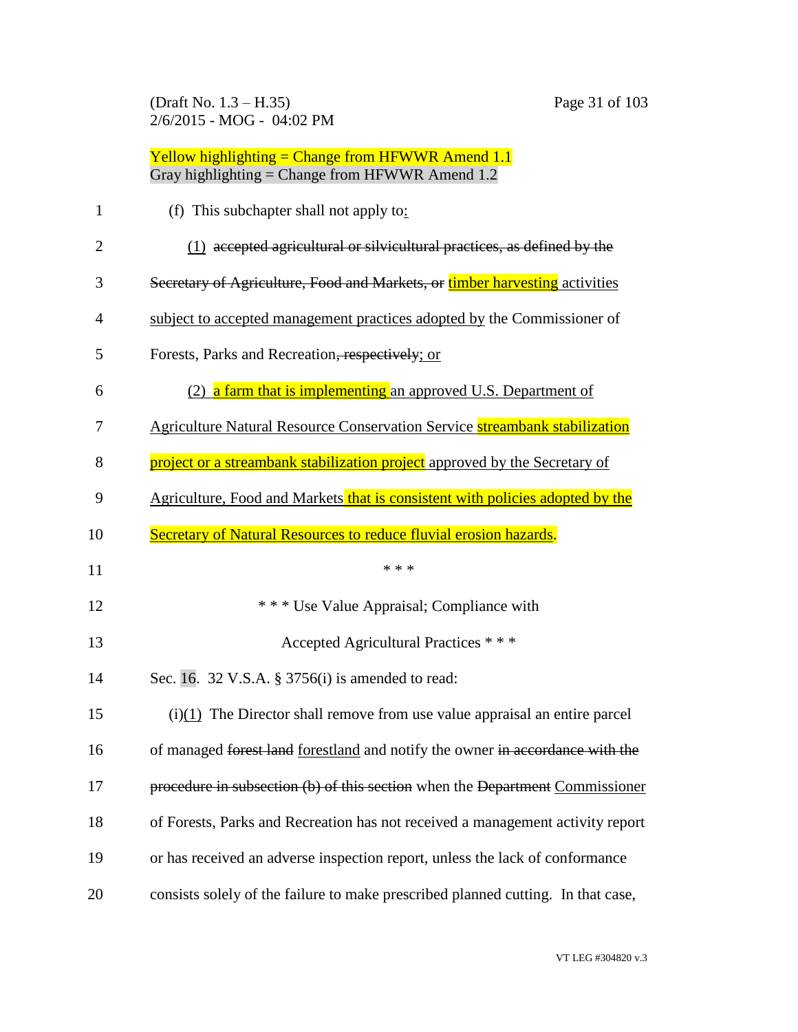Yellow highlighting = Change from HFWWR Amend 1.1
Gray highlighting = Change from HFWWR Amend 1.2

(f) This subchapter shall not apply to:

(1) ~~accepted agricultural or silvicultural practices, as defined by the Secretary of Agriculture, Food and Markets, or~~ timber harvesting activities subject to accepted management practices adopted by the Commissioner of Forests, Parks and Recreation~~, respectively~~; or

(2) a farm that is implementing an approved U.S. Department of Agriculture Natural Resource Conservation Service streambank stabilization project or a streambank stabilization project approved by the Secretary of Agriculture, Food and Markets that is consistent with policies adopted by the Secretary of Natural Resources to reduce fluvial erosion hazards.

\* \* \*

\* \* \* Use Value Appraisal; Compliance with Accepted Agricultural Practices \* \* \*

Sec. 16. 32 V.S.A. § 3756(i) is amended to read:

(i)(1) The Director shall remove from use value appraisal an entire parcel of managed ~~forest land~~ forestland and notify the owner ~~in accordance with the procedure in subsection (b) of this section~~ when the ~~Department~~ Commissioner of Forests, Parks and Recreation has not received a management activity report or has received an adverse inspection report, unless the lack of conformance consists solely of the failure to make prescribed planned cutting. In that case,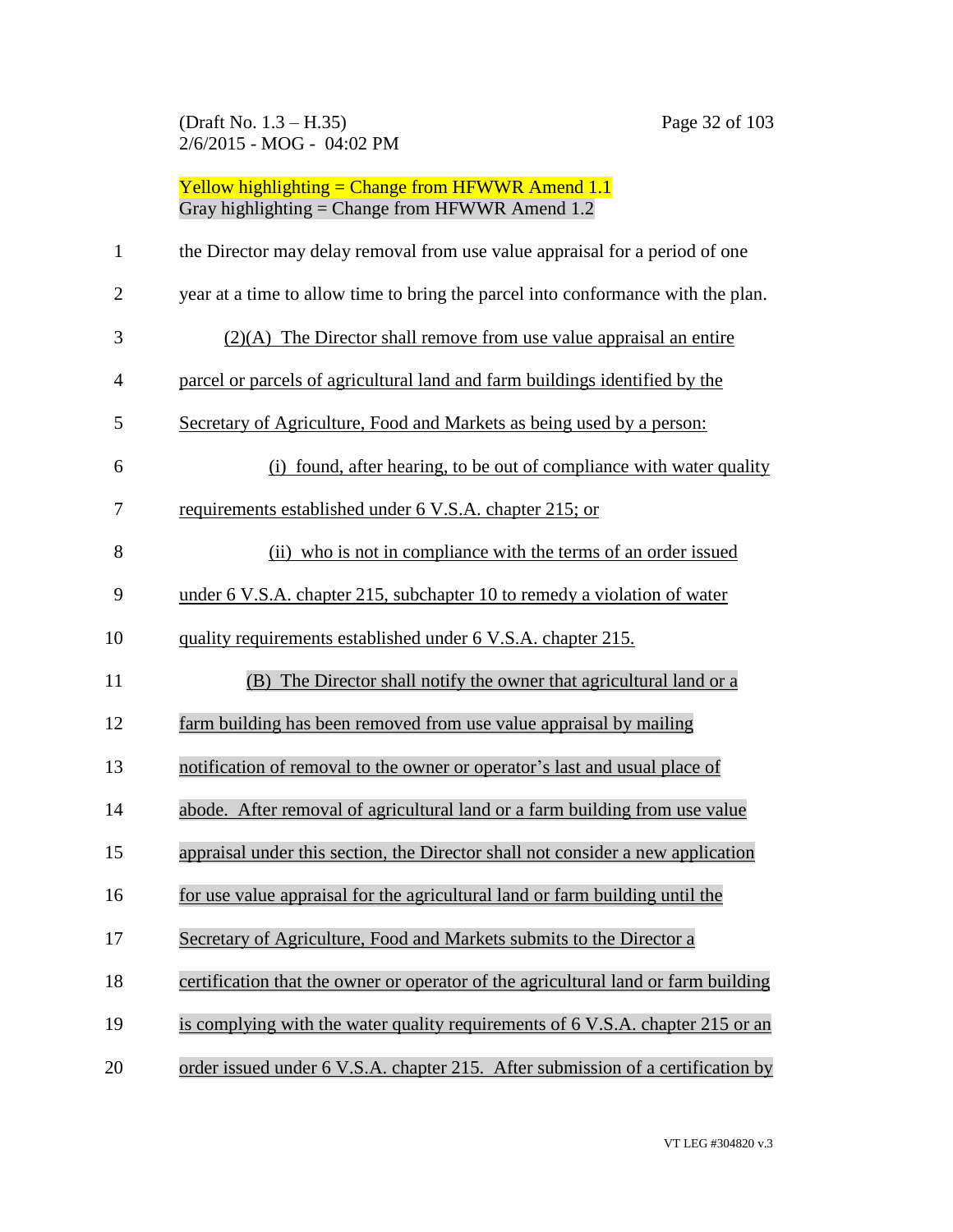Yellow highlighting = Change from HFWWR Amend 1.1
Gray highlighting = Change from HFWWR Amend 1.2

the Director may delay removal from use value appraisal for a period of one year at a time to allow time to bring the parcel into conformance with the plan.

(2)(A) The Director shall remove from use value appraisal an entire parcel or parcels of agricultural land and farm buildings identified by the Secretary of Agriculture, Food and Markets as being used by a person:

(i) found, after hearing, to be out of compliance with water quality requirements established under 6 V.S.A. chapter 215; or

(ii) who is not in compliance with the terms of an order issued under 6 V.S.A. chapter 215, subchapter 10 to remedy a violation of water quality requirements established under 6 V.S.A. chapter 215.

(B) The Director shall notify the owner that agricultural land or a farm building has been removed from use value appraisal by mailing notification of removal to the owner or operator's last and usual place of abode. After removal of agricultural land or a farm building from use value appraisal under this section, the Director shall not consider a new application for use value appraisal for the agricultural land or farm building until the Secretary of Agriculture, Food and Markets submits to the Director a certification that the owner or operator of the agricultural land or farm building is complying with the water quality requirements of 6 V.S.A. chapter 215 or an order issued under 6 V.S.A. chapter 215. After submission of a certification by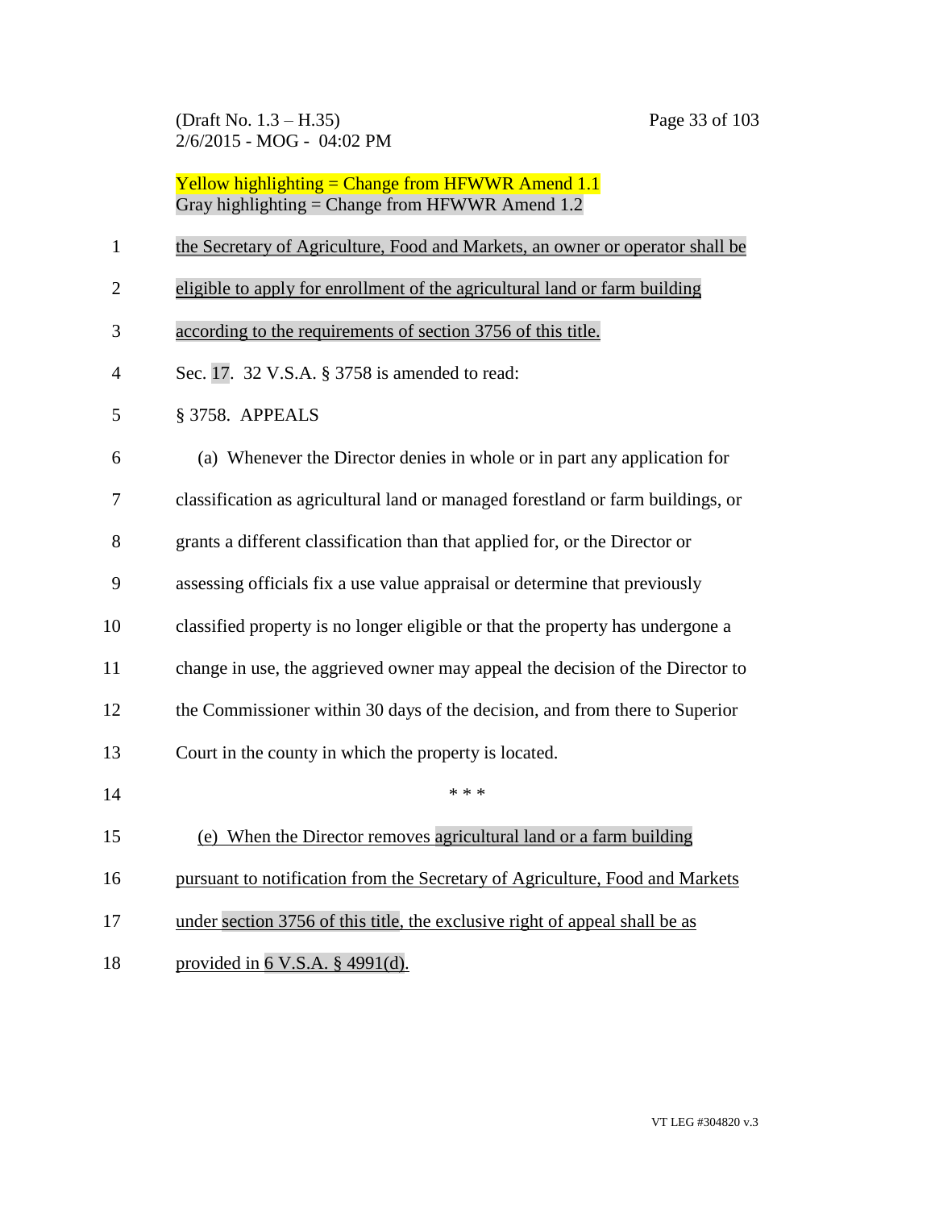Yellow highlighting = Change from HFWWR Amend 1.1
Gray highlighting = Change from HFWWR Amend 1.2

the Secretary of Agriculture, Food and Markets, an owner or operator shall be eligible to apply for enrollment of the agricultural land or farm building according to the requirements of section 3756 of this title.

Sec. 17. 32 V.S.A. § 3758 is amended to read:

§ 3758. APPEALS

(a) Whenever the Director denies in whole or in part any application for classification as agricultural land or managed forestland or farm buildings, or grants a different classification than that applied for, or the Director or assessing officials fix a use value appraisal or determine that previously classified property is no longer eligible or that the property has undergone a change in use, the aggrieved owner may appeal the decision of the Director to the Commissioner within 30 days of the decision, and from there to Superior Court in the county in which the property is located.

\* \* \*

(e) When the Director removes agricultural land or a farm building pursuant to notification from the Secretary of Agriculture, Food and Markets under section 3756 of this title, the exclusive right of appeal shall be as provided in 6 V.S.A. § 4991(d).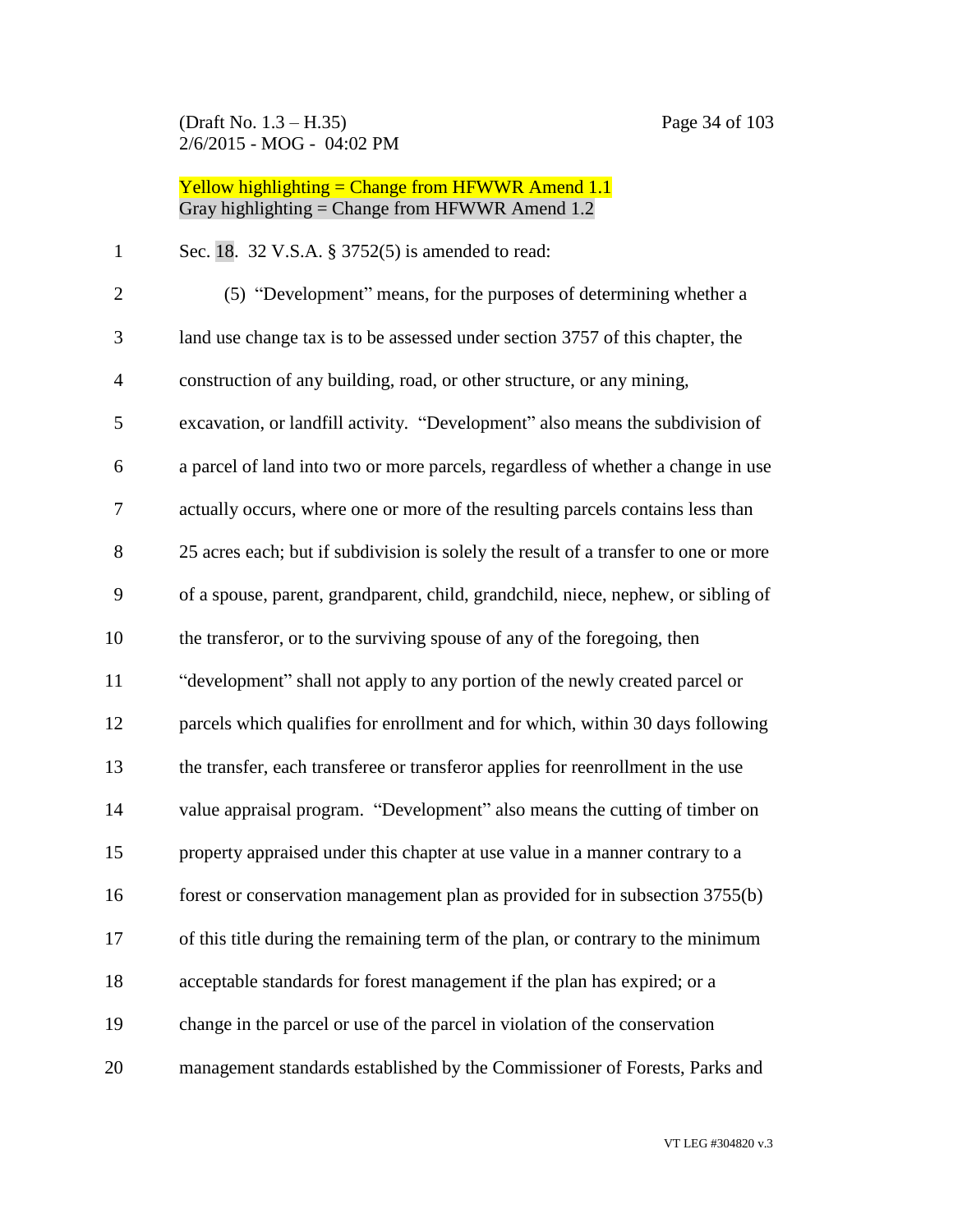Yellow highlighting = Change from HFWWR Amend 1.1
Gray highlighting = Change from HFWWR Amend 1.2

Sec. 18. 32 V.S.A. § 3752(5) is amended to read:

(5) "Development" means, for the purposes of determining whether a land use change tax is to be assessed under section 3757 of this chapter, the construction of any building, road, or other structure, or any mining, excavation, or landfill activity. "Development" also means the subdivision of a parcel of land into two or more parcels, regardless of whether a change in use actually occurs, where one or more of the resulting parcels contains less than 25 acres each; but if subdivision is solely the result of a transfer to one or more of a spouse, parent, grandparent, child, grandchild, niece, nephew, or sibling of the transferor, or to the surviving spouse of any of the foregoing, then "development" shall not apply to any portion of the newly created parcel or parcels which qualifies for enrollment and for which, within 30 days following the transfer, each transferee or transferor applies for reenrollment in the use value appraisal program. "Development" also means the cutting of timber on property appraised under this chapter at use value in a manner contrary to a forest or conservation management plan as provided for in subsection 3755(b) of this title during the remaining term of the plan, or contrary to the minimum acceptable standards for forest management if the plan has expired; or a change in the parcel or use of the parcel in violation of the conservation management standards established by the Commissioner of Forests, Parks and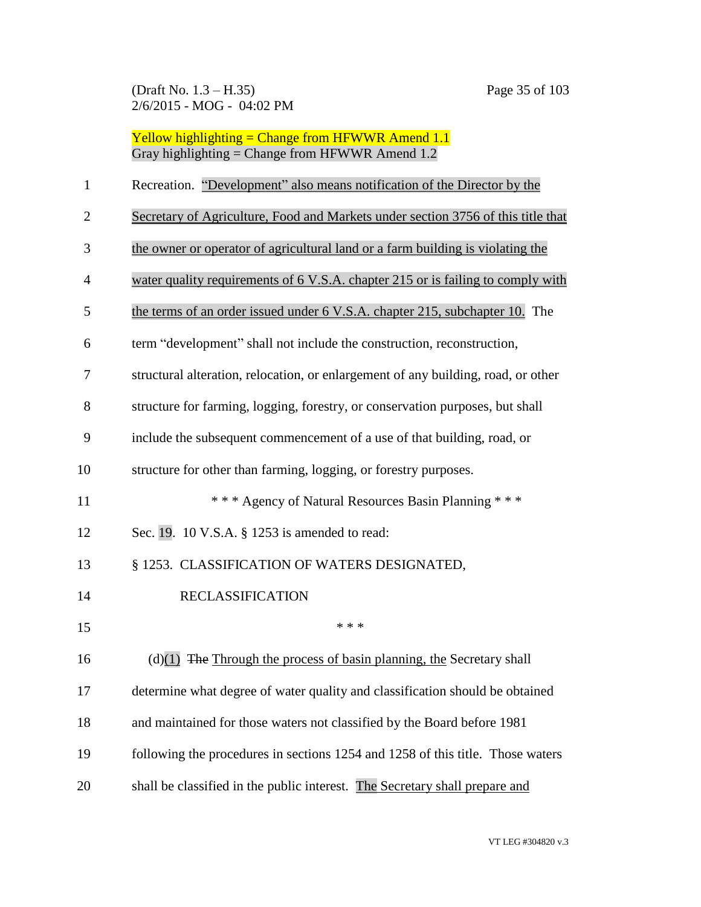Yellow highlighting = Change from HFWWR Amend 1.1
Gray highlighting = Change from HFWWR Amend 1.2

Recreation. "Development" also means notification of the Director by the Secretary of Agriculture, Food and Markets under section 3756 of this title that the owner or operator of agricultural land or a farm building is violating the water quality requirements of 6 V.S.A. chapter 215 or is failing to comply with the terms of an order issued under 6 V.S.A. chapter 215, subchapter 10. The term "development" shall not include the construction, reconstruction, structural alteration, relocation, or enlargement of any building, road, or other structure for farming, logging, forestry, or conservation purposes, but shall include the subsequent commencement of a use of that building, road, or structure for other than farming, logging, or forestry purposes.

\* \* \* Agency of Natural Resources Basin Planning \* \* \*

Sec. 19. 10 V.S.A. § 1253 is amended to read:

§ 1253. CLASSIFICATION OF WATERS DESIGNATED, RECLASSIFICATION

\* \* \*

(d)(1) ~~The~~ Through the process of basin planning, the Secretary shall determine what degree of water quality and classification should be obtained and maintained for those waters not classified by the Board before 1981 following the procedures in sections 1254 and 1258 of this title. Those waters shall be classified in the public interest. The Secretary shall prepare and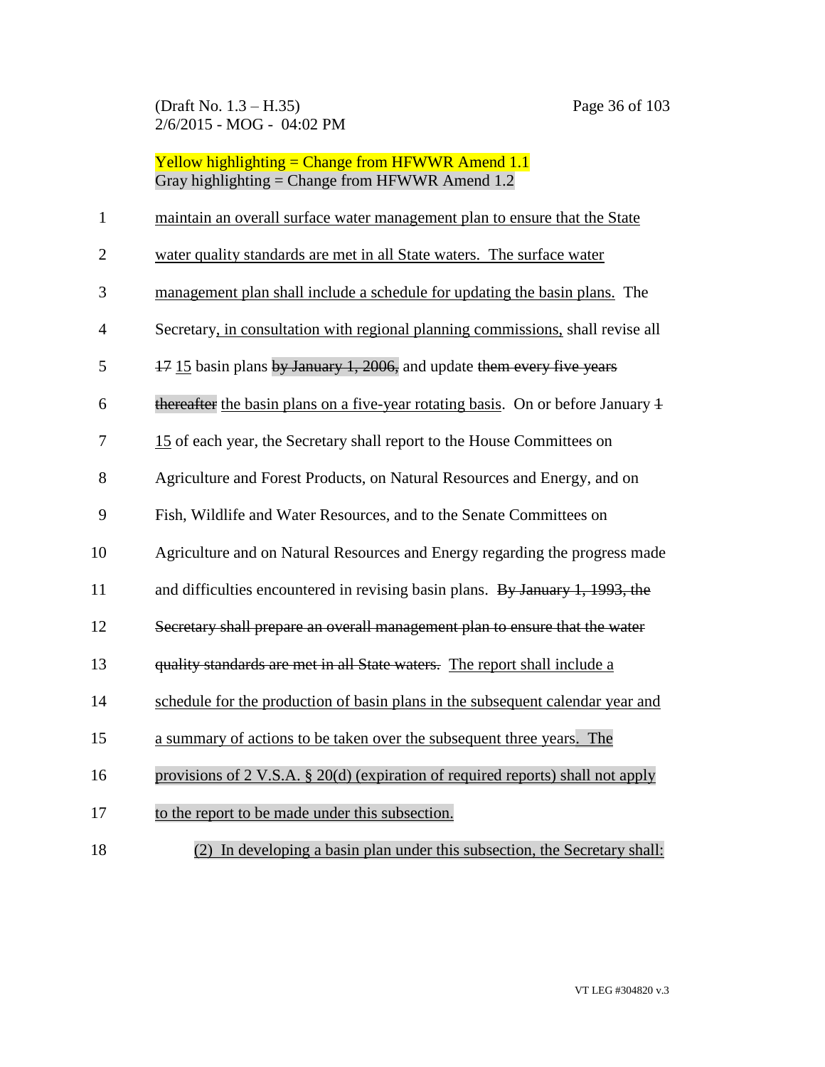(Draft No. 1.3 – H.35)
2/6/2015 - MOG - 04:02 PM

Yellow highlighting = Change from HFWWR Amend 1.1
Gray highlighting = Change from HFWWR Amend 1.2

maintain an overall surface water management plan to ensure that the State water quality standards are met in all State waters. The surface water management plan shall include a schedule for updating the basin plans. The Secretary, in consultation with regional planning commissions, shall revise all ~~17~~ 15 basin plans ~~by January 1, 2006,~~ and update ~~them every five years thereafter~~ the basin plans on a five-year rotating basis. On or before January ~~1~~ 15 of each year, the Secretary shall report to the House Committees on Agriculture and Forest Products, on Natural Resources and Energy, and on Fish, Wildlife and Water Resources, and to the Senate Committees on Agriculture and on Natural Resources and Energy regarding the progress made and difficulties encountered in revising basin plans. ~~By January 1, 1993, the Secretary shall prepare an overall management plan to ensure that the water quality standards are met in all State waters.~~ The report shall include a schedule for the production of basin plans in the subsequent calendar year and a summary of actions to be taken over the subsequent three years. The provisions of 2 V.S.A. § 20(d) (expiration of required reports) shall not apply to the report to be made under this subsection.

(2) In developing a basin plan under this subsection, the Secretary shall: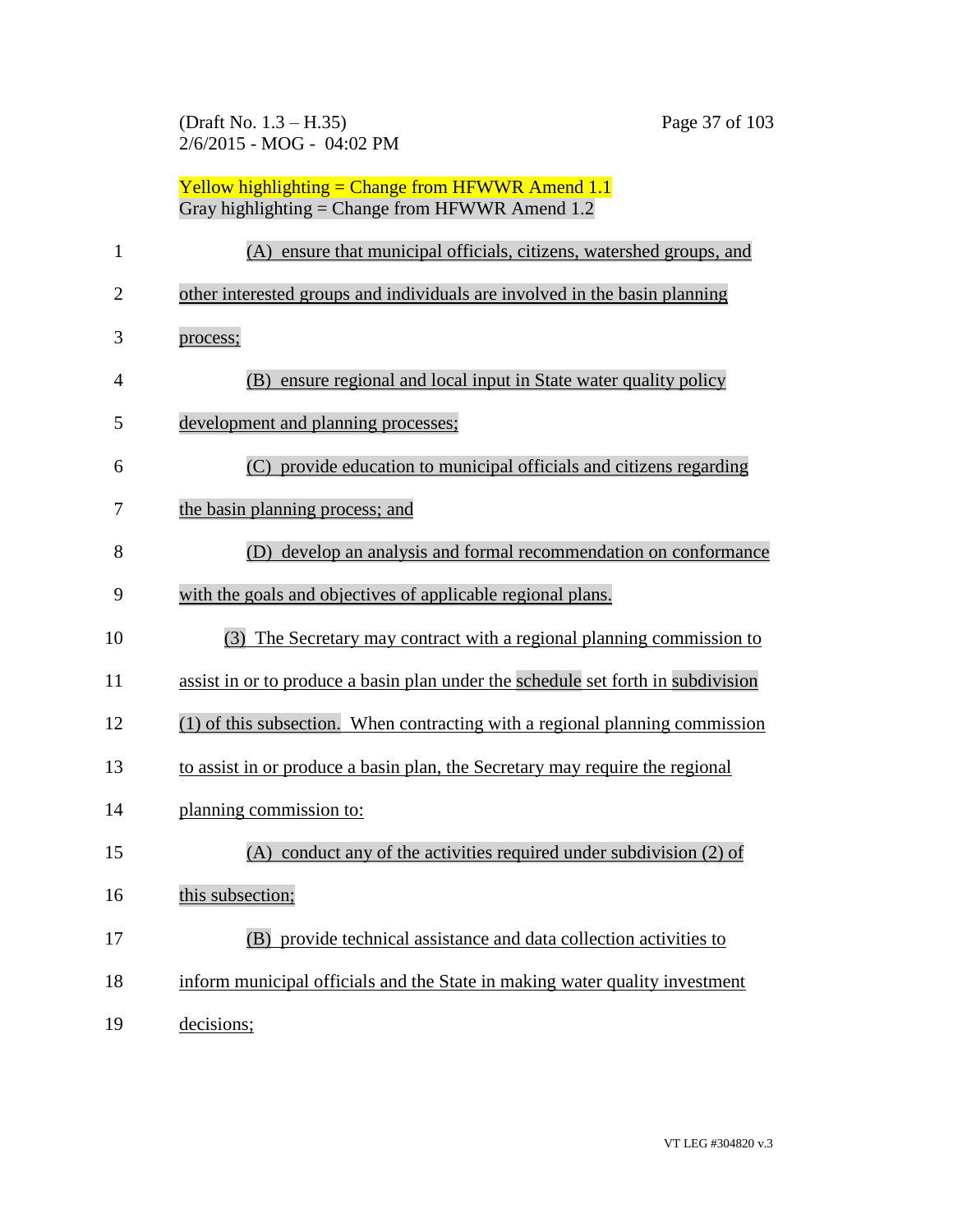Yellow highlighting = Change from HFWWR Amend 1.1
Gray highlighting = Change from HFWWR Amend 1.2

(A) ensure that municipal officials, citizens, watershed groups, and other interested groups and individuals are involved in the basin planning process;

(B) ensure regional and local input in State water quality policy development and planning processes;

(C) provide education to municipal officials and citizens regarding the basin planning process; and

(D) develop an analysis and formal recommendation on conformance with the goals and objectives of applicable regional plans.

(3) The Secretary may contract with a regional planning commission to assist in or to produce a basin plan under the schedule set forth in subdivision (1) of this subsection. When contracting with a regional planning commission to assist in or produce a basin plan, the Secretary may require the regional planning commission to:

(A) conduct any of the activities required under subdivision (2) of this subsection;

(B) provide technical assistance and data collection activities to inform municipal officials and the State in making water quality investment decisions;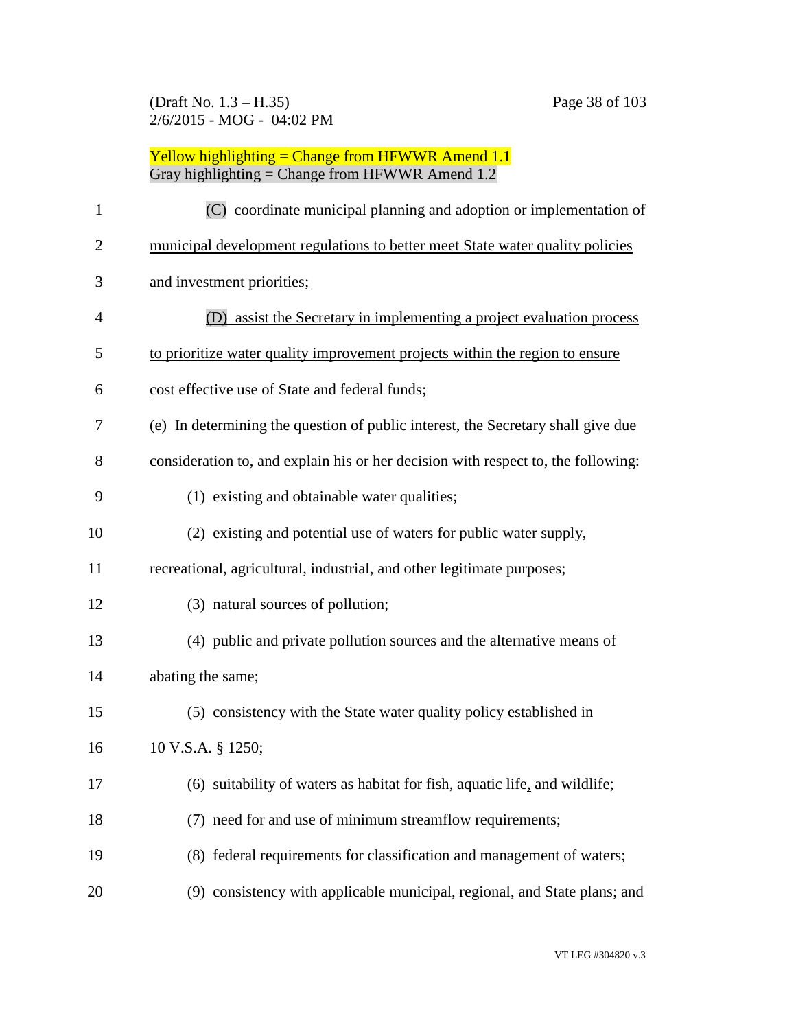Yellow highlighting = Change from HFWWR Amend 1.1
Gray highlighting = Change from HFWWR Amend 1.2

(C) coordinate municipal planning and adoption or implementation of municipal development regulations to better meet State water quality policies and investment priorities;

(D) assist the Secretary in implementing a project evaluation process to prioritize water quality improvement projects within the region to ensure cost effective use of State and federal funds;

(e) In determining the question of public interest, the Secretary shall give due consideration to, and explain his or her decision with respect to, the following:

(1) existing and obtainable water qualities;

(2) existing and potential use of waters for public water supply, recreational, agricultural, industrial, and other legitimate purposes;

(3) natural sources of pollution;

(4) public and private pollution sources and the alternative means of abating the same;

(5) consistency with the State water quality policy established in 10 V.S.A. § 1250;

(6) suitability of waters as habitat for fish, aquatic life, and wildlife;

(7) need for and use of minimum streamflow requirements;

(8) federal requirements for classification and management of waters;

(9) consistency with applicable municipal, regional, and State plans; and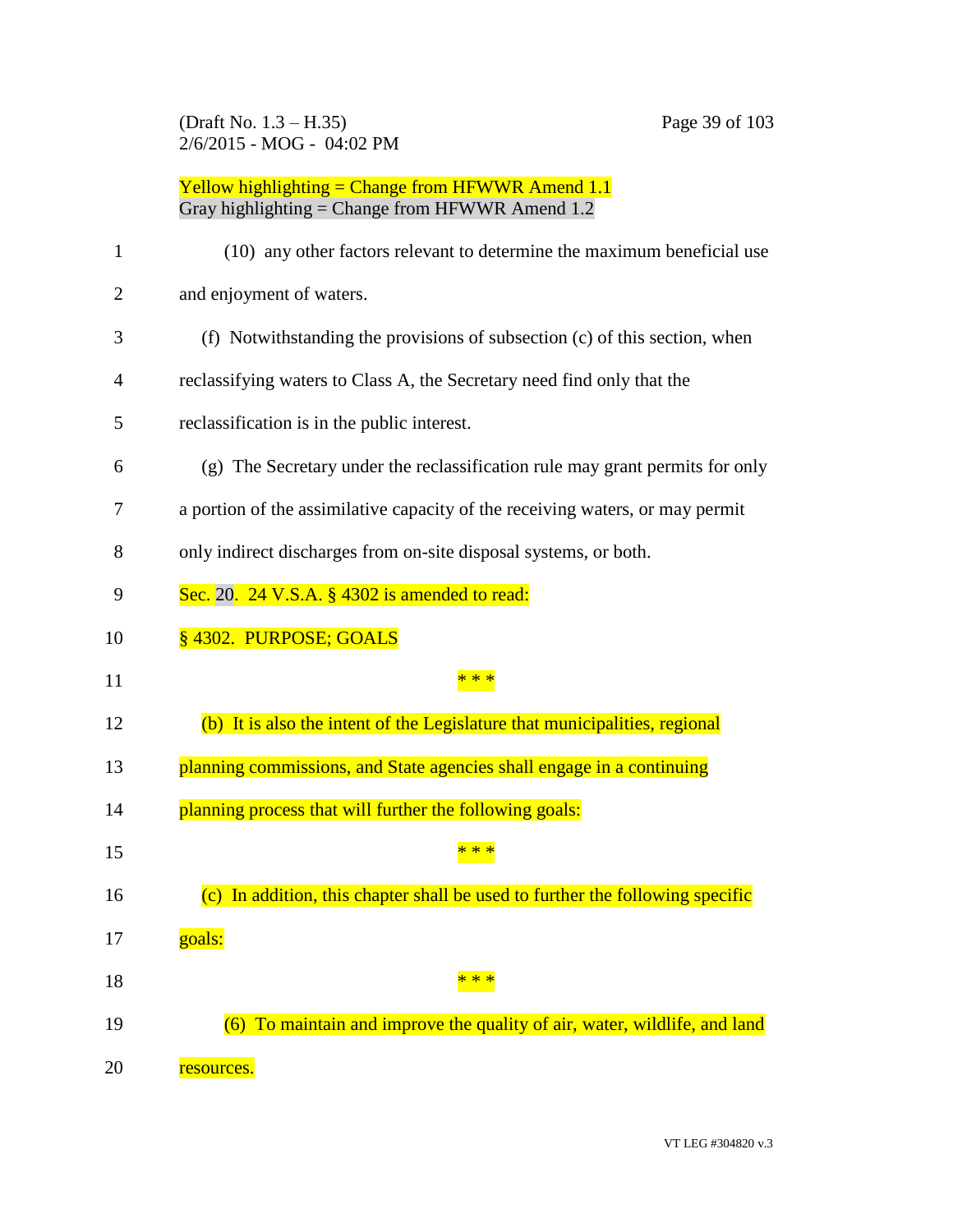Yellow highlighting = Change from HFWWR Amend 1.1
Gray highlighting = Change from HFWWR Amend 1.2

(10) any other factors relevant to determine the maximum beneficial use and enjoyment of waters.

(f) Notwithstanding the provisions of subsection (c) of this section, when reclassifying waters to Class A, the Secretary need find only that the reclassification is in the public interest.

(g) The Secretary under the reclassification rule may grant permits for only a portion of the assimilative capacity of the receiving waters, or may permit only indirect discharges from on-site disposal systems, or both.

Sec. 20. 24 V.S.A. § 4302 is amended to read:

§ 4302. PURPOSE; GOALS

* * *

(b) It is also the intent of the Legislature that municipalities, regional planning commissions, and State agencies shall engage in a continuing planning process that will further the following goals:

* * *

(c) In addition, this chapter shall be used to further the following specific goals:

* * *

(6) To maintain and improve the quality of air, water, wildlife, and land resources.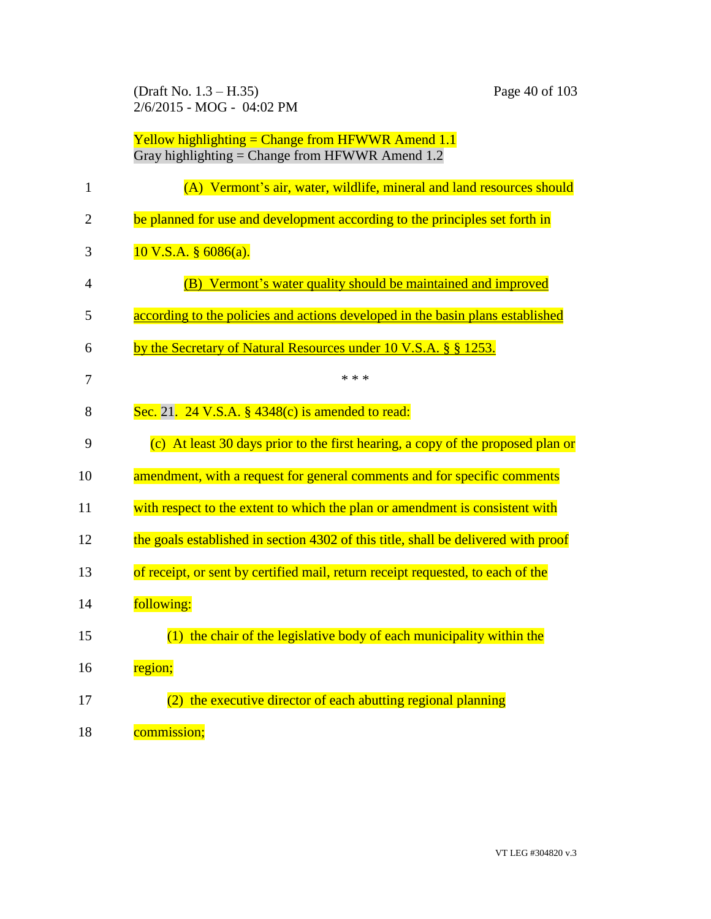Yellow highlighting = Change from HFWWR Amend 1.1
Gray highlighting = Change from HFWWR Amend 1.2

(A) Vermont's air, water, wildlife, mineral and land resources should be planned for use and development according to the principles set forth in 10 V.S.A. § 6086(a).

(B) Vermont's water quality should be maintained and improved according to the policies and actions developed in the basin plans established by the Secretary of Natural Resources under 10 V.S.A. § § 1253.

\* \* \*

Sec. 21. 24 V.S.A. § 4348(c) is amended to read:

(c) At least 30 days prior to the first hearing, a copy of the proposed plan or amendment, with a request for general comments and for specific comments with respect to the extent to which the plan or amendment is consistent with the goals established in section 4302 of this title, shall be delivered with proof of receipt, or sent by certified mail, return receipt requested, to each of the following:

(1) the chair of the legislative body of each municipality within the region;

(2) the executive director of each abutting regional planning commission;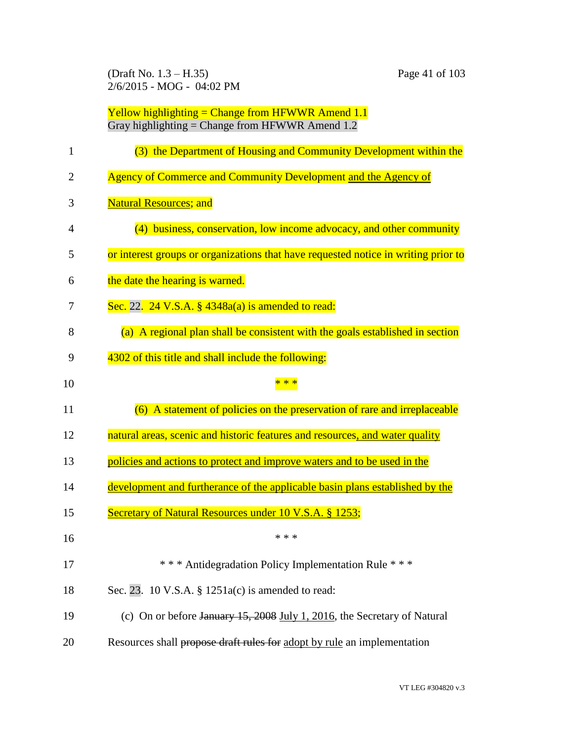Yellow highlighting = Change from HFWWR Amend 1.1
Gray highlighting = Change from HFWWR Amend 1.2

(3) the Department of Housing and Community Development within the Agency of Commerce and Community Development <u>and the Agency of Natural Resources</u>; and

(4) business, conservation, low income advocacy, and other community or interest groups or organizations that have requested notice in writing prior to the date the hearing is warned.

Sec. 22. 24 V.S.A. § 4348a(a) is amended to read:

(a) A regional plan shall be consistent with the goals established in section 4302 of this title and shall include the following:

* * *

(6) A statement of policies on the preservation of rare and irreplaceable natural areas, scenic and historic features and resources<u>, and water quality policies and actions to protect and improve waters and to be used in the development and furtherance of the applicable basin plans established by the Secretary of Natural Resources under 10 V.S.A. § 1253</u>;

* * *

\* \* \* Antidegradation Policy Implementation Rule \* \* \*

Sec. 23. 10 V.S.A. § 1251a(c) is amended to read:

(c) On or before ~~January 15, 2008~~ <u>July 1, 2016</u>, the Secretary of Natural Resources shall ~~propose draft rules for~~ <u>adopt by rule</u> an implementation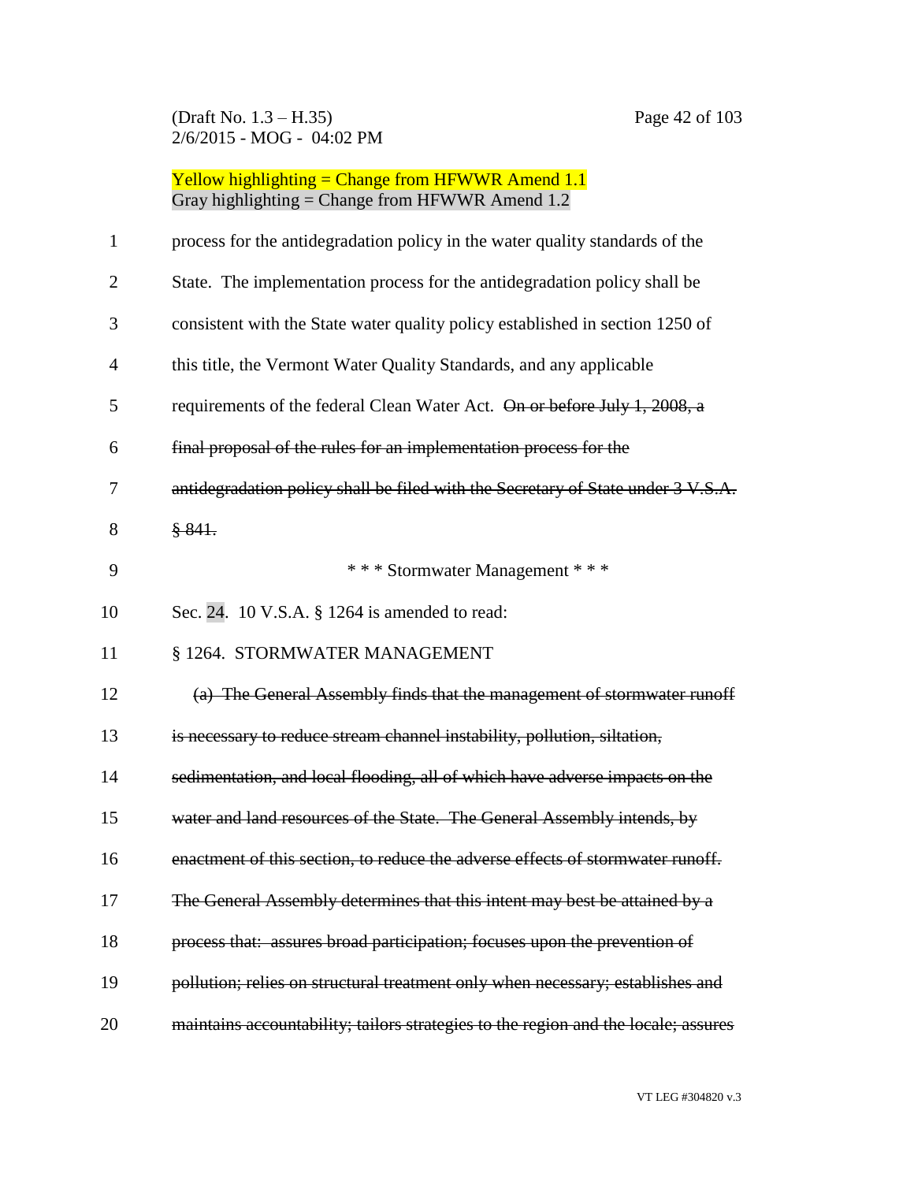Yellow highlighting = Change from HFWWR Amend 1.1
Gray highlighting = Change from HFWWR Amend 1.2

process for the antidegradation policy in the water quality standards of the State. The implementation process for the antidegradation policy shall be consistent with the State water quality policy established in section 1250 of this title, the Vermont Water Quality Standards, and any applicable requirements of the federal Clean Water Act. ~~On or before July 1, 2008, a final proposal of the rules for an implementation process for the antidegradation policy shall be filed with the Secretary of State under 3 V.S.A. § 841.~~

\* \* \* Stormwater Management \* \* \*

Sec. 24. 10 V.S.A. § 1264 is amended to read:

§ 1264. STORMWATER MANAGEMENT

~~(a) The General Assembly finds that the management of stormwater runoff is necessary to reduce stream channel instability, pollution, siltation, sedimentation, and local flooding, all of which have adverse impacts on the water and land resources of the State. The General Assembly intends, by enactment of this section, to reduce the adverse effects of stormwater runoff. The General Assembly determines that this intent may best be attained by a process that: assures broad participation; focuses upon the prevention of pollution; relies on structural treatment only when necessary; establishes and maintains accountability; tailors strategies to the region and the locale; assures~~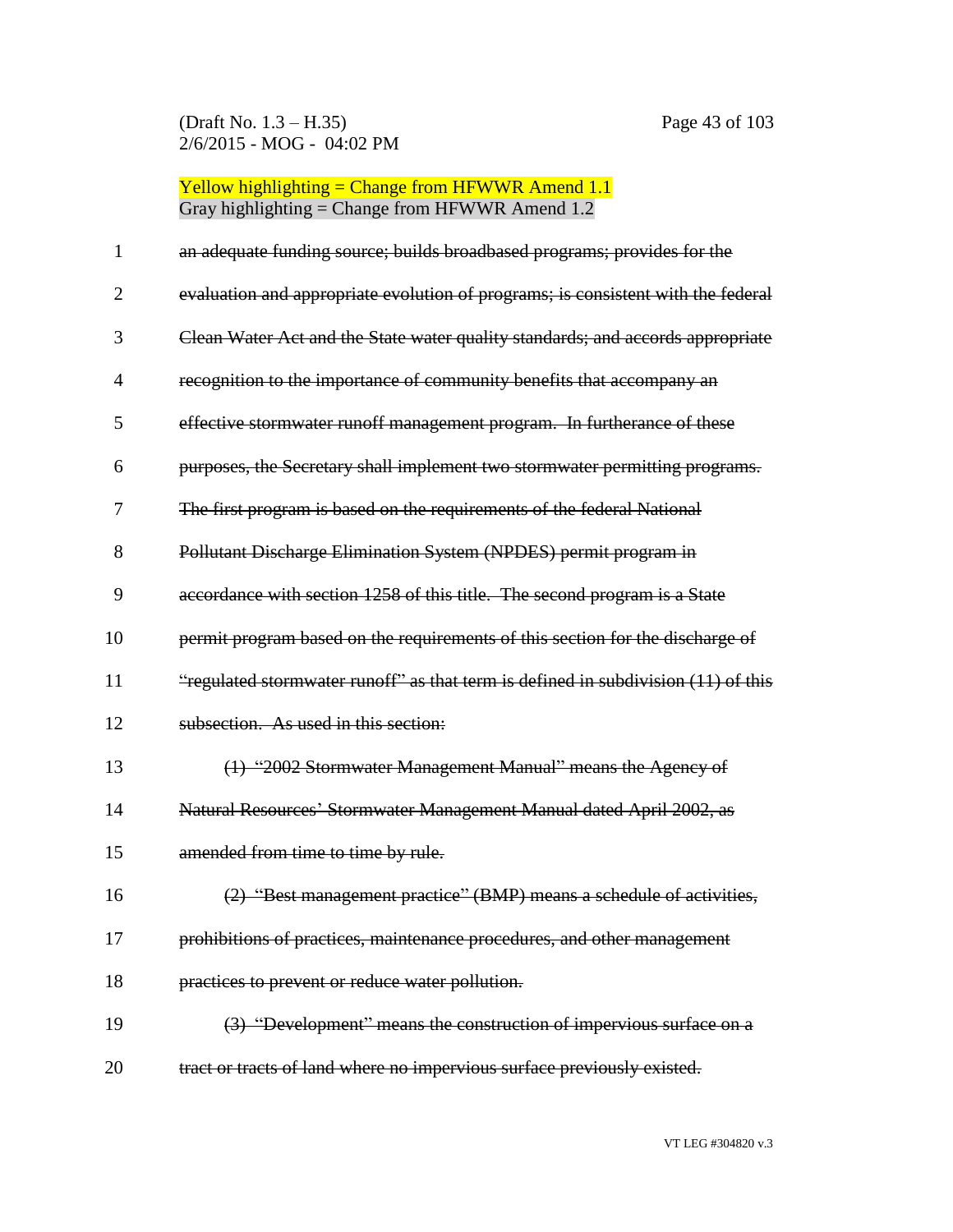Yellow highlighting = Change from HFWWR Amend 1.1
Gray highlighting = Change from HFWWR Amend 1.2

~~an adequate funding source; builds broadbased programs; provides for the evaluation and appropriate evolution of programs; is consistent with the federal Clean Water Act and the State water quality standards; and accords appropriate recognition to the importance of community benefits that accompany an effective stormwater runoff management program. In furtherance of these purposes, the Secretary shall implement two stormwater permitting programs. The first program is based on the requirements of the federal National Pollutant Discharge Elimination System (NPDES) permit program in accordance with section 1258 of this title. The second program is a State permit program based on the requirements of this section for the discharge of "regulated stormwater runoff" as that term is defined in subdivision (11) of this subsection. As used in this section:~~

~~(1) "2002 Stormwater Management Manual" means the Agency of Natural Resources' Stormwater Management Manual dated April 2002, as amended from time to time by rule.~~

~~(2) "Best management practice" (BMP) means a schedule of activities, prohibitions of practices, maintenance procedures, and other management practices to prevent or reduce water pollution.~~

~~(3) "Development" means the construction of impervious surface on a tract or tracts of land where no impervious surface previously existed.~~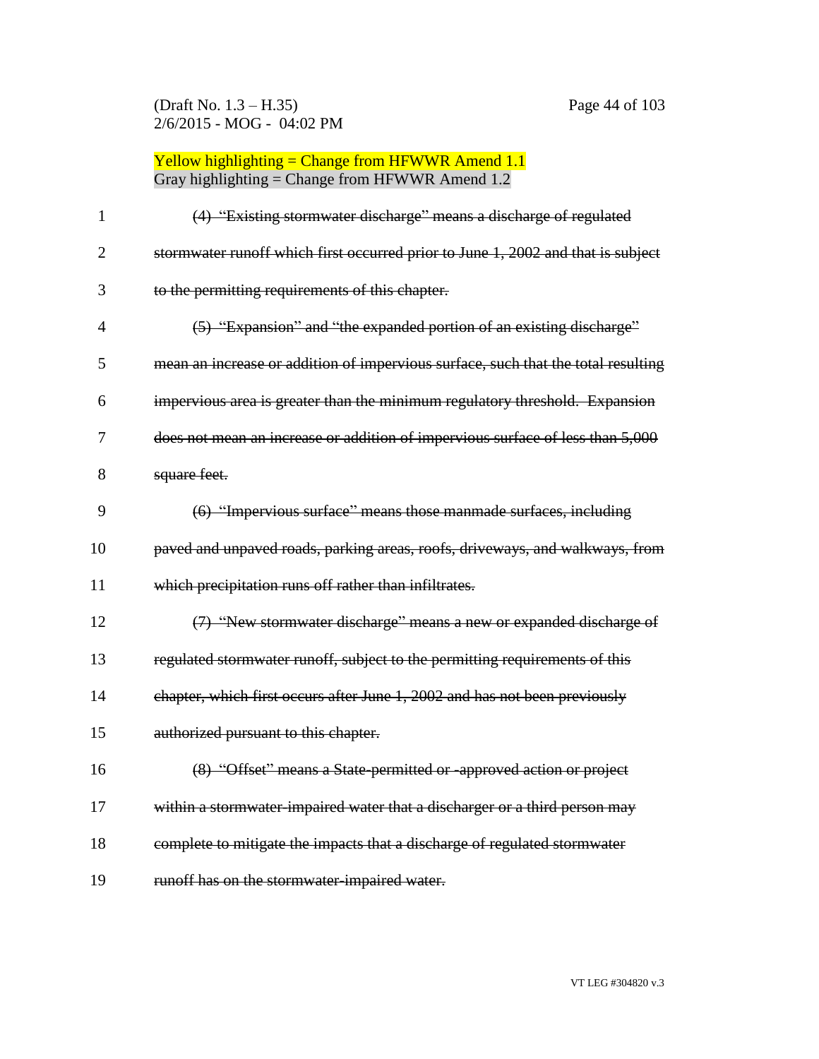Yellow highlighting = Change from HFWWR Amend 1.1
Gray highlighting = Change from HFWWR Amend 1.2

~~(4) "Existing stormwater discharge" means a discharge of regulated stormwater runoff which first occurred prior to June 1, 2002 and that is subject to the permitting requirements of this chapter.~~

~~(5) "Expansion" and "the expanded portion of an existing discharge" mean an increase or addition of impervious surface, such that the total resulting impervious area is greater than the minimum regulatory threshold. Expansion does not mean an increase or addition of impervious surface of less than 5,000 square feet.~~

~~(6) "Impervious surface" means those manmade surfaces, including paved and unpaved roads, parking areas, roofs, driveways, and walkways, from which precipitation runs off rather than infiltrates.~~

~~(7) "New stormwater discharge" means a new or expanded discharge of regulated stormwater runoff, subject to the permitting requirements of this chapter, which first occurs after June 1, 2002 and has not been previously authorized pursuant to this chapter.~~

~~(8) "Offset" means a State-permitted or -approved action or project within a stormwater-impaired water that a discharger or a third person may complete to mitigate the impacts that a discharge of regulated stormwater runoff has on the stormwater-impaired water.~~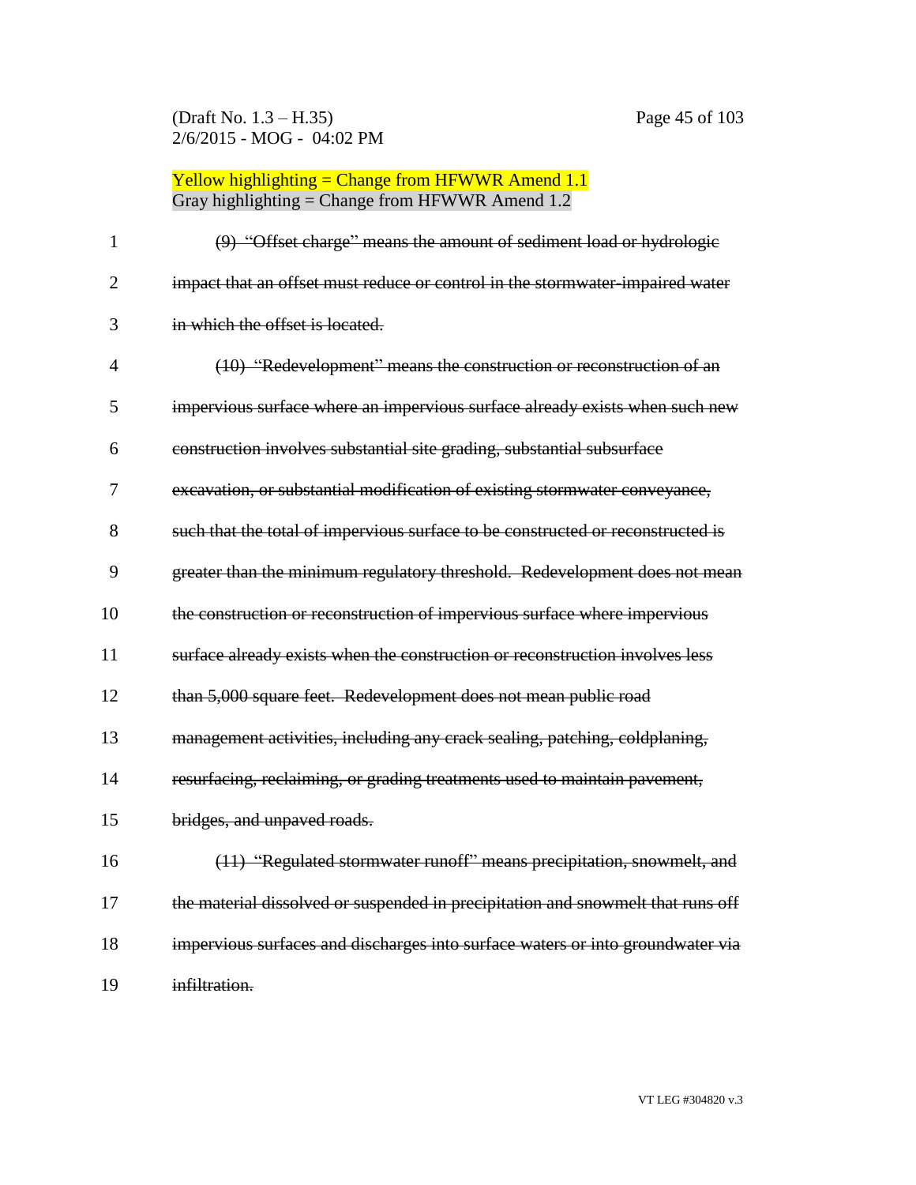Yellow highlighting = Change from HFWWR Amend 1.1
Gray highlighting = Change from HFWWR Amend 1.2

~~(9) "Offset charge" means the amount of sediment load or hydrologic impact that an offset must reduce or control in the stormwater-impaired water in which the offset is located.~~

~~(10) "Redevelopment" means the construction or reconstruction of an impervious surface where an impervious surface already exists when such new construction involves substantial site grading, substantial subsurface excavation, or substantial modification of existing stormwater conveyance, such that the total of impervious surface to be constructed or reconstructed is greater than the minimum regulatory threshold. Redevelopment does not mean the construction or reconstruction of impervious surface where impervious surface already exists when the construction or reconstruction involves less than 5,000 square feet. Redevelopment does not mean public road management activities, including any crack sealing, patching, coldplaning, resurfacing, reclaiming, or grading treatments used to maintain pavement, bridges, and unpaved roads.~~

~~(11) "Regulated stormwater runoff" means precipitation, snowmelt, and the material dissolved or suspended in precipitation and snowmelt that runs off impervious surfaces and discharges into surface waters or into groundwater via infiltration.~~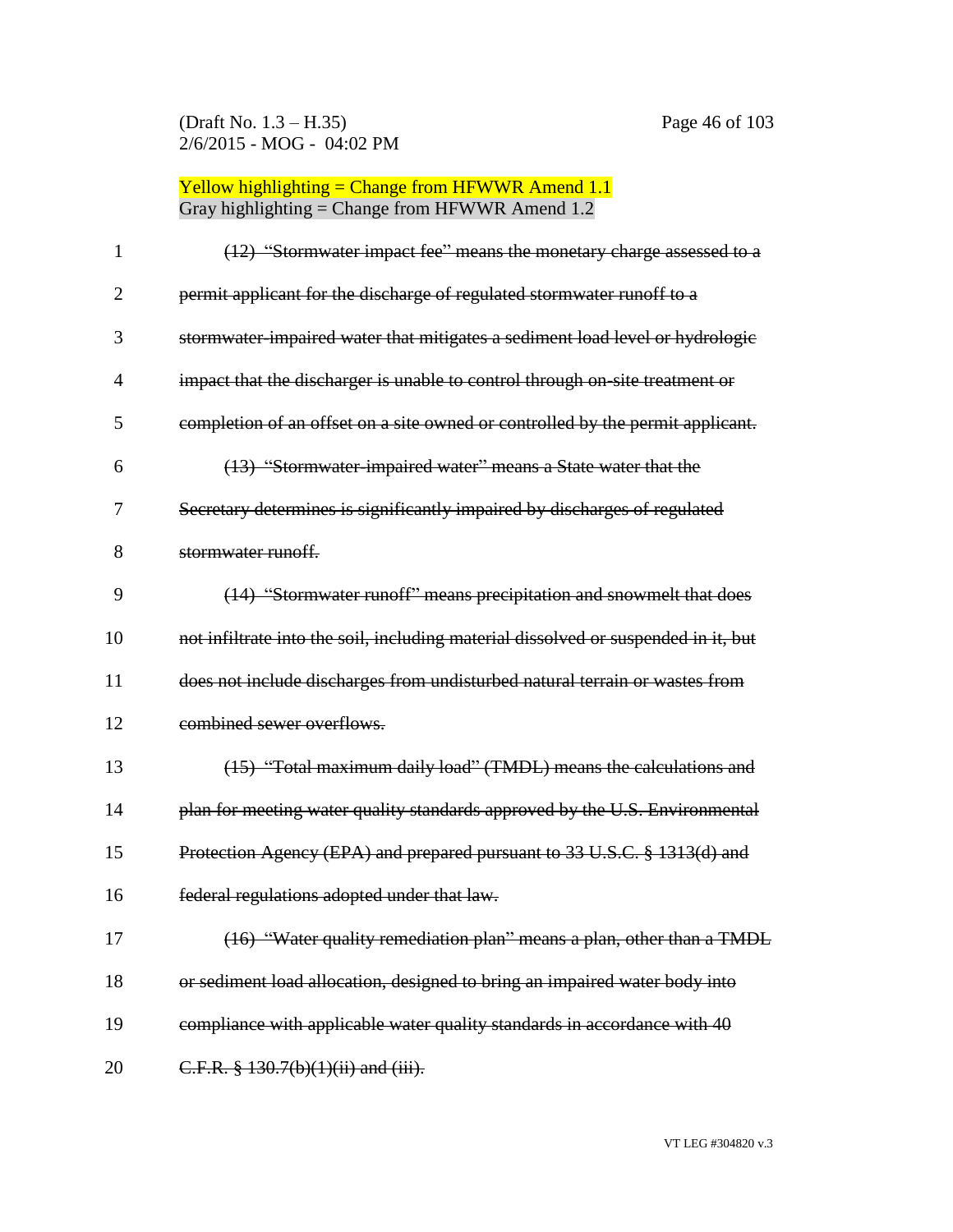Yellow highlighting = Change from HFWWR Amend 1.1
Gray highlighting = Change from HFWWR Amend 1.2

~~(12) "Stormwater impact fee" means the monetary charge assessed to a permit applicant for the discharge of regulated stormwater runoff to a stormwater-impaired water that mitigates a sediment load level or hydrologic impact that the discharger is unable to control through on-site treatment or completion of an offset on a site owned or controlled by the permit applicant.~~

~~(13) "Stormwater-impaired water" means a State water that the Secretary determines is significantly impaired by discharges of regulated stormwater runoff.~~

~~(14) "Stormwater runoff" means precipitation and snowmelt that does not infiltrate into the soil, including material dissolved or suspended in it, but does not include discharges from undisturbed natural terrain or wastes from combined sewer overflows.~~

~~(15) "Total maximum daily load" (TMDL) means the calculations and plan for meeting water quality standards approved by the U.S. Environmental Protection Agency (EPA) and prepared pursuant to 33 U.S.C. § 1313(d) and federal regulations adopted under that law.~~

~~(16) "Water quality remediation plan" means a plan, other than a TMDL or sediment load allocation, designed to bring an impaired water body into compliance with applicable water quality standards in accordance with 40 C.F.R. § 130.7(b)(1)(ii) and (iii).~~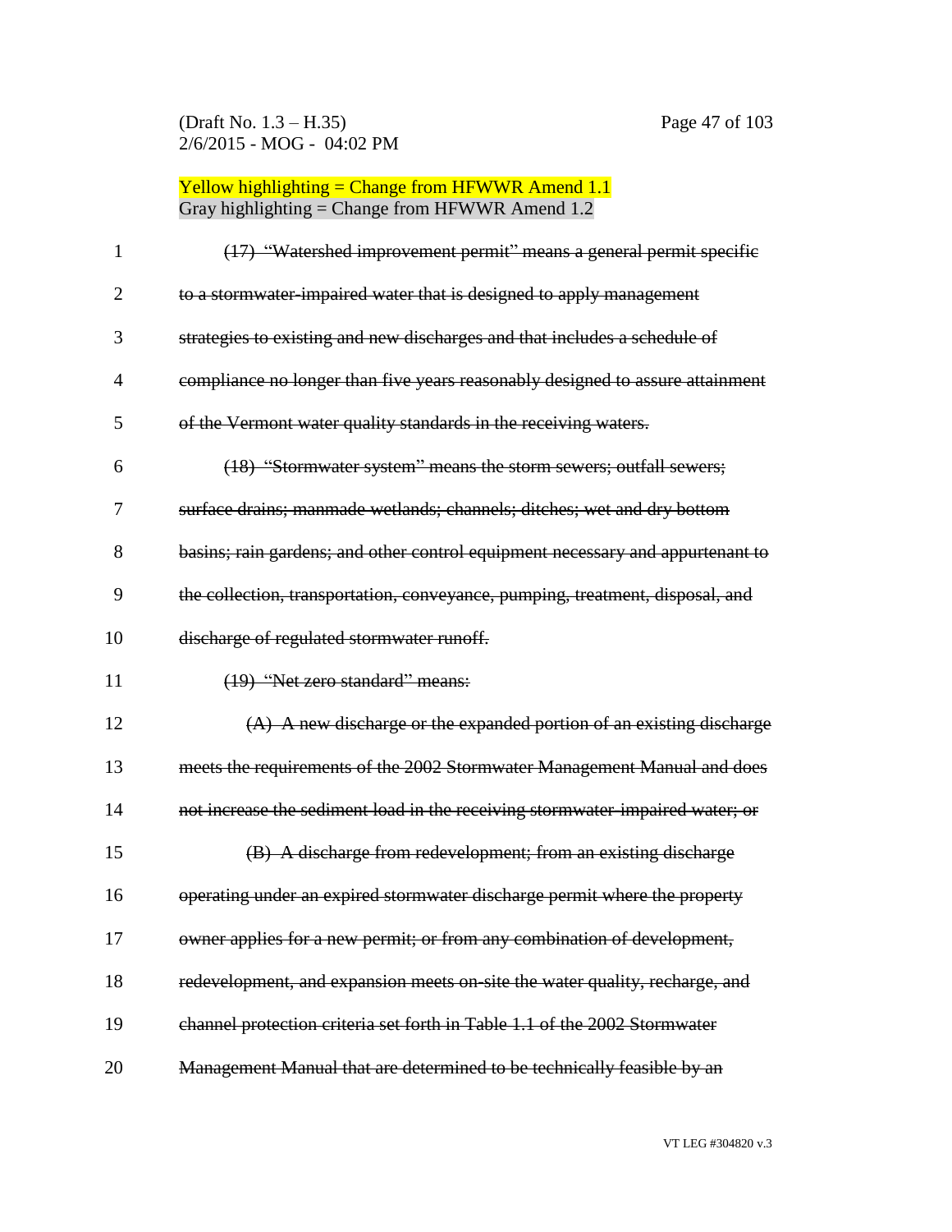Yellow highlighting = Change from HFWWR Amend 1.1
Gray highlighting = Change from HFWWR Amend 1.2

~~(17) "Watershed improvement permit" means a general permit specific to a stormwater-impaired water that is designed to apply management strategies to existing and new discharges and that includes a schedule of compliance no longer than five years reasonably designed to assure attainment of the Vermont water quality standards in the receiving waters.~~

~~(18) "Stormwater system" means the storm sewers; outfall sewers; surface drains; manmade wetlands; channels; ditches; wet and dry bottom basins; rain gardens; and other control equipment necessary and appurtenant to the collection, transportation, conveyance, pumping, treatment, disposal, and discharge of regulated stormwater runoff.~~

~~(19) "Net zero standard" means:~~

~~(A) A new discharge or the expanded portion of an existing discharge meets the requirements of the 2002 Stormwater Management Manual and does not increase the sediment load in the receiving stormwater-impaired water; or~~

~~(B) A discharge from redevelopment; from an existing discharge operating under an expired stormwater discharge permit where the property owner applies for a new permit; or from any combination of development, redevelopment, and expansion meets on-site the water quality, recharge, and channel protection criteria set forth in Table 1.1 of the 2002 Stormwater Management Manual that are determined to be technically feasible by an~~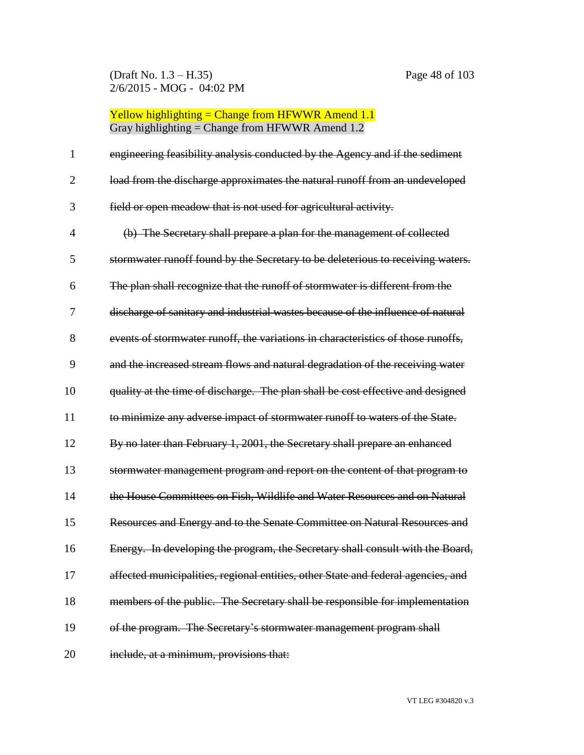Yellow highlighting = Change from HFWWR Amend 1.1
Gray highlighting = Change from HFWWR Amend 1.2

~~engineering feasibility analysis conducted by the Agency and if the sediment load from the discharge approximates the natural runoff from an undeveloped field or open meadow that is not used for agricultural activity.~~

~~(b) The Secretary shall prepare a plan for the management of collected stormwater runoff found by the Secretary to be deleterious to receiving waters. The plan shall recognize that the runoff of stormwater is different from the discharge of sanitary and industrial wastes because of the influence of natural events of stormwater runoff, the variations in characteristics of those runoffs, and the increased stream flows and natural degradation of the receiving water quality at the time of discharge. The plan shall be cost effective and designed to minimize any adverse impact of stormwater runoff to waters of the State. By no later than February 1, 2001, the Secretary shall prepare an enhanced stormwater management program and report on the content of that program to the House Committees on Fish, Wildlife and Water Resources and on Natural Resources and Energy and to the Senate Committee on Natural Resources and Energy. In developing the program, the Secretary shall consult with the Board, affected municipalities, regional entities, other State and federal agencies, and members of the public. The Secretary shall be responsible for implementation of the program. The Secretary's stormwater management program shall include, at a minimum, provisions that:~~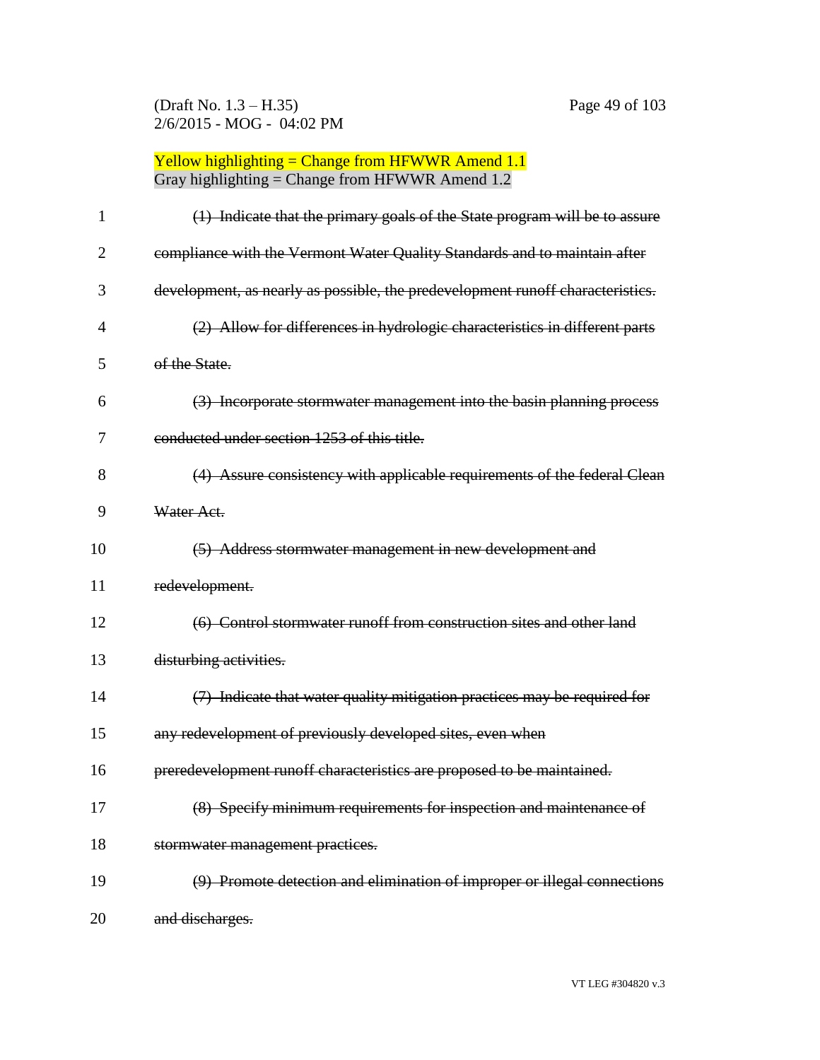Yellow highlighting = Change from HFWWR Amend 1.1
Gray highlighting = Change from HFWWR Amend 1.2

~~(1) Indicate that the primary goals of the State program will be to assure compliance with the Vermont Water Quality Standards and to maintain after development, as nearly as possible, the predevelopment runoff characteristics.~~

~~(2) Allow for differences in hydrologic characteristics in different parts of the State.~~

~~(3) Incorporate stormwater management into the basin planning process conducted under section 1253 of this title.~~

~~(4) Assure consistency with applicable requirements of the federal Clean Water Act.~~

~~(5) Address stormwater management in new development and redevelopment.~~

~~(6) Control stormwater runoff from construction sites and other land disturbing activities.~~

~~(7) Indicate that water quality mitigation practices may be required for any redevelopment of previously developed sites, even when preredevelopment runoff characteristics are proposed to be maintained.~~

~~(8) Specify minimum requirements for inspection and maintenance of stormwater management practices.~~

~~(9) Promote detection and elimination of improper or illegal connections and discharges.~~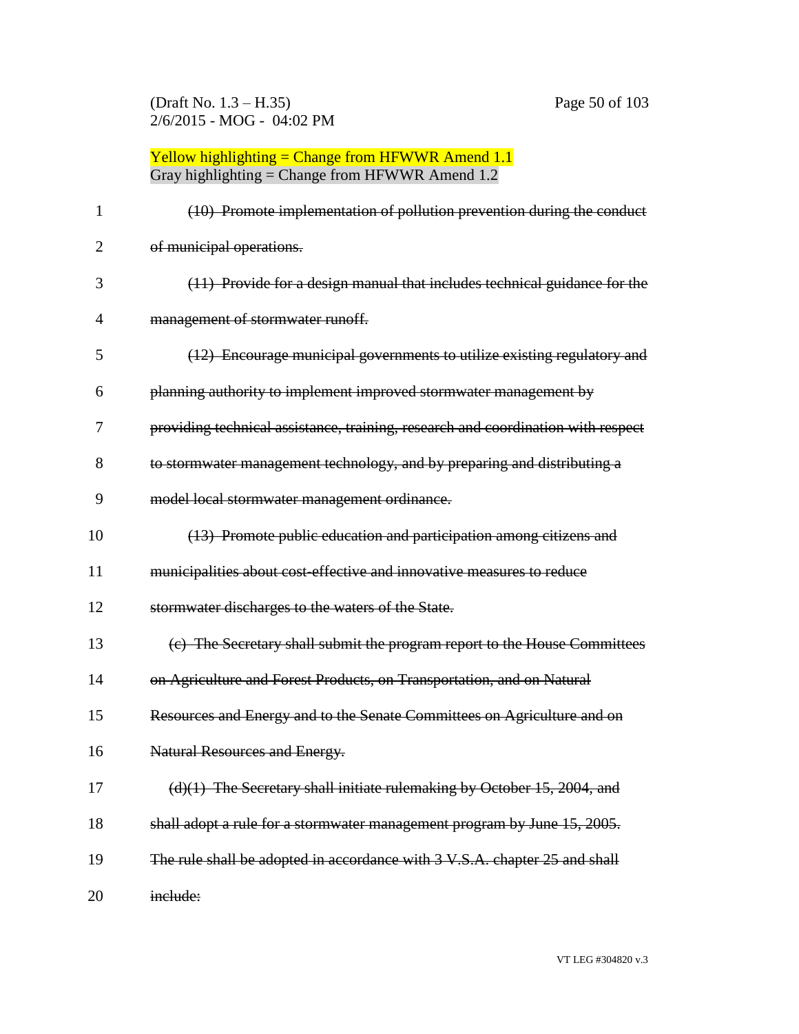Yellow highlighting = Change from HFWWR Amend 1.1
Gray highlighting = Change from HFWWR Amend 1.2

~~(10) Promote implementation of pollution prevention during the conduct of municipal operations.~~

~~(11) Provide for a design manual that includes technical guidance for the management of stormwater runoff.~~

~~(12) Encourage municipal governments to utilize existing regulatory and planning authority to implement improved stormwater management by providing technical assistance, training, research and coordination with respect to stormwater management technology, and by preparing and distributing a model local stormwater management ordinance.~~

~~(13) Promote public education and participation among citizens and municipalities about cost-effective and innovative measures to reduce stormwater discharges to the waters of the State.~~

~~(c) The Secretary shall submit the program report to the House Committees on Agriculture and Forest Products, on Transportation, and on Natural Resources and Energy and to the Senate Committees on Agriculture and on Natural Resources and Energy.~~

~~(d)(1) The Secretary shall initiate rulemaking by October 15, 2004, and shall adopt a rule for a stormwater management program by June 15, 2005. The rule shall be adopted in accordance with 3 V.S.A. chapter 25 and shall include:~~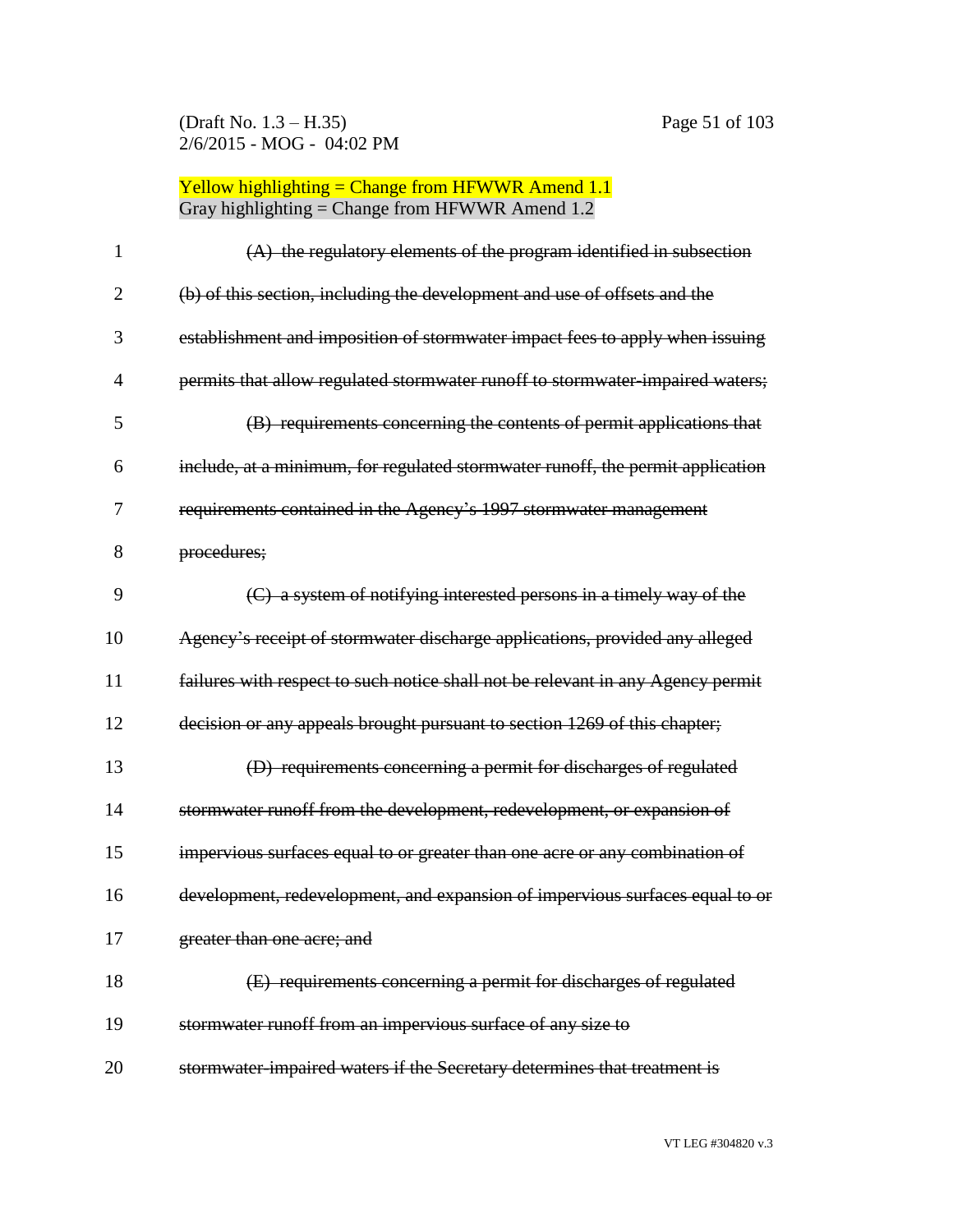Yellow highlighting = Change from HFWWR Amend 1.1
Gray highlighting = Change from HFWWR Amend 1.2

~~(A) the regulatory elements of the program identified in subsection (b) of this section, including the development and use of offsets and the establishment and imposition of stormwater impact fees to apply when issuing permits that allow regulated stormwater runoff to stormwater-impaired waters;~~

~~(B) requirements concerning the contents of permit applications that include, at a minimum, for regulated stormwater runoff, the permit application requirements contained in the Agency's 1997 stormwater management procedures;~~

~~(C) a system of notifying interested persons in a timely way of the Agency's receipt of stormwater discharge applications, provided any alleged failures with respect to such notice shall not be relevant in any Agency permit decision or any appeals brought pursuant to section 1269 of this chapter;~~

~~(D) requirements concerning a permit for discharges of regulated stormwater runoff from the development, redevelopment, or expansion of impervious surfaces equal to or greater than one acre or any combination of development, redevelopment, and expansion of impervious surfaces equal to or greater than one acre; and~~

~~(E) requirements concerning a permit for discharges of regulated stormwater runoff from an impervious surface of any size to stormwater-impaired waters if the Secretary determines that treatment is~~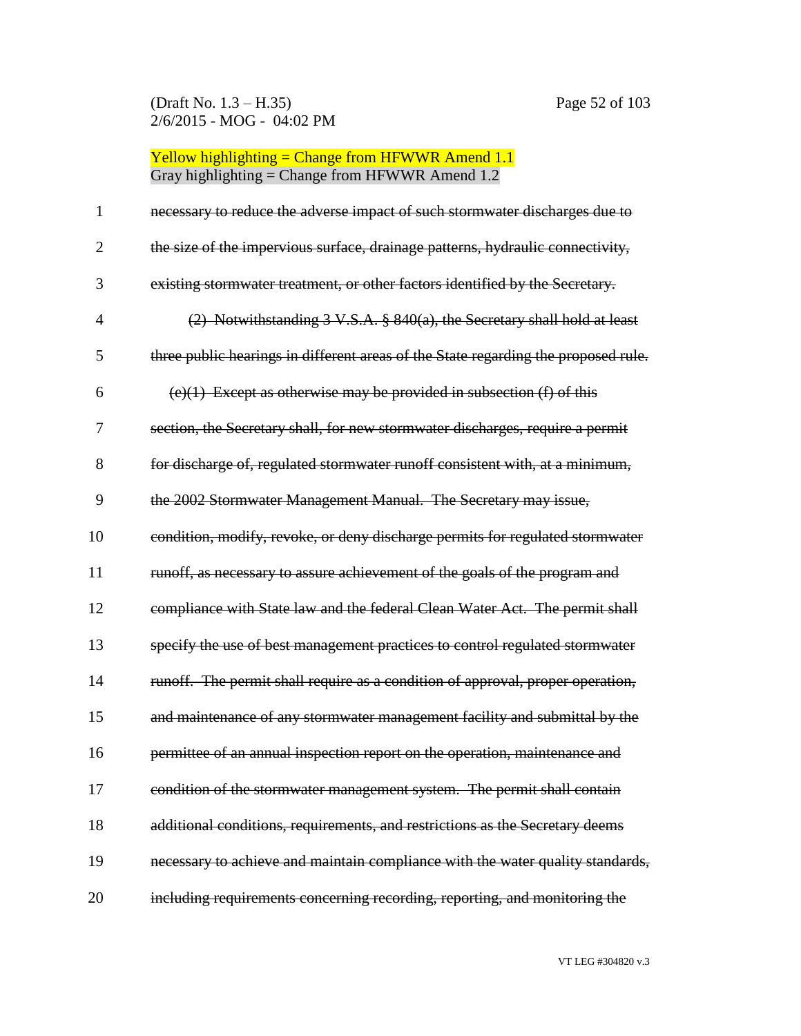Yellow highlighting = Change from HFWWR Amend 1.1
Gray highlighting = Change from HFWWR Amend 1.2

~~necessary to reduce the adverse impact of such stormwater discharges due to the size of the impervious surface, drainage patterns, hydraulic connectivity, existing stormwater treatment, or other factors identified by the Secretary.~~

~~(2) Notwithstanding 3 V.S.A. § 840(a), the Secretary shall hold at least three public hearings in different areas of the State regarding the proposed rule.~~

~~(e)(1) Except as otherwise may be provided in subsection (f) of this section, the Secretary shall, for new stormwater discharges, require a permit for discharge of, regulated stormwater runoff consistent with, at a minimum, the 2002 Stormwater Management Manual. The Secretary may issue, condition, modify, revoke, or deny discharge permits for regulated stormwater runoff, as necessary to assure achievement of the goals of the program and compliance with State law and the federal Clean Water Act. The permit shall specify the use of best management practices to control regulated stormwater runoff. The permit shall require as a condition of approval, proper operation, and maintenance of any stormwater management facility and submittal by the permittee of an annual inspection report on the operation, maintenance and condition of the stormwater management system. The permit shall contain additional conditions, requirements, and restrictions as the Secretary deems necessary to achieve and maintain compliance with the water quality standards, including requirements concerning recording, reporting, and monitoring the~~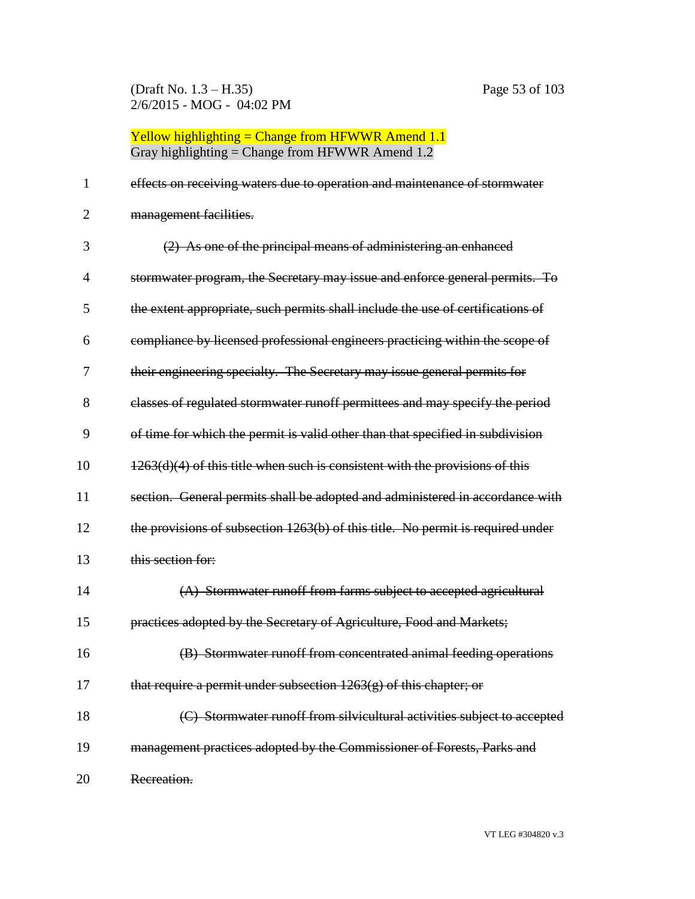Yellow highlighting = Change from HFWWR Amend 1.1
Gray highlighting = Change from HFWWR Amend 1.2

~~effects on receiving waters due to operation and maintenance of stormwater management facilities.~~

~~(2) As one of the principal means of administering an enhanced stormwater program, the Secretary may issue and enforce general permits. To the extent appropriate, such permits shall include the use of certifications of compliance by licensed professional engineers practicing within the scope of their engineering specialty. The Secretary may issue general permits for classes of regulated stormwater runoff permittees and may specify the period of time for which the permit is valid other than that specified in subdivision 1263(d)(4) of this title when such is consistent with the provisions of this section. General permits shall be adopted and administered in accordance with the provisions of subsection 1263(b) of this title. No permit is required under this section for:~~

~~(A) Stormwater runoff from farms subject to accepted agricultural practices adopted by the Secretary of Agriculture, Food and Markets;~~

~~(B) Stormwater runoff from concentrated animal feeding operations that require a permit under subsection 1263(g) of this chapter; or~~

~~(C) Stormwater runoff from silvicultural activities subject to accepted management practices adopted by the Commissioner of Forests, Parks and Recreation.~~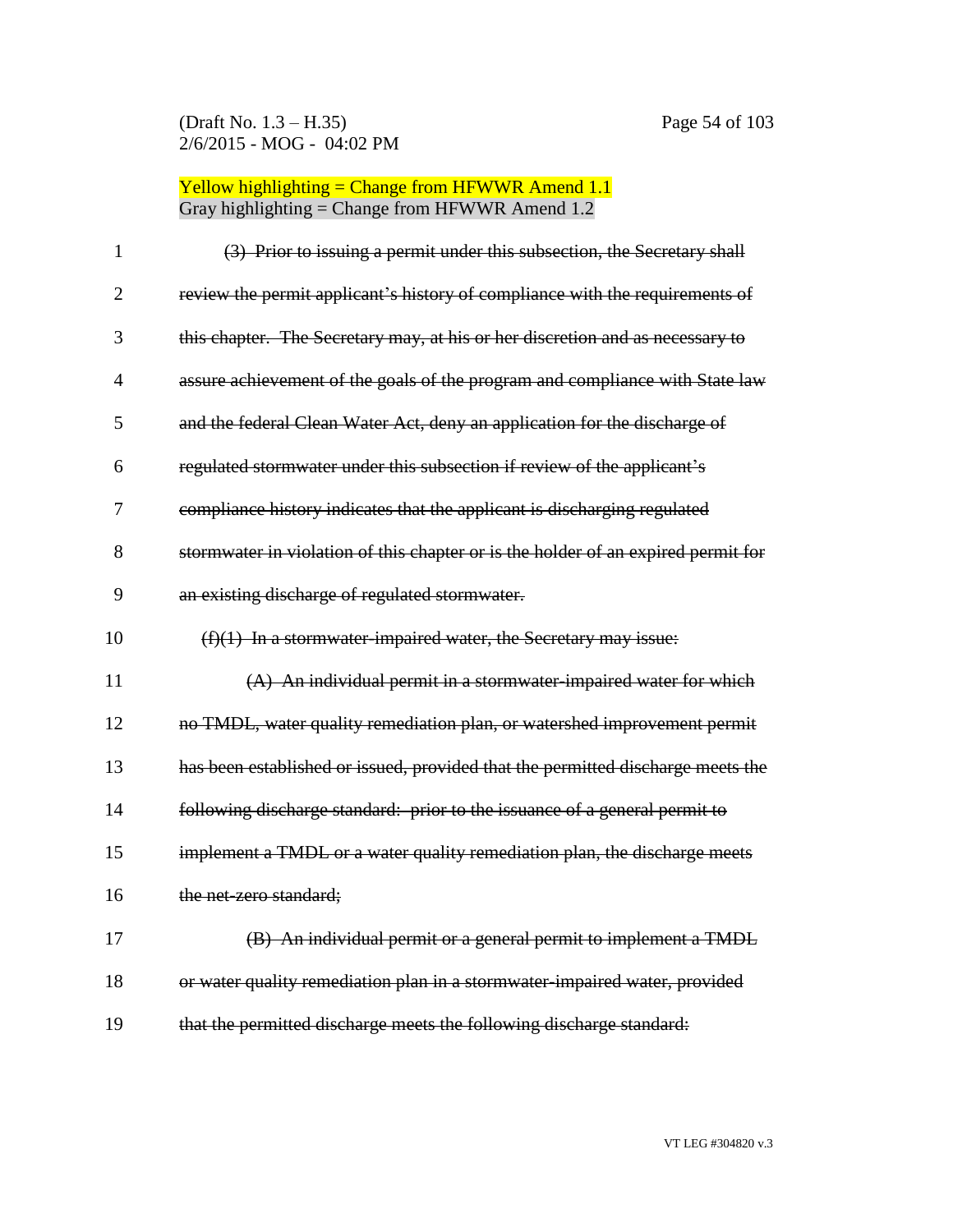Yellow highlighting = Change from HFWWR Amend 1.1
Gray highlighting = Change from HFWWR Amend 1.2

~~(3) Prior to issuing a permit under this subsection, the Secretary shall review the permit applicant's history of compliance with the requirements of this chapter. The Secretary may, at his or her discretion and as necessary to assure achievement of the goals of the program and compliance with State law and the federal Clean Water Act, deny an application for the discharge of regulated stormwater under this subsection if review of the applicant's compliance history indicates that the applicant is discharging regulated stormwater in violation of this chapter or is the holder of an expired permit for an existing discharge of regulated stormwater.~~

~~(f)(1) In a stormwater-impaired water, the Secretary may issue:~~

~~(A) An individual permit in a stormwater-impaired water for which no TMDL, water quality remediation plan, or watershed improvement permit has been established or issued, provided that the permitted discharge meets the following discharge standard: prior to the issuance of a general permit to implement a TMDL or a water quality remediation plan, the discharge meets the net-zero standard;~~

~~(B) An individual permit or a general permit to implement a TMDL or water quality remediation plan in a stormwater-impaired water, provided that the permitted discharge meets the following discharge standard:~~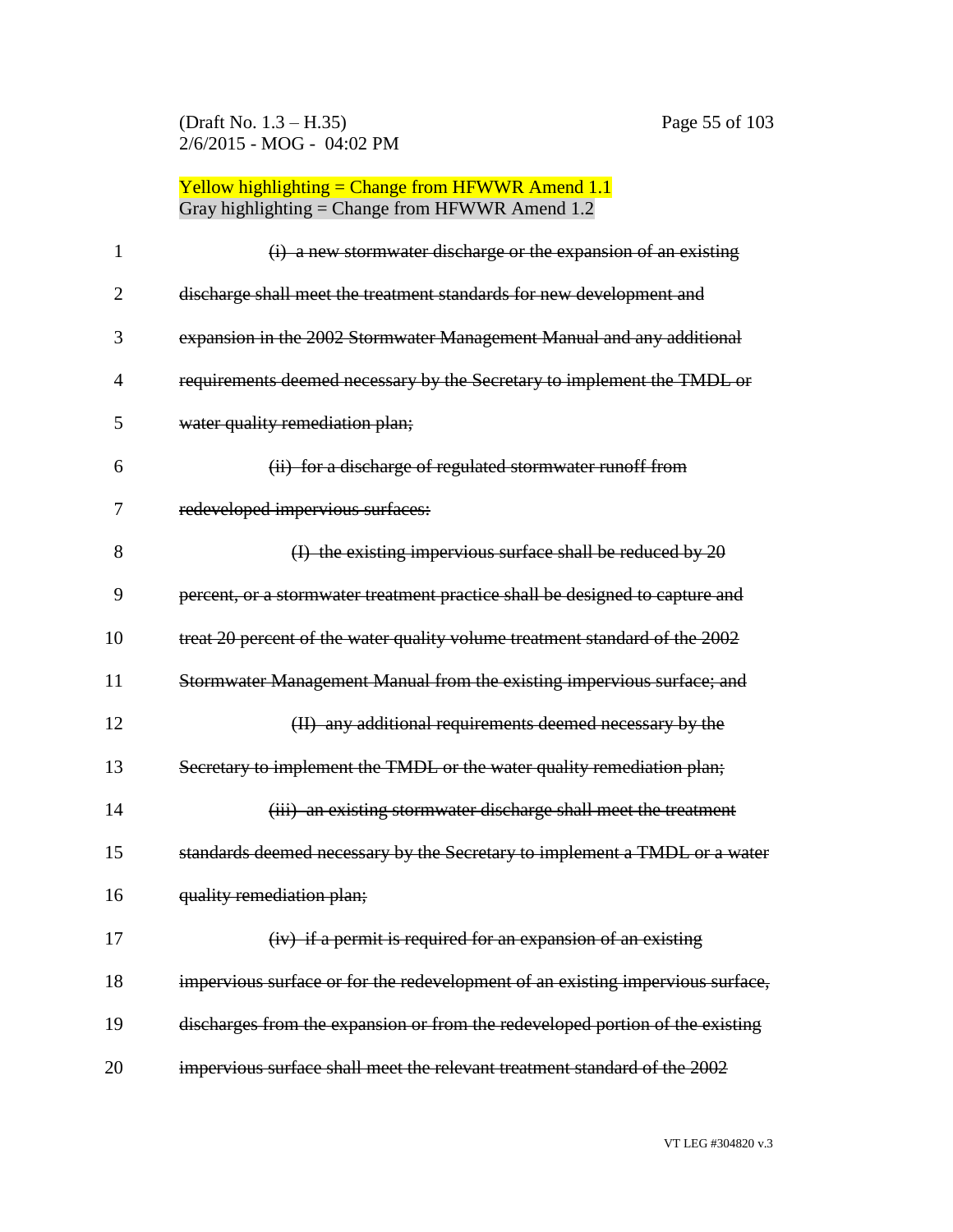Yellow highlighting = Change from HFWWR Amend 1.1
Gray highlighting = Change from HFWWR Amend 1.2

~~(i) a new stormwater discharge or the expansion of an existing discharge shall meet the treatment standards for new development and expansion in the 2002 Stormwater Management Manual and any additional requirements deemed necessary by the Secretary to implement the TMDL or water quality remediation plan;~~

~~(ii) for a discharge of regulated stormwater runoff from redeveloped impervious surfaces:~~

~~(I) the existing impervious surface shall be reduced by 20 percent, or a stormwater treatment practice shall be designed to capture and treat 20 percent of the water quality volume treatment standard of the 2002 Stormwater Management Manual from the existing impervious surface; and~~

~~(II) any additional requirements deemed necessary by the Secretary to implement the TMDL or the water quality remediation plan;~~

~~(iii) an existing stormwater discharge shall meet the treatment standards deemed necessary by the Secretary to implement a TMDL or a water quality remediation plan;~~

~~(iv) if a permit is required for an expansion of an existing impervious surface or for the redevelopment of an existing impervious surface, discharges from the expansion or from the redeveloped portion of the existing impervious surface shall meet the relevant treatment standard of the 2002~~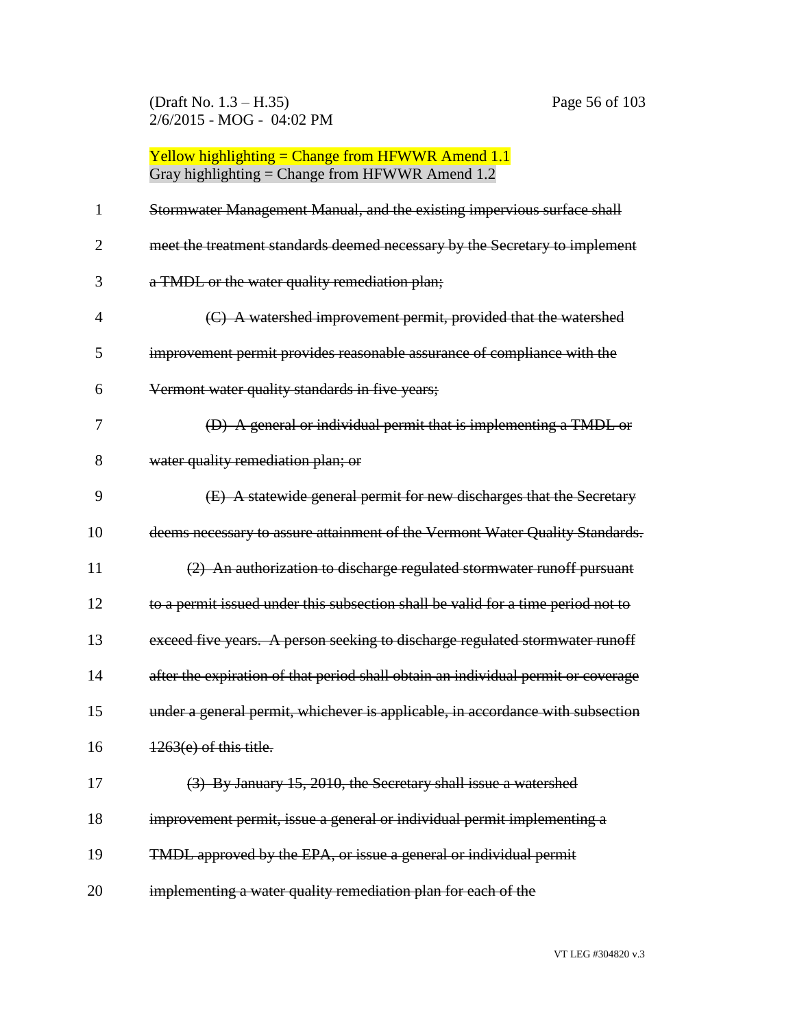Yellow highlighting = Change from HFWWR Amend 1.1
Gray highlighting = Change from HFWWR Amend 1.2

~~Stormwater Management Manual, and the existing impervious surface shall meet the treatment standards deemed necessary by the Secretary to implement a TMDL or the water quality remediation plan;~~

~~(C) A watershed improvement permit, provided that the watershed improvement permit provides reasonable assurance of compliance with the Vermont water quality standards in five years;~~

~~(D) A general or individual permit that is implementing a TMDL or water quality remediation plan; or~~

~~(E) A statewide general permit for new discharges that the Secretary deems necessary to assure attainment of the Vermont Water Quality Standards.~~

~~(2) An authorization to discharge regulated stormwater runoff pursuant to a permit issued under this subsection shall be valid for a time period not to exceed five years. A person seeking to discharge regulated stormwater runoff after the expiration of that period shall obtain an individual permit or coverage under a general permit, whichever is applicable, in accordance with subsection 1263(e) of this title.~~

~~(3) By January 15, 2010, the Secretary shall issue a watershed improvement permit, issue a general or individual permit implementing a TMDL approved by the EPA, or issue a general or individual permit implementing a water quality remediation plan for each of the~~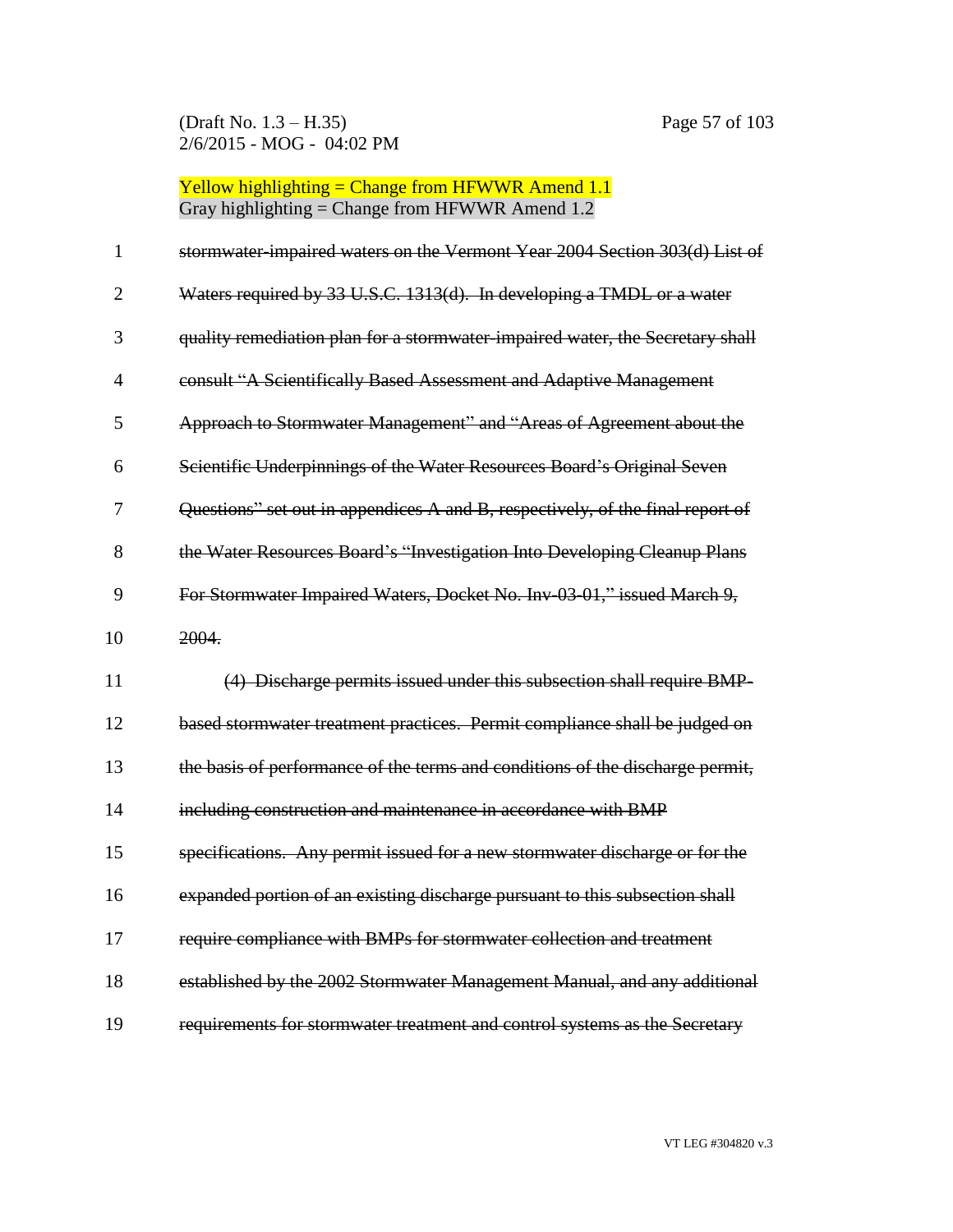Yellow highlighting = Change from HFWWR Amend 1.1
Gray highlighting = Change from HFWWR Amend 1.2

~~stormwater-impaired waters on the Vermont Year 2004 Section 303(d) List of Waters required by 33 U.S.C. 1313(d). In developing a TMDL or a water quality remediation plan for a stormwater-impaired water, the Secretary shall consult "A Scientifically Based Assessment and Adaptive Management Approach to Stormwater Management" and "Areas of Agreement about the Scientific Underpinnings of the Water Resources Board's Original Seven Questions" set out in appendices A and B, respectively, of the final report of the Water Resources Board's "Investigation Into Developing Cleanup Plans For Stormwater Impaired Waters, Docket No. Inv-03-01," issued March 9, 2004.~~

~~(4) Discharge permits issued under this subsection shall require BMP-based stormwater treatment practices. Permit compliance shall be judged on the basis of performance of the terms and conditions of the discharge permit, including construction and maintenance in accordance with BMP specifications. Any permit issued for a new stormwater discharge or for the expanded portion of an existing discharge pursuant to this subsection shall require compliance with BMPs for stormwater collection and treatment established by the 2002 Stormwater Management Manual, and any additional requirements for stormwater treatment and control systems as the Secretary~~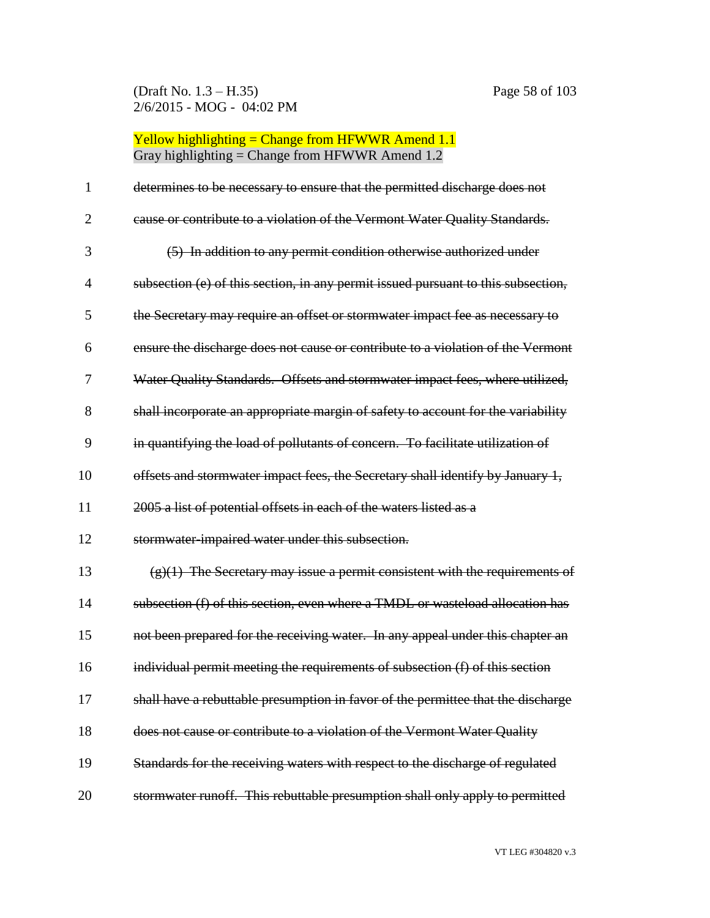Yellow highlighting = Change from HFWWR Amend 1.1
Gray highlighting = Change from HFWWR Amend 1.2

~~determines to be necessary to ensure that the permitted discharge does not cause or contribute to a violation of the Vermont Water Quality Standards.~~

~~(5) In addition to any permit condition otherwise authorized under subsection (e) of this section, in any permit issued pursuant to this subsection, the Secretary may require an offset or stormwater impact fee as necessary to ensure the discharge does not cause or contribute to a violation of the Vermont Water Quality Standards. Offsets and stormwater impact fees, where utilized, shall incorporate an appropriate margin of safety to account for the variability in quantifying the load of pollutants of concern. To facilitate utilization of offsets and stormwater impact fees, the Secretary shall identify by January 1, 2005 a list of potential offsets in each of the waters listed as a stormwater-impaired water under this subsection.~~

~~(g)(1) The Secretary may issue a permit consistent with the requirements of subsection (f) of this section, even where a TMDL or wasteload allocation has not been prepared for the receiving water. In any appeal under this chapter an individual permit meeting the requirements of subsection (f) of this section shall have a rebuttable presumption in favor of the permittee that the discharge does not cause or contribute to a violation of the Vermont Water Quality Standards for the receiving waters with respect to the discharge of regulated stormwater runoff. This rebuttable presumption shall only apply to permitted~~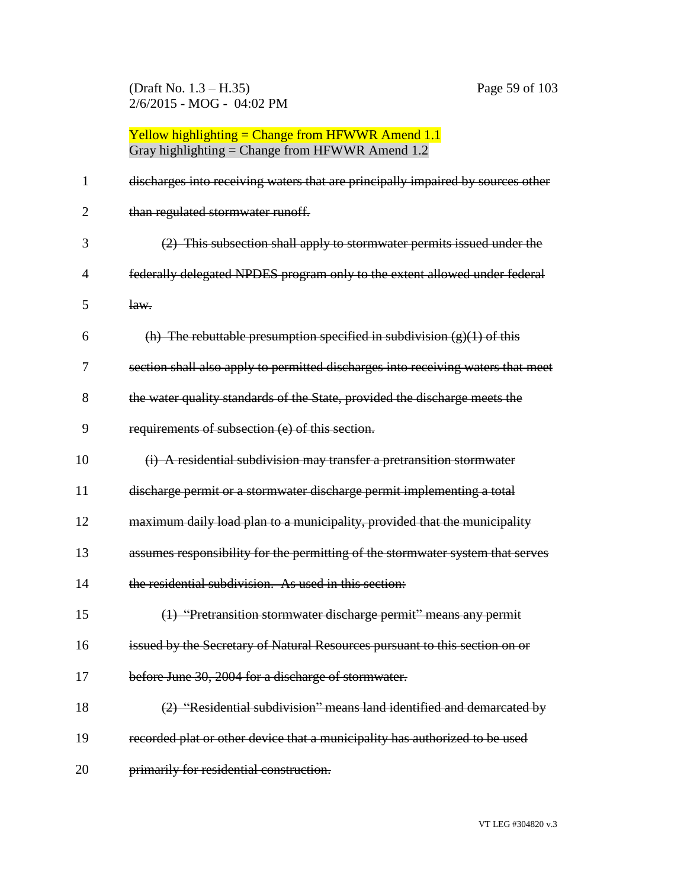Yellow highlighting = Change from HFWWR Amend 1.1
Gray highlighting = Change from HFWWR Amend 1.2

~~discharges into receiving waters that are principally impaired by sources other than regulated stormwater runoff.~~

~~(2) This subsection shall apply to stormwater permits issued under the federally delegated NPDES program only to the extent allowed under federal law.~~

~~(h) The rebuttable presumption specified in subdivision (g)(1) of this section shall also apply to permitted discharges into receiving waters that meet the water quality standards of the State, provided the discharge meets the requirements of subsection (e) of this section.~~

~~(i) A residential subdivision may transfer a pretransition stormwater discharge permit or a stormwater discharge permit implementing a total maximum daily load plan to a municipality, provided that the municipality assumes responsibility for the permitting of the stormwater system that serves the residential subdivision. As used in this section:~~

~~(1) "Pretransition stormwater discharge permit" means any permit issued by the Secretary of Natural Resources pursuant to this section on or before June 30, 2004 for a discharge of stormwater.~~

~~(2) "Residential subdivision" means land identified and demarcated by recorded plat or other device that a municipality has authorized to be used primarily for residential construction.~~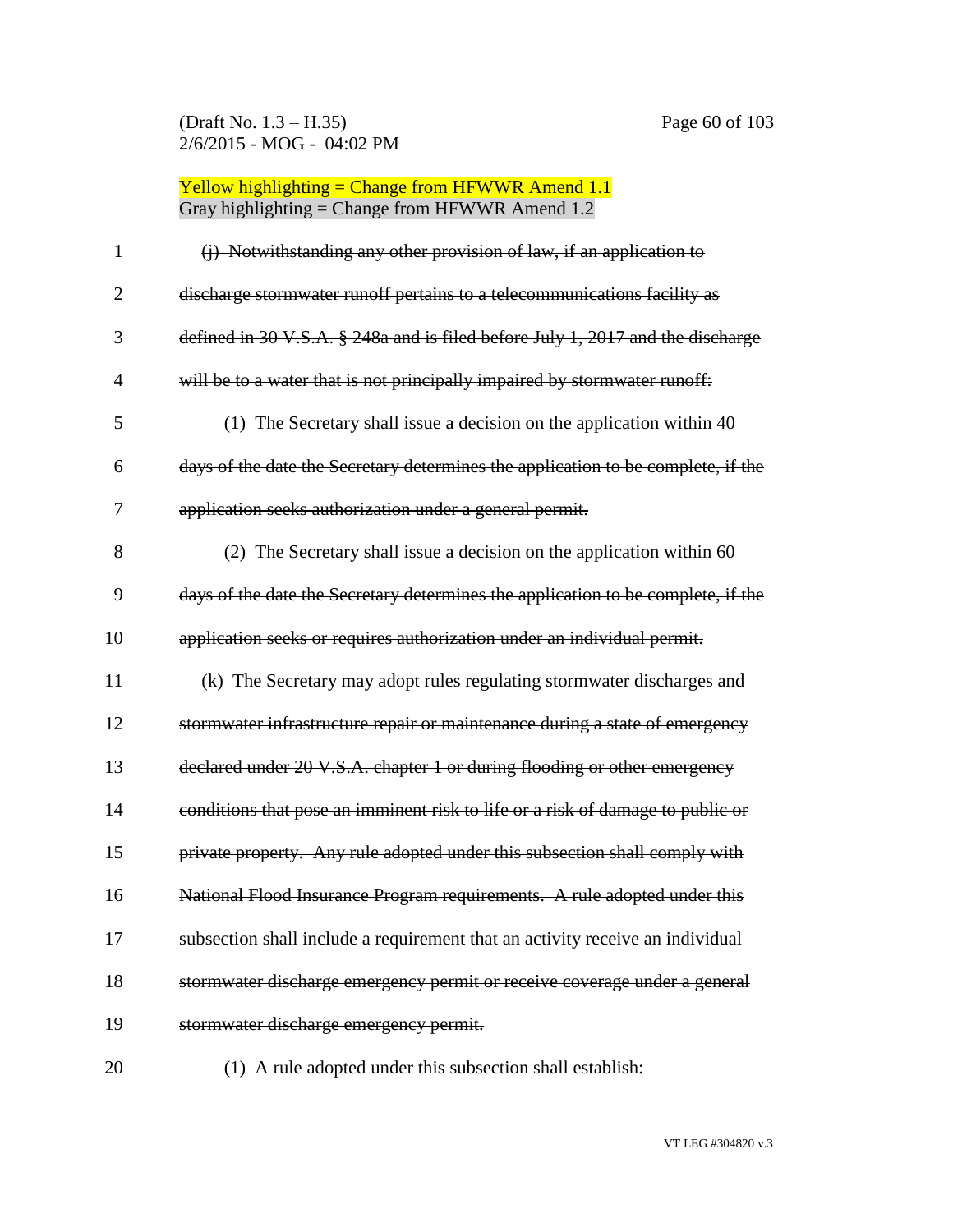Yellow highlighting = Change from HFWWR Amend 1.1
Gray highlighting = Change from HFWWR Amend 1.2

~~(j) Notwithstanding any other provision of law, if an application to discharge stormwater runoff pertains to a telecommunications facility as defined in 30 V.S.A. § 248a and is filed before July 1, 2017 and the discharge will be to a water that is not principally impaired by stormwater runoff:~~

~~(1) The Secretary shall issue a decision on the application within 40 days of the date the Secretary determines the application to be complete, if the application seeks authorization under a general permit.~~

~~(2) The Secretary shall issue a decision on the application within 60 days of the date the Secretary determines the application to be complete, if the application seeks or requires authorization under an individual permit.~~

~~(k) The Secretary may adopt rules regulating stormwater discharges and stormwater infrastructure repair or maintenance during a state of emergency declared under 20 V.S.A. chapter 1 or during flooding or other emergency conditions that pose an imminent risk to life or a risk of damage to public or private property. Any rule adopted under this subsection shall comply with National Flood Insurance Program requirements. A rule adopted under this subsection shall include a requirement that an activity receive an individual stormwater discharge emergency permit or receive coverage under a general stormwater discharge emergency permit.~~

~~(1) A rule adopted under this subsection shall establish:~~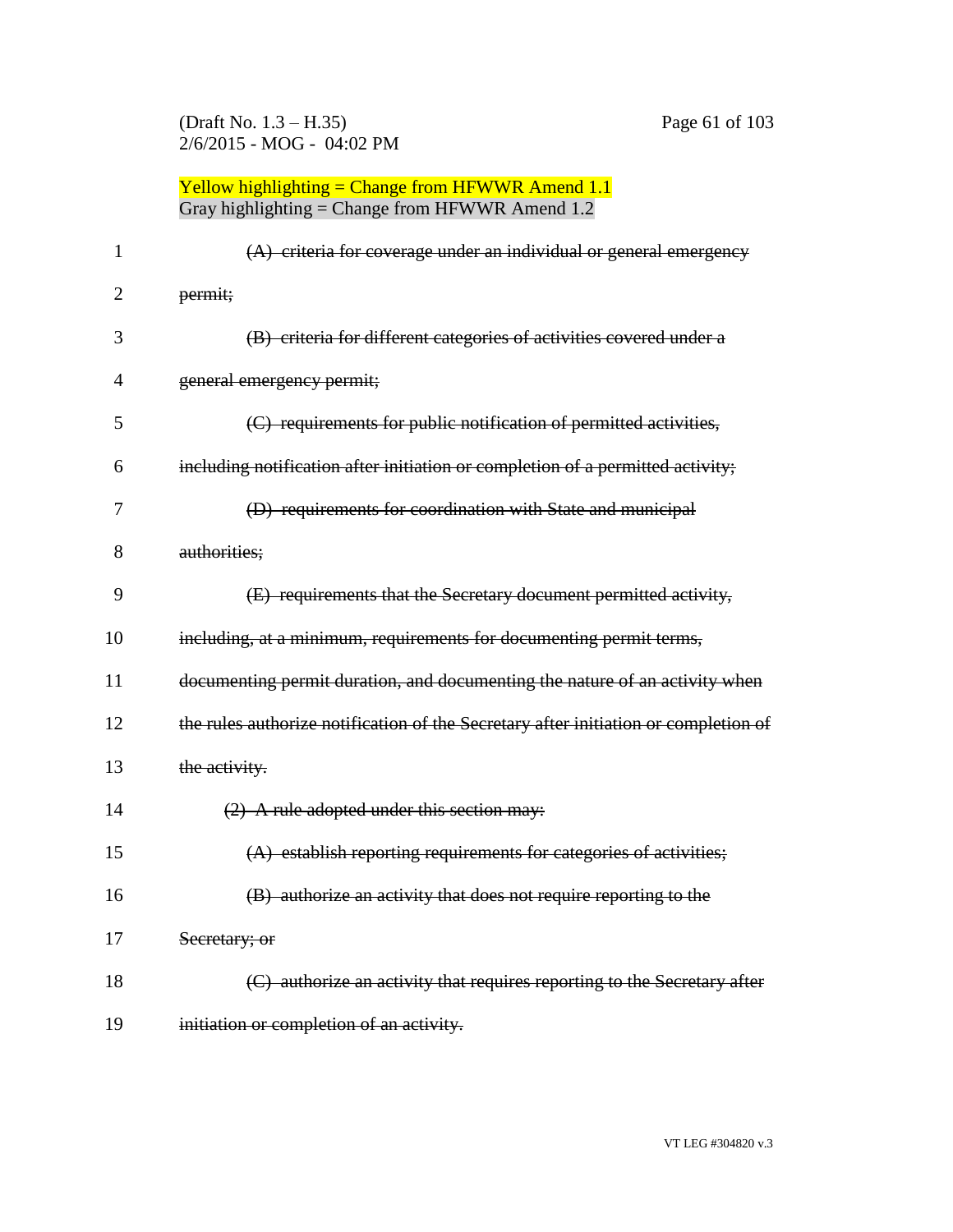Yellow highlighting = Change from HFWWR Amend 1.1
Gray highlighting = Change from HFWWR Amend 1.2

~~(A) criteria for coverage under an individual or general emergency permit;~~

~~(B) criteria for different categories of activities covered under a general emergency permit;~~

~~(C) requirements for public notification of permitted activities, including notification after initiation or completion of a permitted activity;~~

~~(D) requirements for coordination with State and municipal authorities;~~

~~(E) requirements that the Secretary document permitted activity, including, at a minimum, requirements for documenting permit terms, documenting permit duration, and documenting the nature of an activity when the rules authorize notification of the Secretary after initiation or completion of the activity.~~

~~(2) A rule adopted under this section may:~~

~~(A) establish reporting requirements for categories of activities;~~

~~(B) authorize an activity that does not require reporting to the Secretary; or~~

~~(C) authorize an activity that requires reporting to the Secretary after initiation or completion of an activity.~~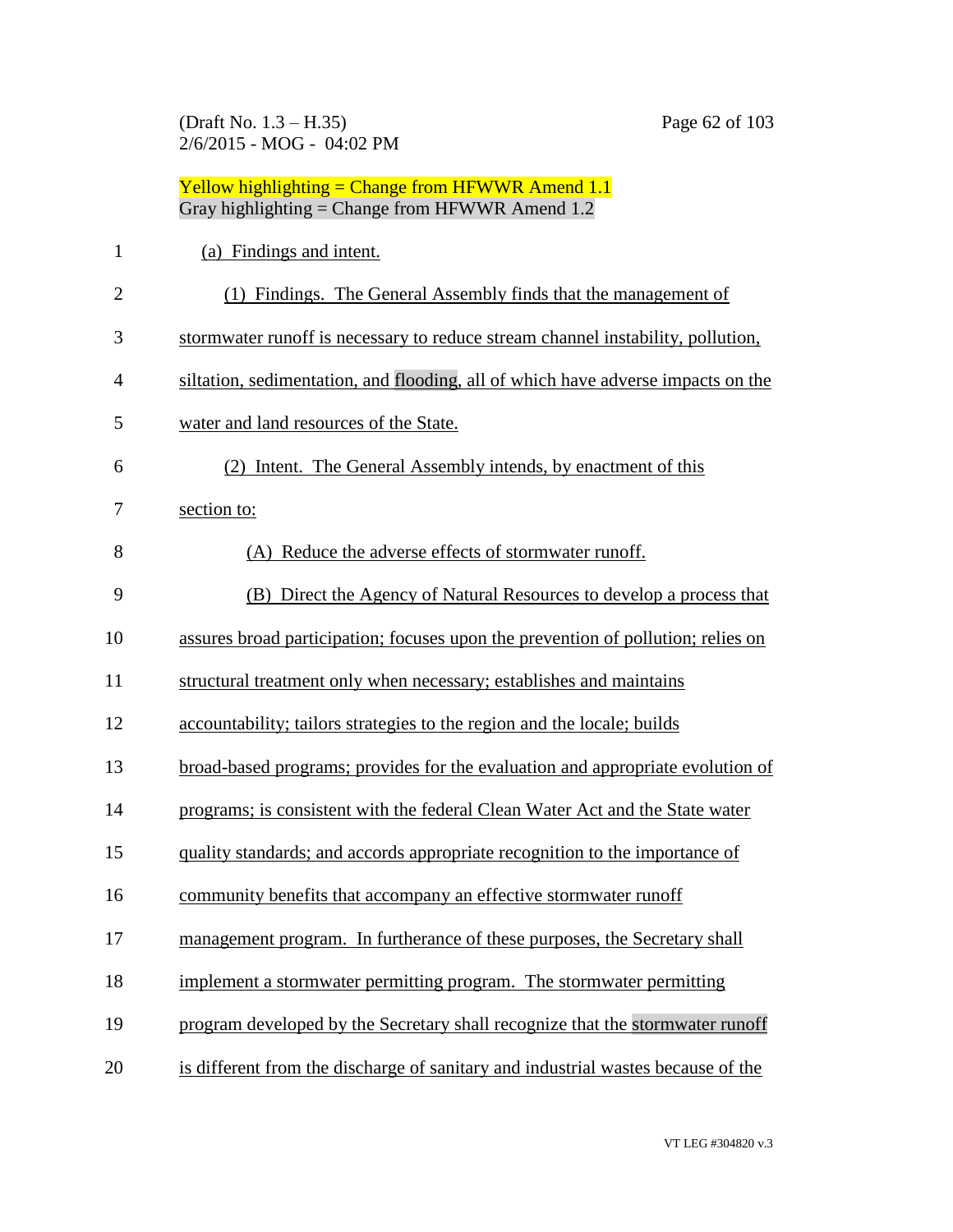Yellow highlighting = Change from HFWWR Amend 1.1
Gray highlighting = Change from HFWWR Amend 1.2

1 (a) Findings and intent.

2 (1) Findings. The General Assembly finds that the management of
3 stormwater runoff is necessary to reduce stream channel instability, pollution,
4 siltation, sedimentation, and flooding, all of which have adverse impacts on the
5 water and land resources of the State.

6 (2) Intent. The General Assembly intends, by enactment of this
7 section to:

8 (A) Reduce the adverse effects of stormwater runoff.

9 (B) Direct the Agency of Natural Resources to develop a process that
10 assures broad participation; focuses upon the prevention of pollution; relies on
11 structural treatment only when necessary; establishes and maintains
12 accountability; tailors strategies to the region and the locale; builds
13 broad-based programs; provides for the evaluation and appropriate evolution of
14 programs; is consistent with the federal Clean Water Act and the State water
15 quality standards; and accords appropriate recognition to the importance of
16 community benefits that accompany an effective stormwater runoff
17 management program. In furtherance of these purposes, the Secretary shall
18 implement a stormwater permitting program. The stormwater permitting
19 program developed by the Secretary shall recognize that the stormwater runoff
20 is different from the discharge of sanitary and industrial wastes because of the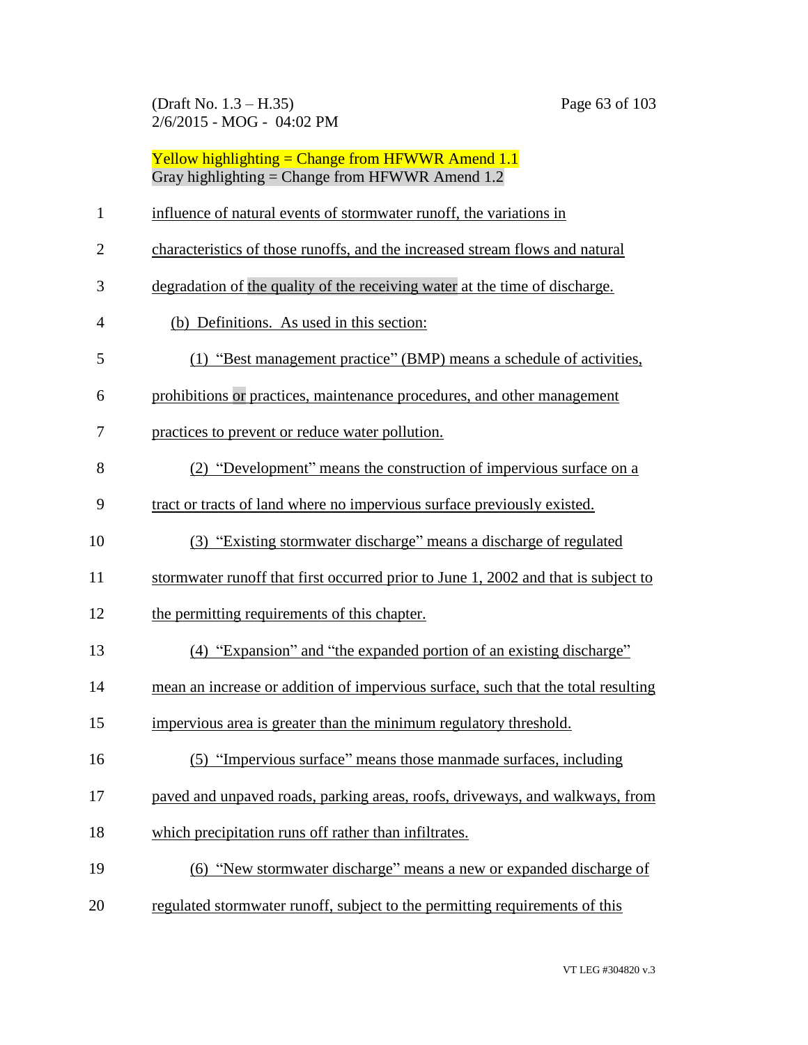Yellow highlighting = Change from HFWWR Amend 1.1
Gray highlighting = Change from HFWWR Amend 1.2

influence of natural events of stormwater runoff, the variations in characteristics of those runoffs, and the increased stream flows and natural degradation of the quality of the receiving water at the time of discharge.

(b) Definitions. As used in this section:

(1) "Best management practice" (BMP) means a schedule of activities, prohibitions or practices, maintenance procedures, and other management practices to prevent or reduce water pollution.

(2) "Development" means the construction of impervious surface on a tract or tracts of land where no impervious surface previously existed.

(3) "Existing stormwater discharge" means a discharge of regulated stormwater runoff that first occurred prior to June 1, 2002 and that is subject to the permitting requirements of this chapter.

(4) "Expansion" and "the expanded portion of an existing discharge" mean an increase or addition of impervious surface, such that the total resulting impervious area is greater than the minimum regulatory threshold.

(5) "Impervious surface" means those manmade surfaces, including paved and unpaved roads, parking areas, roofs, driveways, and walkways, from which precipitation runs off rather than infiltrates.

(6) "New stormwater discharge" means a new or expanded discharge of regulated stormwater runoff, subject to the permitting requirements of this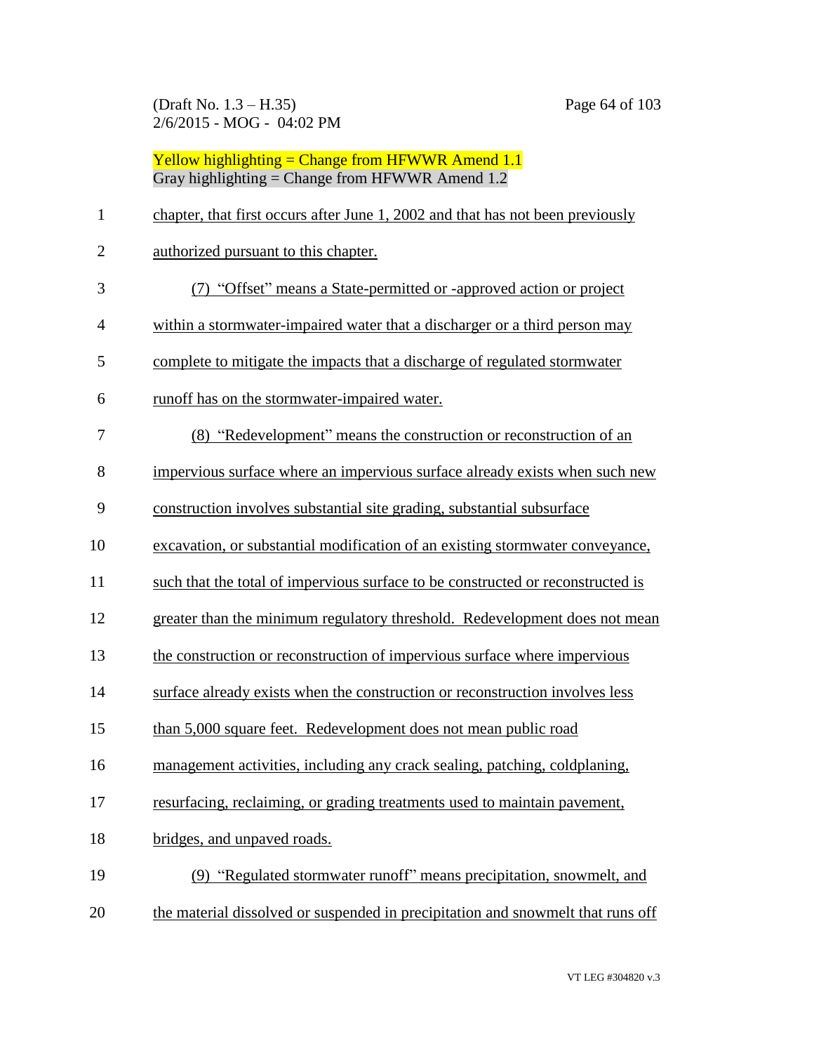Yellow highlighting = Change from HFWWR Amend 1.1
Gray highlighting = Change from HFWWR Amend 1.2

chapter, that first occurs after June 1, 2002 and that has not been previously authorized pursuant to this chapter.

(7) "Offset" means a State-permitted or -approved action or project within a stormwater-impaired water that a discharger or a third person may complete to mitigate the impacts that a discharge of regulated stormwater runoff has on the stormwater-impaired water.

(8) "Redevelopment" means the construction or reconstruction of an impervious surface where an impervious surface already exists when such new construction involves substantial site grading, substantial subsurface excavation, or substantial modification of an existing stormwater conveyance, such that the total of impervious surface to be constructed or reconstructed is greater than the minimum regulatory threshold. Redevelopment does not mean the construction or reconstruction of impervious surface where impervious surface already exists when the construction or reconstruction involves less than 5,000 square feet. Redevelopment does not mean public road management activities, including any crack sealing, patching, coldplaning, resurfacing, reclaiming, or grading treatments used to maintain pavement, bridges, and unpaved roads.

(9) "Regulated stormwater runoff" means precipitation, snowmelt, and the material dissolved or suspended in precipitation and snowmelt that runs off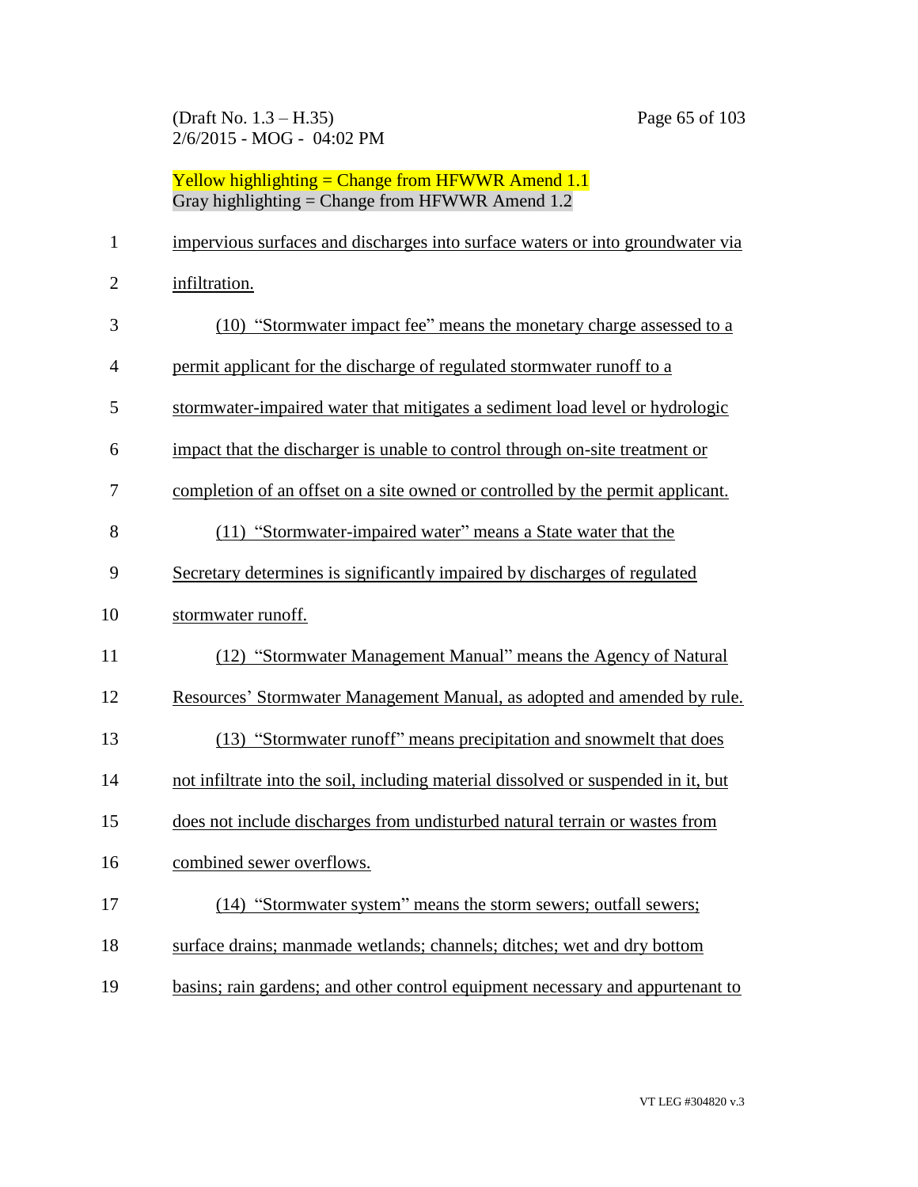Yellow highlighting = Change from HFWWR Amend 1.1
Gray highlighting = Change from HFWWR Amend 1.2

impervious surfaces and discharges into surface waters or into groundwater via infiltration.

(10) "Stormwater impact fee" means the monetary charge assessed to a permit applicant for the discharge of regulated stormwater runoff to a stormwater-impaired water that mitigates a sediment load level or hydrologic impact that the discharger is unable to control through on-site treatment or completion of an offset on a site owned or controlled by the permit applicant.

(11) "Stormwater-impaired water" means a State water that the Secretary determines is significantly impaired by discharges of regulated stormwater runoff.

(12) "Stormwater Management Manual" means the Agency of Natural Resources' Stormwater Management Manual, as adopted and amended by rule.

(13) "Stormwater runoff" means precipitation and snowmelt that does not infiltrate into the soil, including material dissolved or suspended in it, but does not include discharges from undisturbed natural terrain or wastes from combined sewer overflows.

(14) "Stormwater system" means the storm sewers; outfall sewers; surface drains; manmade wetlands; channels; ditches; wet and dry bottom basins; rain gardens; and other control equipment necessary and appurtenant to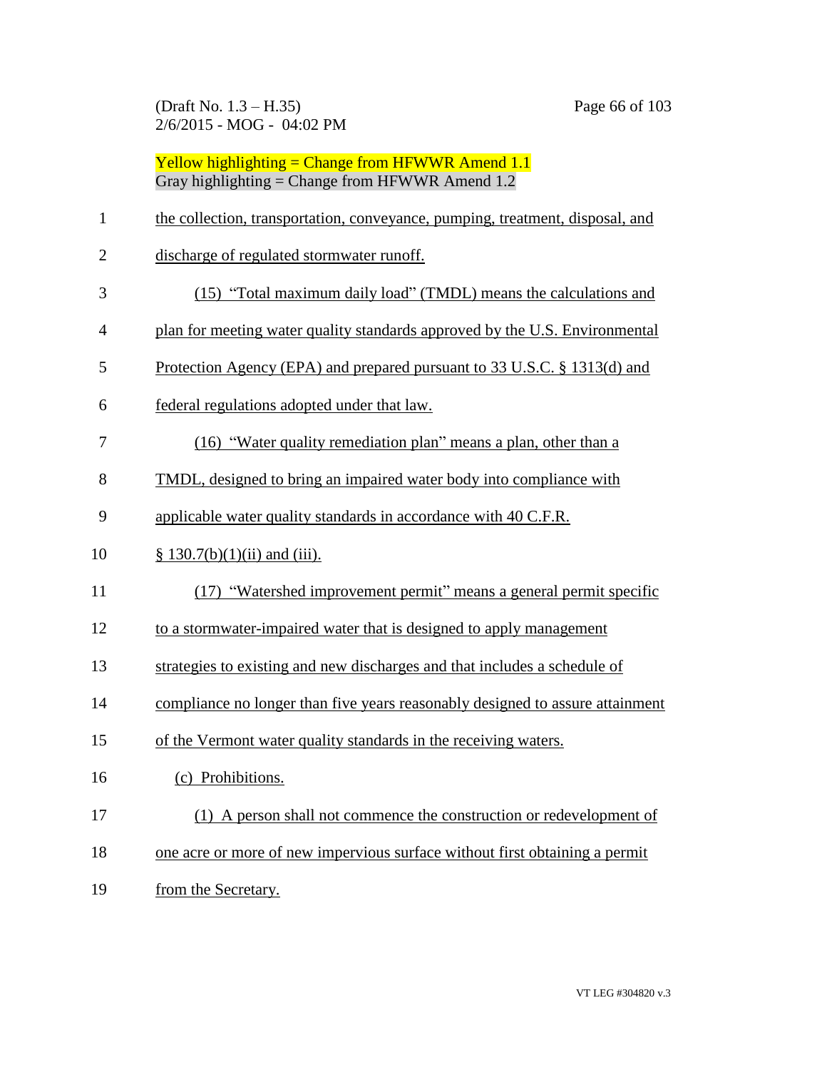Yellow highlighting = Change from HFWWR Amend 1.1
Gray highlighting = Change from HFWWR Amend 1.2

the collection, transportation, conveyance, pumping, treatment, disposal, and discharge of regulated stormwater runoff.

(15) "Total maximum daily load" (TMDL) means the calculations and plan for meeting water quality standards approved by the U.S. Environmental Protection Agency (EPA) and prepared pursuant to 33 U.S.C. § 1313(d) and federal regulations adopted under that law.

(16) "Water quality remediation plan" means a plan, other than a TMDL, designed to bring an impaired water body into compliance with applicable water quality standards in accordance with 40 C.F.R. § 130.7(b)(1)(ii) and (iii).

(17) "Watershed improvement permit" means a general permit specific to a stormwater-impaired water that is designed to apply management strategies to existing and new discharges and that includes a schedule of compliance no longer than five years reasonably designed to assure attainment of the Vermont water quality standards in the receiving waters.

(c) Prohibitions.

(1) A person shall not commence the construction or redevelopment of one acre or more of new impervious surface without first obtaining a permit from the Secretary.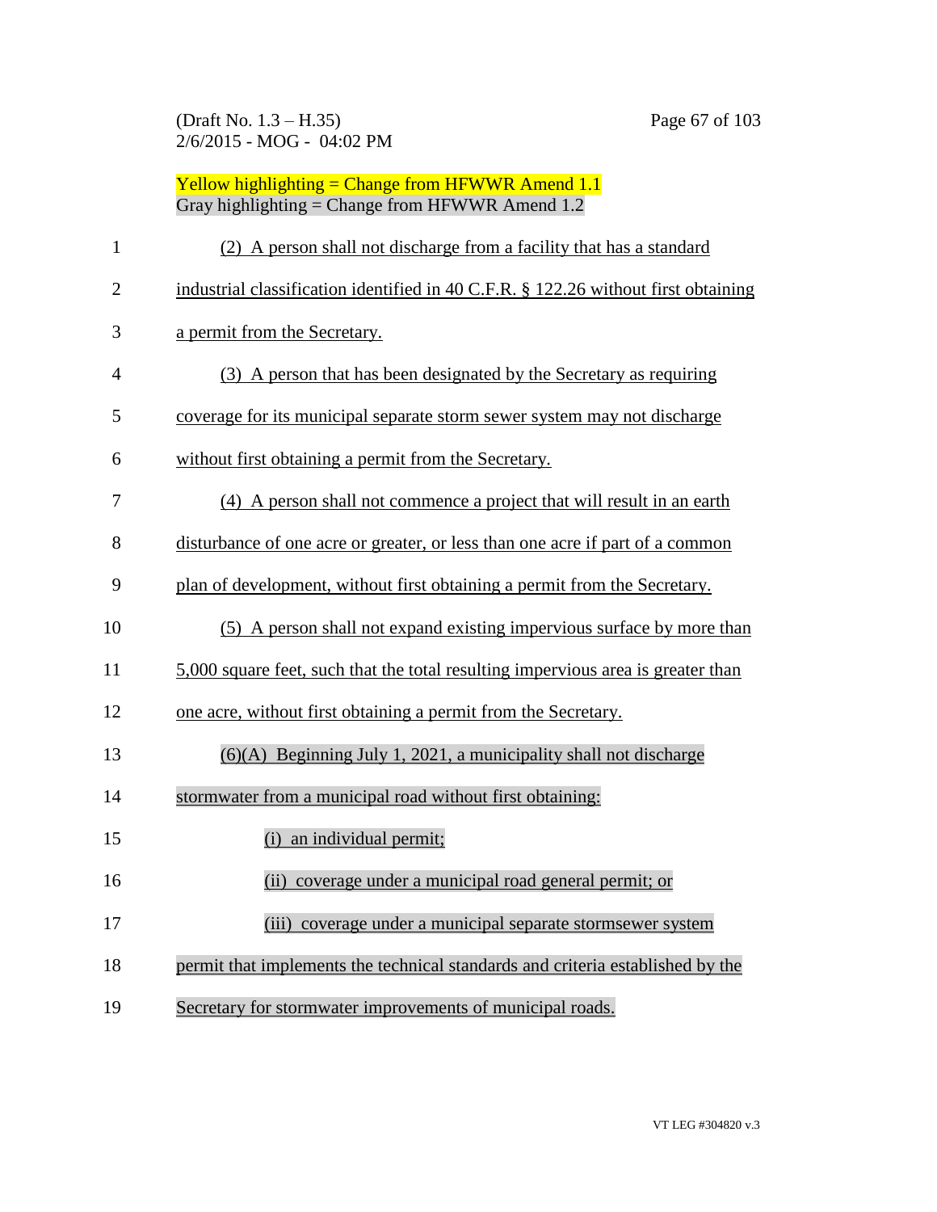Yellow highlighting = Change from HFWWR Amend 1.1
Gray highlighting = Change from HFWWR Amend 1.2

(2) A person shall not discharge from a facility that has a standard industrial classification identified in 40 C.F.R. § 122.26 without first obtaining a permit from the Secretary.

(3) A person that has been designated by the Secretary as requiring coverage for its municipal separate storm sewer system may not discharge without first obtaining a permit from the Secretary.

(4) A person shall not commence a project that will result in an earth disturbance of one acre or greater, or less than one acre if part of a common plan of development, without first obtaining a permit from the Secretary.

(5) A person shall not expand existing impervious surface by more than 5,000 square feet, such that the total resulting impervious area is greater than one acre, without first obtaining a permit from the Secretary.

(6)(A) Beginning July 1, 2021, a municipality shall not discharge stormwater from a municipal road without first obtaining:

(i) an individual permit;

(ii) coverage under a municipal road general permit; or

(iii) coverage under a municipal separate stormsewer system permit that implements the technical standards and criteria established by the Secretary for stormwater improvements of municipal roads.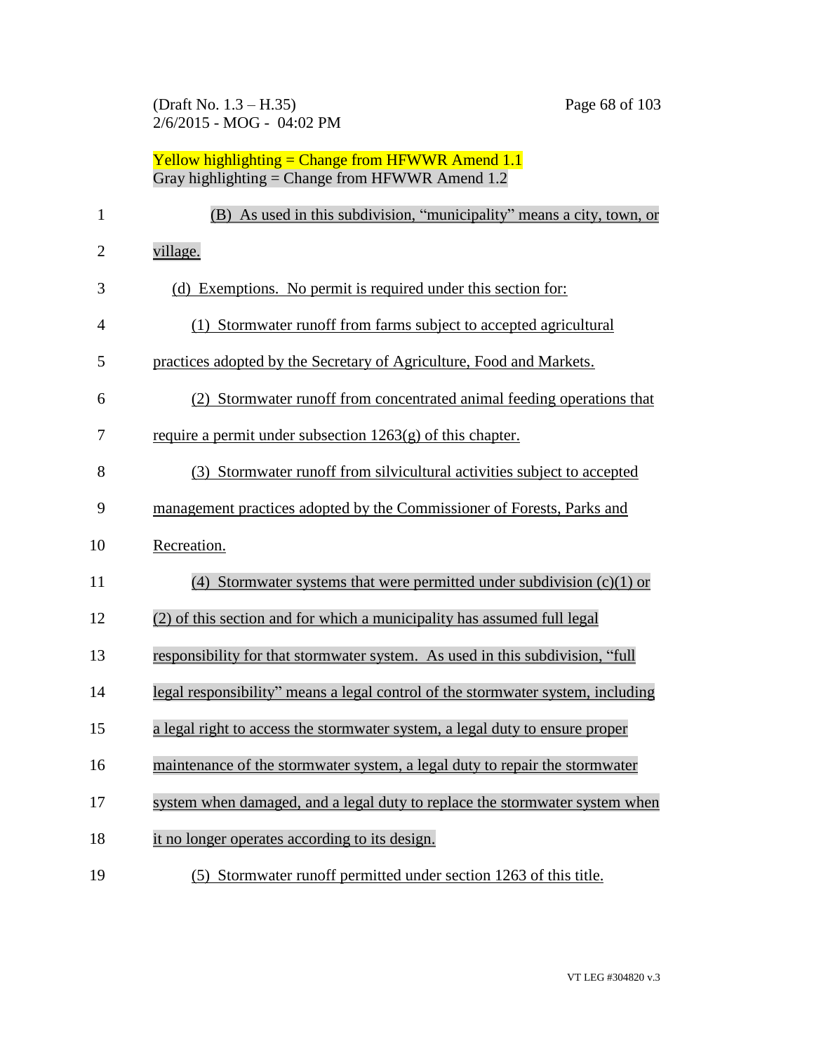Yellow highlighting = Change from HFWWR Amend 1.1
Gray highlighting = Change from HFWWR Amend 1.2

(B) As used in this subdivision, "municipality" means a city, town, or village.

(d) Exemptions. No permit is required under this section for:

(1) Stormwater runoff from farms subject to accepted agricultural practices adopted by the Secretary of Agriculture, Food and Markets.

(2) Stormwater runoff from concentrated animal feeding operations that require a permit under subsection 1263(g) of this chapter.

(3) Stormwater runoff from silvicultural activities subject to accepted management practices adopted by the Commissioner of Forests, Parks and Recreation.

(4) Stormwater systems that were permitted under subdivision (c)(1) or (2) of this section and for which a municipality has assumed full legal responsibility for that stormwater system. As used in this subdivision, "full legal responsibility" means a legal control of the stormwater system, including a legal right to access the stormwater system, a legal duty to ensure proper maintenance of the stormwater system, a legal duty to repair the stormwater system when damaged, and a legal duty to replace the stormwater system when it no longer operates according to its design.

(5) Stormwater runoff permitted under section 1263 of this title.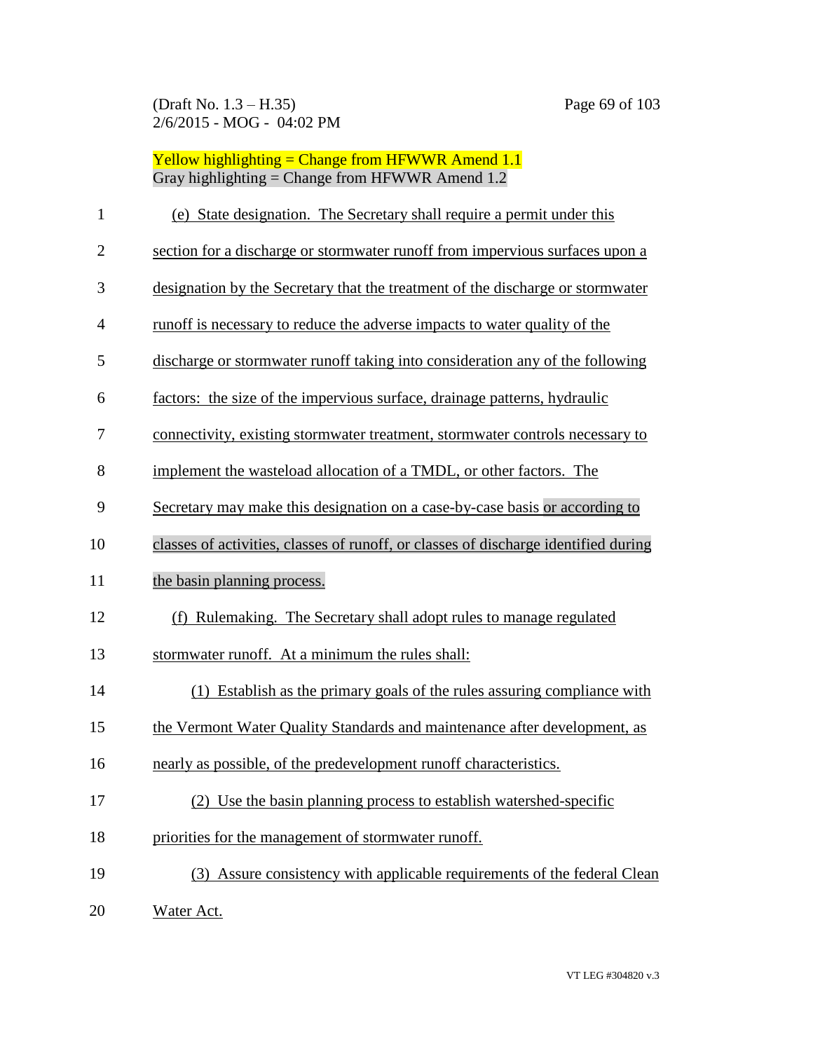Yellow highlighting = Change from HFWWR Amend 1.1
Gray highlighting = Change from HFWWR Amend 1.2

(e) State designation. The Secretary shall require a permit under this section for a discharge or stormwater runoff from impervious surfaces upon a designation by the Secretary that the treatment of the discharge or stormwater runoff is necessary to reduce the adverse impacts to water quality of the discharge or stormwater runoff taking into consideration any of the following factors: the size of the impervious surface, drainage patterns, hydraulic connectivity, existing stormwater treatment, stormwater controls necessary to implement the wasteload allocation of a TMDL, or other factors. The Secretary may make this designation on a case-by-case basis or according to classes of activities, classes of runoff, or classes of discharge identified during the basin planning process.

(f) Rulemaking. The Secretary shall adopt rules to manage regulated stormwater runoff. At a minimum the rules shall:

(1) Establish as the primary goals of the rules assuring compliance with the Vermont Water Quality Standards and maintenance after development, as nearly as possible, of the predevelopment runoff characteristics.

(2) Use the basin planning process to establish watershed-specific priorities for the management of stormwater runoff.

(3) Assure consistency with applicable requirements of the federal Clean Water Act.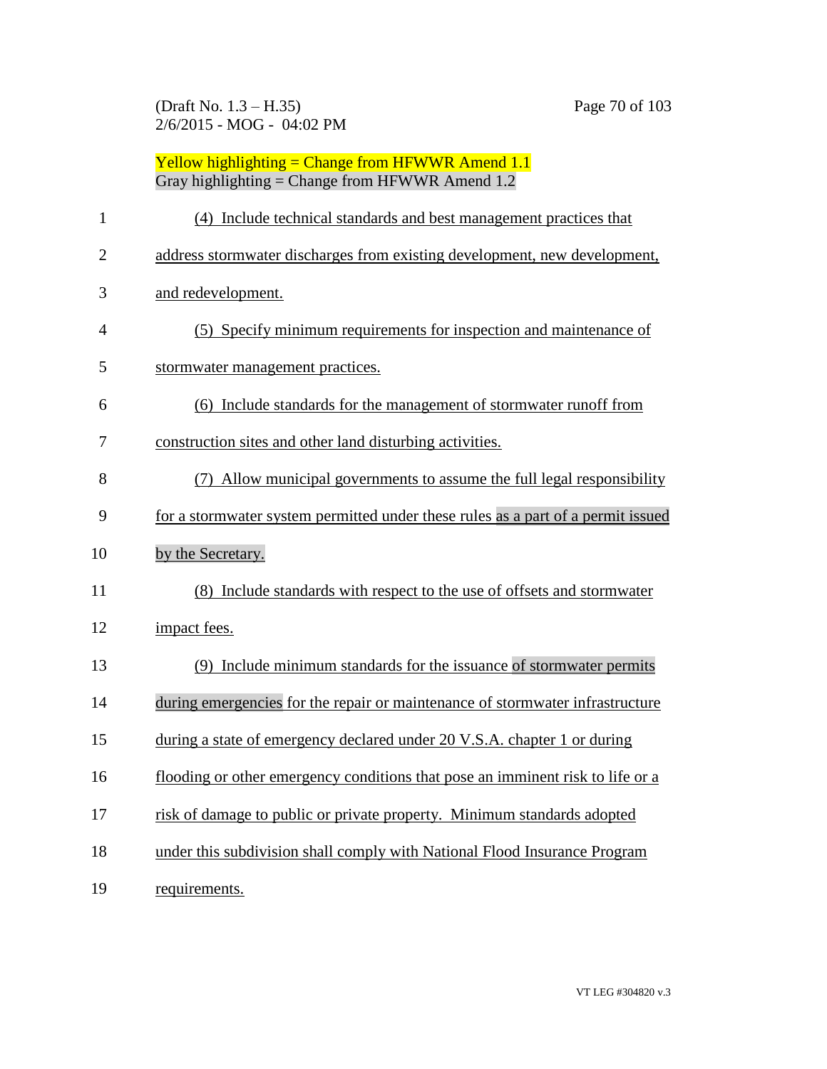Yellow highlighting = Change from HFWWR Amend 1.1
Gray highlighting = Change from HFWWR Amend 1.2

(4) Include technical standards and best management practices that address stormwater discharges from existing development, new development, and redevelopment.

(5) Specify minimum requirements for inspection and maintenance of stormwater management practices.

(6) Include standards for the management of stormwater runoff from construction sites and other land disturbing activities.

(7) Allow municipal governments to assume the full legal responsibility for a stormwater system permitted under these rules as a part of a permit issued by the Secretary.

(8) Include standards with respect to the use of offsets and stormwater impact fees.

(9) Include minimum standards for the issuance of stormwater permits during emergencies for the repair or maintenance of stormwater infrastructure during a state of emergency declared under 20 V.S.A. chapter 1 or during flooding or other emergency conditions that pose an imminent risk to life or a risk of damage to public or private property. Minimum standards adopted under this subdivision shall comply with National Flood Insurance Program requirements.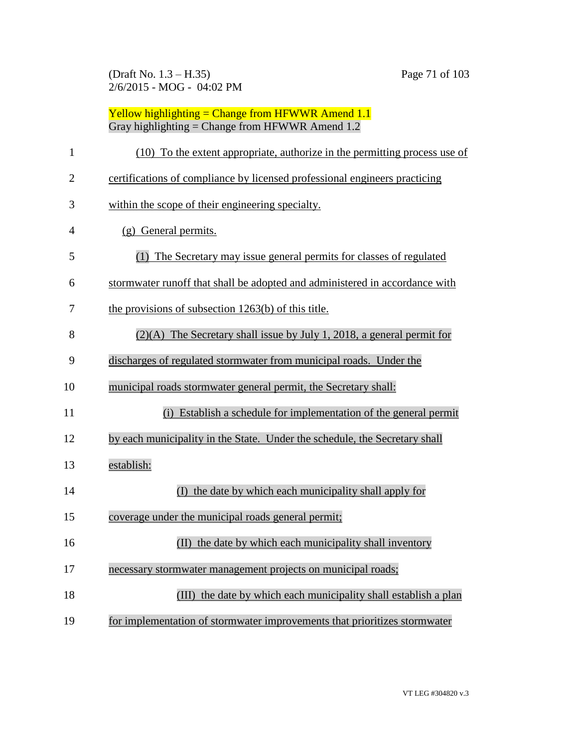Yellow highlighting = Change from HFWWR Amend 1.1
Gray highlighting = Change from HFWWR Amend 1.2

(10) To the extent appropriate, authorize in the permitting process use of certifications of compliance by licensed professional engineers practicing within the scope of their engineering specialty.

(g) General permits.

(1) The Secretary may issue general permits for classes of regulated stormwater runoff that shall be adopted and administered in accordance with the provisions of subsection 1263(b) of this title.

(2)(A) The Secretary shall issue by July 1, 2018, a general permit for discharges of regulated stormwater from municipal roads. Under the municipal roads stormwater general permit, the Secretary shall:

(i) Establish a schedule for implementation of the general permit by each municipality in the State. Under the schedule, the Secretary shall establish:

(I) the date by which each municipality shall apply for coverage under the municipal roads general permit;

(II) the date by which each municipality shall inventory necessary stormwater management projects on municipal roads;

(III) the date by which each municipality shall establish a plan for implementation of stormwater improvements that prioritizes stormwater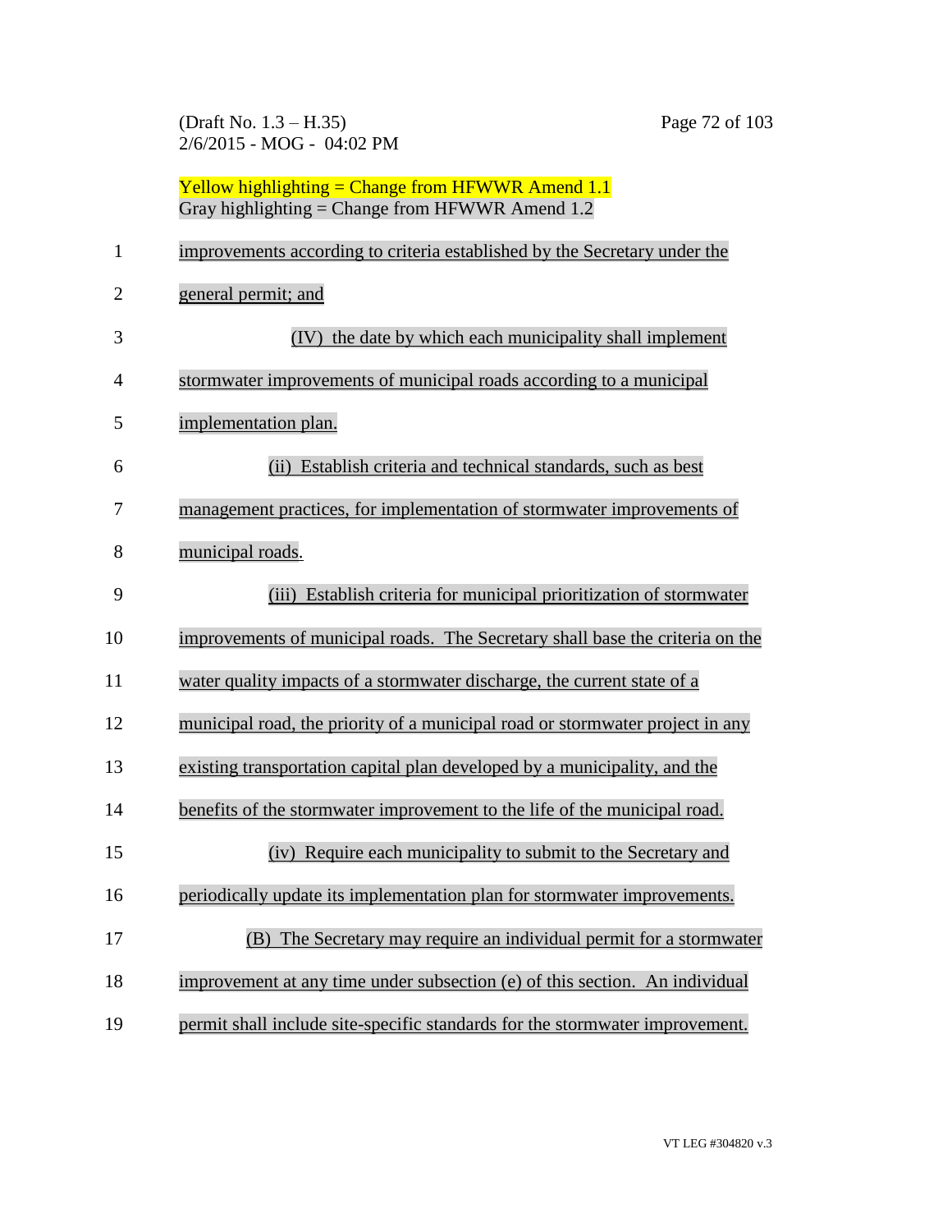Yellow highlighting = Change from HFWWR Amend 1.1
Gray highlighting = Change from HFWWR Amend 1.2

improvements according to criteria established by the Secretary under the general permit; and

(IV) the date by which each municipality shall implement stormwater improvements of municipal roads according to a municipal implementation plan.

(ii) Establish criteria and technical standards, such as best management practices, for implementation of stormwater improvements of municipal roads.

(iii) Establish criteria for municipal prioritization of stormwater improvements of municipal roads. The Secretary shall base the criteria on the water quality impacts of a stormwater discharge, the current state of a municipal road, the priority of a municipal road or stormwater project in any existing transportation capital plan developed by a municipality, and the benefits of the stormwater improvement to the life of the municipal road.

(iv) Require each municipality to submit to the Secretary and periodically update its implementation plan for stormwater improvements.

(B) The Secretary may require an individual permit for a stormwater improvement at any time under subsection (e) of this section. An individual permit shall include site-specific standards for the stormwater improvement.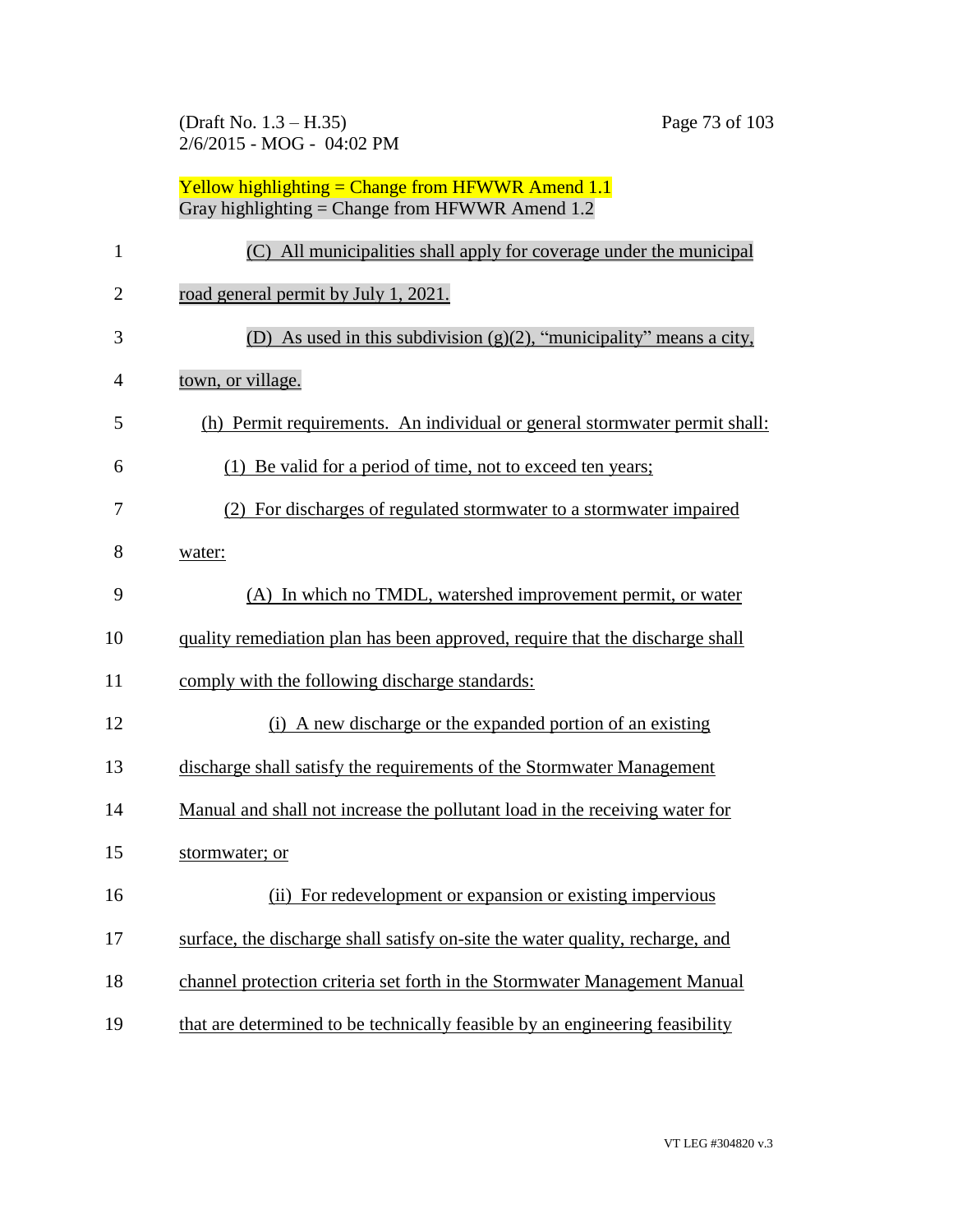Yellow highlighting = Change from HFWWR Amend 1.1
Gray highlighting = Change from HFWWR Amend 1.2

(C) All municipalities shall apply for coverage under the municipal road general permit by July 1, 2021.

(D) As used in this subdivision (g)(2), "municipality" means a city, town, or village.

(h) Permit requirements. An individual or general stormwater permit shall:

(1) Be valid for a period of time, not to exceed ten years;

(2) For discharges of regulated stormwater to a stormwater impaired water:

(A) In which no TMDL, watershed improvement permit, or water quality remediation plan has been approved, require that the discharge shall comply with the following discharge standards:

(i) A new discharge or the expanded portion of an existing discharge shall satisfy the requirements of the Stormwater Management Manual and shall not increase the pollutant load in the receiving water for stormwater; or

(ii) For redevelopment or expansion or existing impervious surface, the discharge shall satisfy on-site the water quality, recharge, and channel protection criteria set forth in the Stormwater Management Manual that are determined to be technically feasible by an engineering feasibility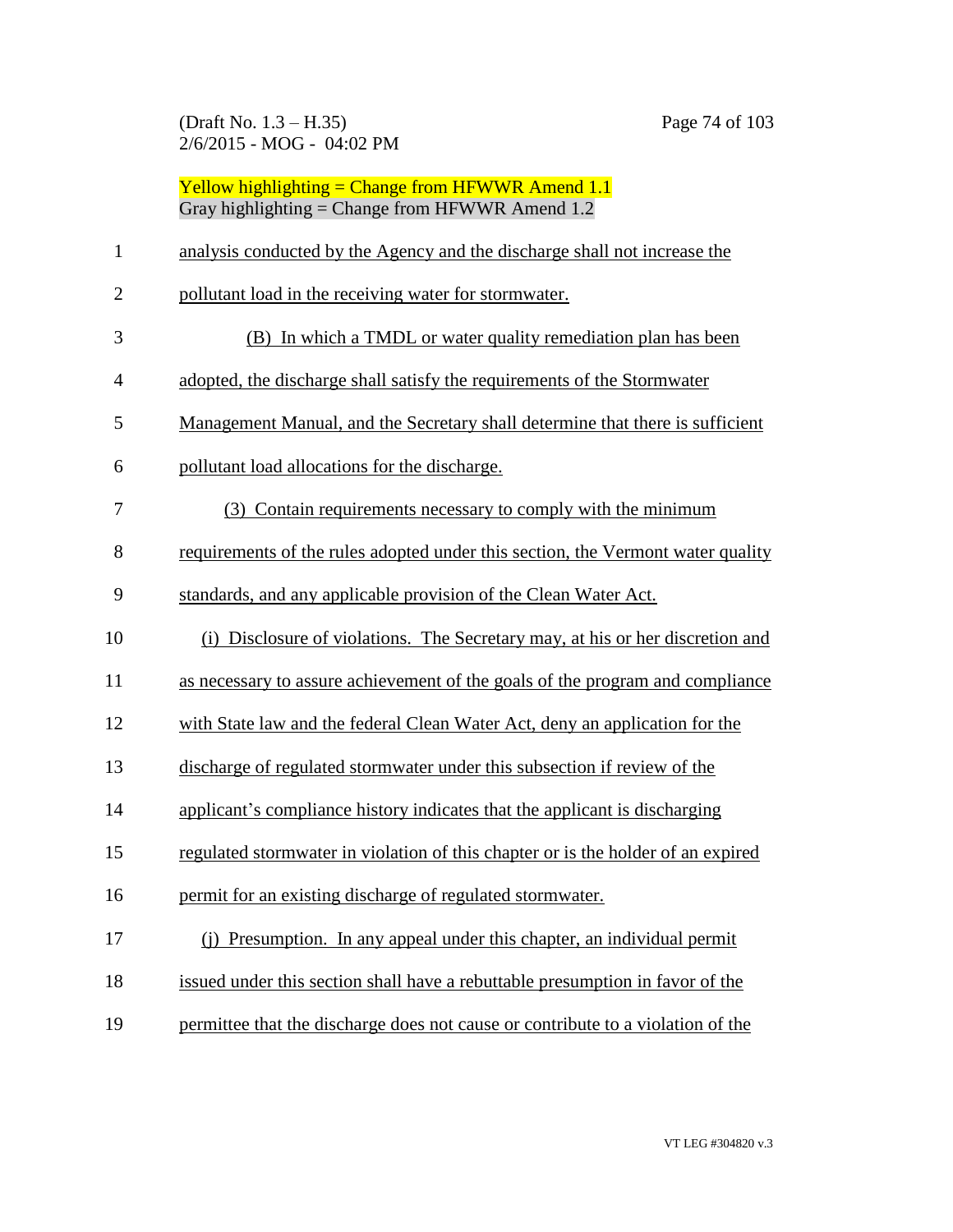Yellow highlighting = Change from HFWWR Amend 1.1
Gray highlighting = Change from HFWWR Amend 1.2

analysis conducted by the Agency and the discharge shall not increase the pollutant load in the receiving water for stormwater.

(B) In which a TMDL or water quality remediation plan has been adopted, the discharge shall satisfy the requirements of the Stormwater Management Manual, and the Secretary shall determine that there is sufficient pollutant load allocations for the discharge.

(3) Contain requirements necessary to comply with the minimum requirements of the rules adopted under this section, the Vermont water quality standards, and any applicable provision of the Clean Water Act.

(i) Disclosure of violations. The Secretary may, at his or her discretion and as necessary to assure achievement of the goals of the program and compliance with State law and the federal Clean Water Act, deny an application for the discharge of regulated stormwater under this subsection if review of the applicant's compliance history indicates that the applicant is discharging regulated stormwater in violation of this chapter or is the holder of an expired permit for an existing discharge of regulated stormwater.

(j) Presumption. In any appeal under this chapter, an individual permit issued under this section shall have a rebuttable presumption in favor of the permittee that the discharge does not cause or contribute to a violation of the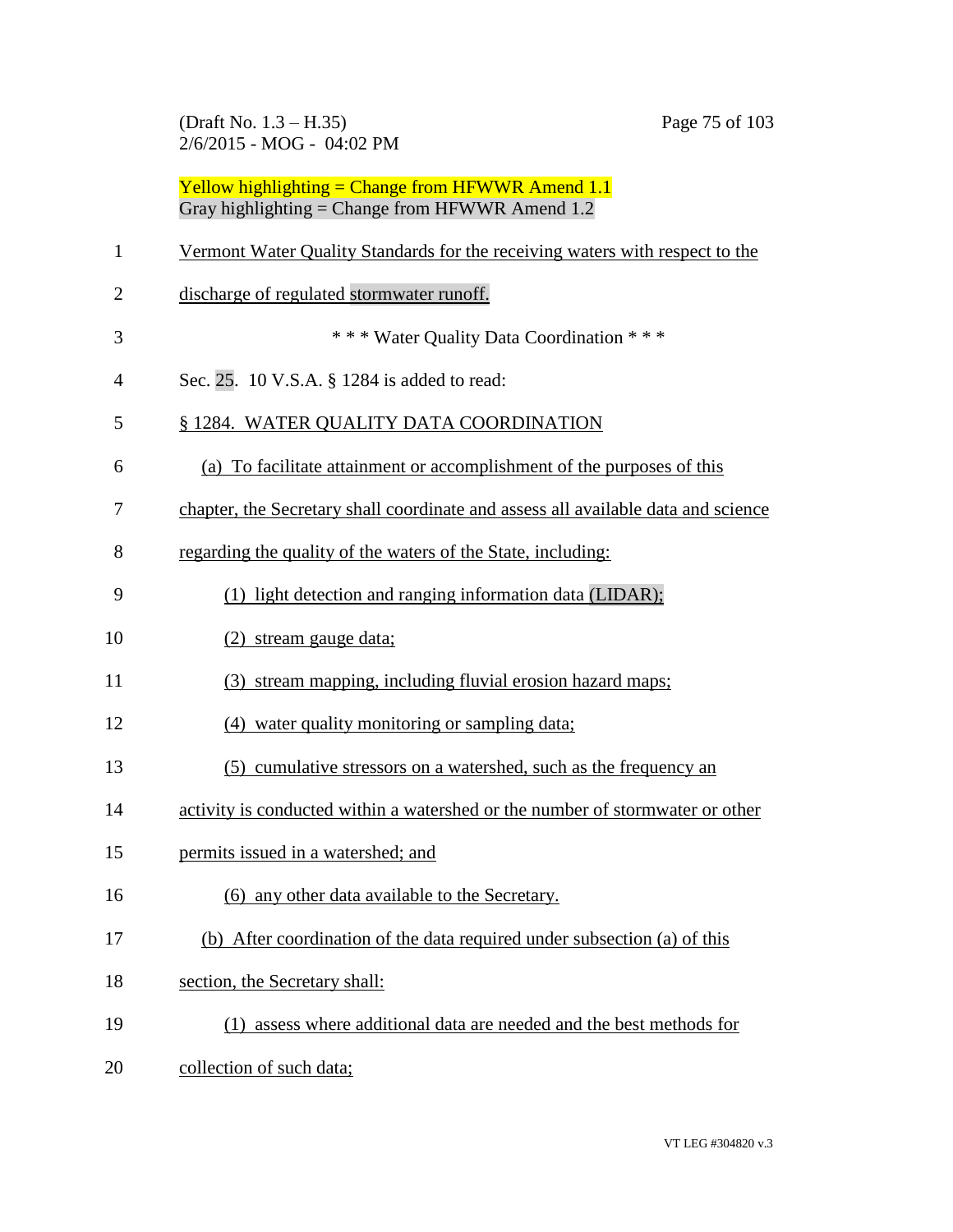Yellow highlighting = Change from HFWWR Amend 1.1
Gray highlighting = Change from HFWWR Amend 1.2

Vermont Water Quality Standards for the receiving waters with respect to the discharge of regulated stormwater runoff.

\* \* \* Water Quality Data Coordination \* \* \*

Sec. 25. 10 V.S.A. § 1284 is added to read:

§ 1284. WATER QUALITY DATA COORDINATION

(a) To facilitate attainment or accomplishment of the purposes of this chapter, the Secretary shall coordinate and assess all available data and science regarding the quality of the waters of the State, including:

(1) light detection and ranging information data (LIDAR);

(2) stream gauge data;

(3) stream mapping, including fluvial erosion hazard maps;

(4) water quality monitoring or sampling data;

(5) cumulative stressors on a watershed, such as the frequency an activity is conducted within a watershed or the number of stormwater or other permits issued in a watershed; and

(6) any other data available to the Secretary.

(b) After coordination of the data required under subsection (a) of this section, the Secretary shall:

(1) assess where additional data are needed and the best methods for collection of such data;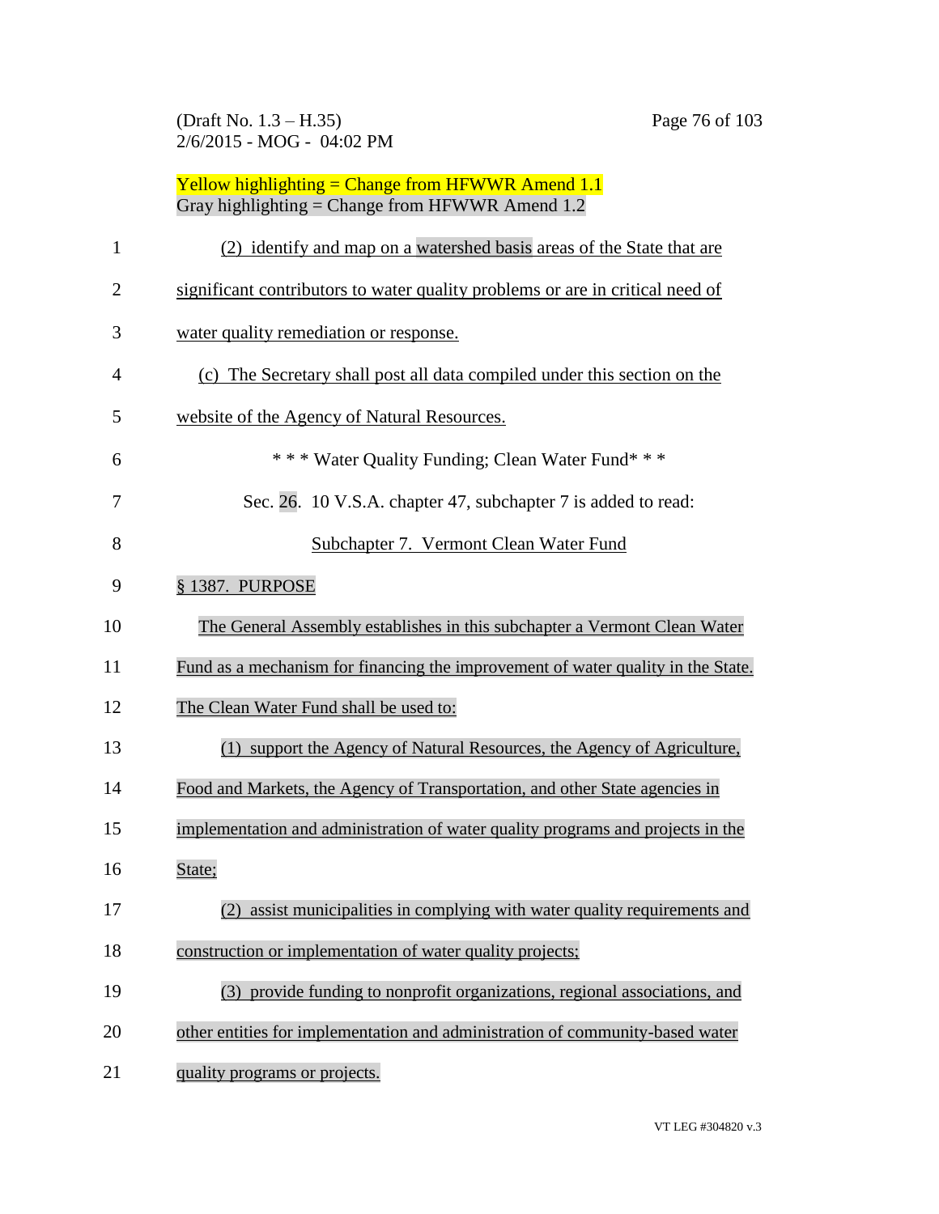Yellow highlighting = Change from HFWWR Amend 1.1
Gray highlighting = Change from HFWWR Amend 1.2

(2) identify and map on a watershed basis areas of the State that are significant contributors to water quality problems or are in critical need of water quality remediation or response.

(c) The Secretary shall post all data compiled under this section on the website of the Agency of Natural Resources.

\* \* \* Water Quality Funding; Clean Water Fund\* \* \*

Sec. 26. 10 V.S.A. chapter 47, subchapter 7 is added to read:

Subchapter 7. Vermont Clean Water Fund

§ 1387. PURPOSE

The General Assembly establishes in this subchapter a Vermont Clean Water Fund as a mechanism for financing the improvement of water quality in the State. The Clean Water Fund shall be used to:

(1) support the Agency of Natural Resources, the Agency of Agriculture, Food and Markets, the Agency of Transportation, and other State agencies in implementation and administration of water quality programs and projects in the State;

(2) assist municipalities in complying with water quality requirements and construction or implementation of water quality projects;

(3) provide funding to nonprofit organizations, regional associations, and other entities for implementation and administration of community-based water quality programs or projects.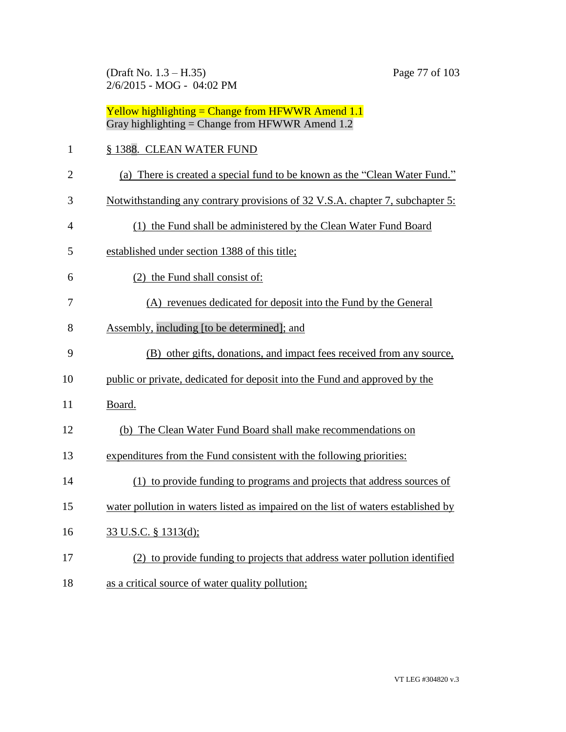Yellow highlighting = Change from HFWWR Amend 1.1
Gray highlighting = Change from HFWWR Amend 1.2

§ 1388. CLEAN WATER FUND

(a) There is created a special fund to be known as the "Clean Water Fund." Notwithstanding any contrary provisions of 32 V.S.A. chapter 7, subchapter 5:

(1) the Fund shall be administered by the Clean Water Fund Board established under section 1388 of this title;

(2) the Fund shall consist of:

(A) revenues dedicated for deposit into the Fund by the General Assembly, including [to be determined]; and

(B) other gifts, donations, and impact fees received from any source, public or private, dedicated for deposit into the Fund and approved by the Board.

(b) The Clean Water Fund Board shall make recommendations on expenditures from the Fund consistent with the following priorities:

(1) to provide funding to programs and projects that address sources of water pollution in waters listed as impaired on the list of waters established by 33 U.S.C. § 1313(d);

(2) to provide funding to projects that address water pollution identified as a critical source of water quality pollution;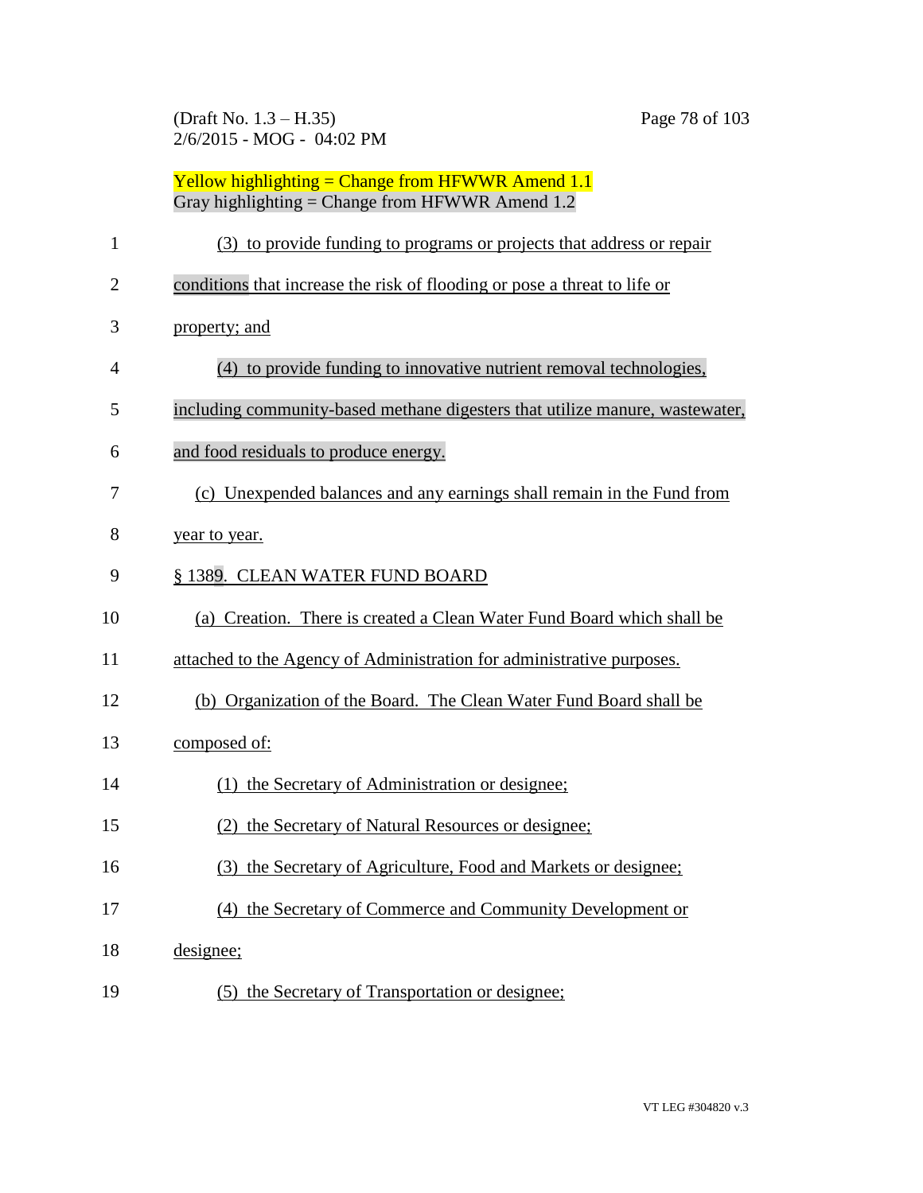Yellow highlighting = Change from HFWWR Amend 1.1
Gray highlighting = Change from HFWWR Amend 1.2

(3) to provide funding to programs or projects that address or repair conditions that increase the risk of flooding or pose a threat to life or property; and

(4) to provide funding to innovative nutrient removal technologies, including community-based methane digesters that utilize manure, wastewater, and food residuals to produce energy.

(c) Unexpended balances and any earnings shall remain in the Fund from year to year.

§ 1389. CLEAN WATER FUND BOARD

(a) Creation. There is created a Clean Water Fund Board which shall be attached to the Agency of Administration for administrative purposes.

(b) Organization of the Board. The Clean Water Fund Board shall be composed of:

(1) the Secretary of Administration or designee;

(2) the Secretary of Natural Resources or designee;

(3) the Secretary of Agriculture, Food and Markets or designee;

(4) the Secretary of Commerce and Community Development or designee;

(5) the Secretary of Transportation or designee;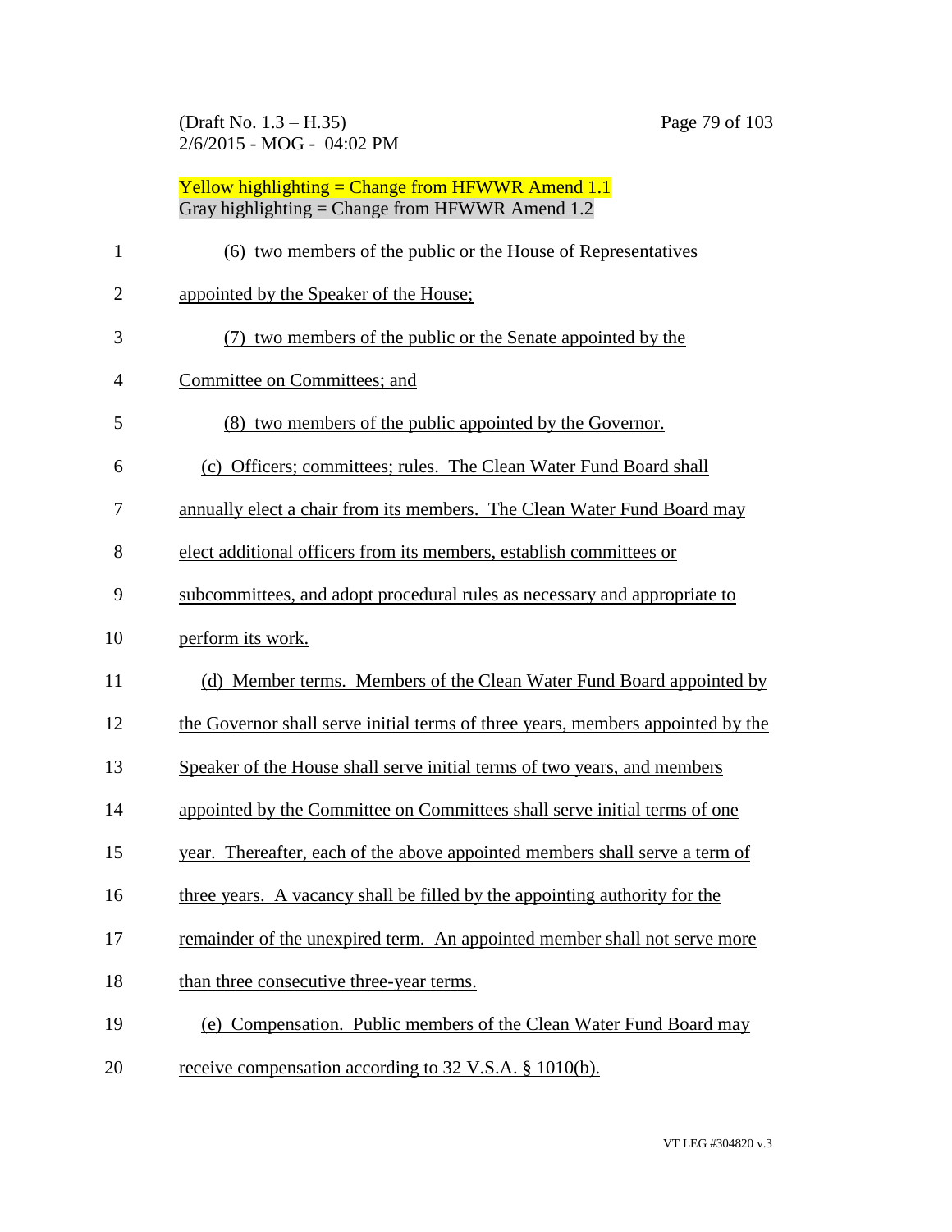Yellow highlighting = Change from HFWWR Amend 1.1
Gray highlighting = Change from HFWWR Amend 1.2

(6) two members of the public or the House of Representatives appointed by the Speaker of the House;

(7) two members of the public or the Senate appointed by the Committee on Committees; and

(8) two members of the public appointed by the Governor.

(c) Officers; committees; rules. The Clean Water Fund Board shall annually elect a chair from its members. The Clean Water Fund Board may elect additional officers from its members, establish committees or subcommittees, and adopt procedural rules as necessary and appropriate to perform its work.

(d) Member terms. Members of the Clean Water Fund Board appointed by the Governor shall serve initial terms of three years, members appointed by the Speaker of the House shall serve initial terms of two years, and members appointed by the Committee on Committees shall serve initial terms of one year. Thereafter, each of the above appointed members shall serve a term of three years. A vacancy shall be filled by the appointing authority for the remainder of the unexpired term. An appointed member shall not serve more than three consecutive three-year terms.

(e) Compensation. Public members of the Clean Water Fund Board may receive compensation according to 32 V.S.A. § 1010(b).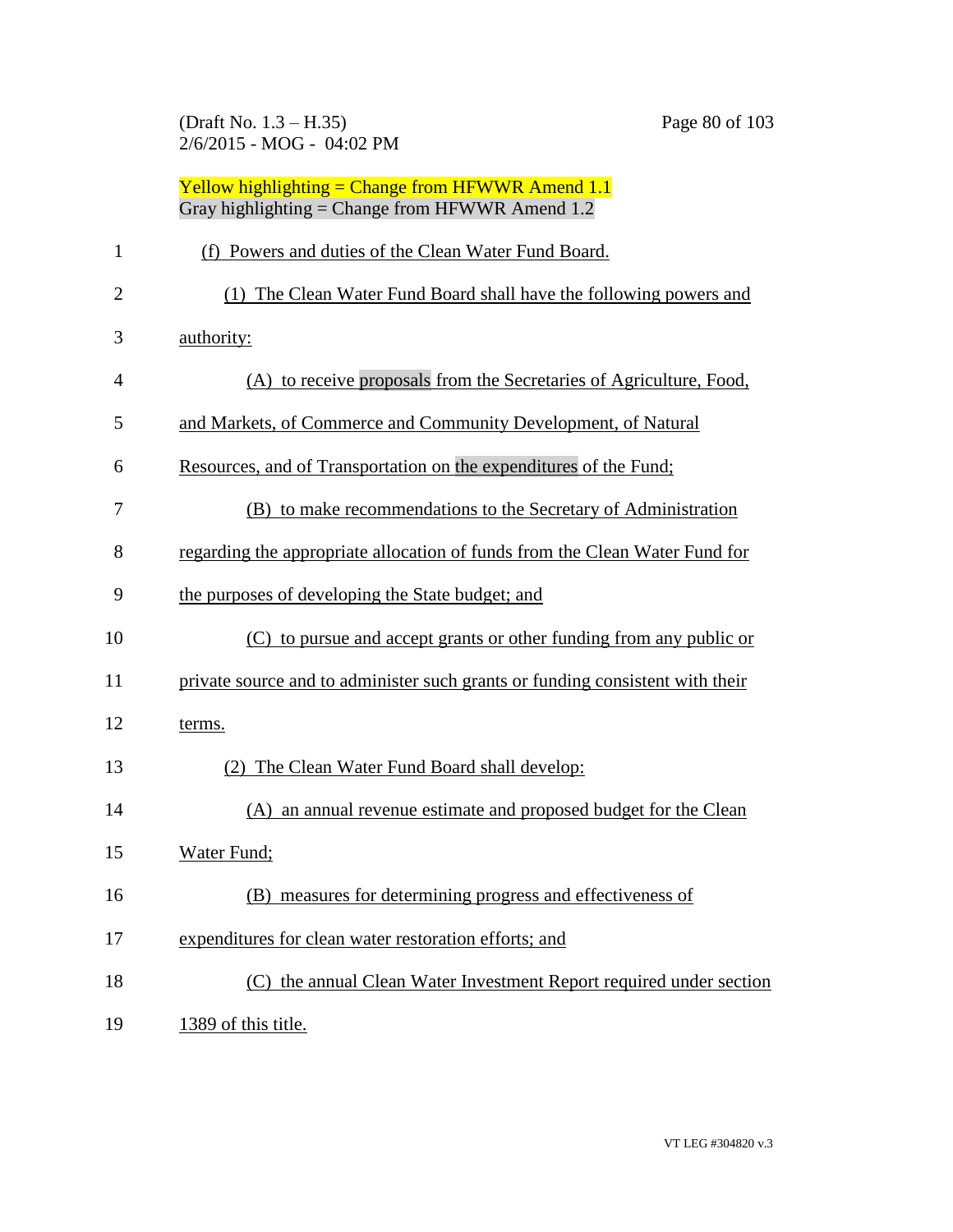Yellow highlighting = Change from HFWWR Amend 1.1
Gray highlighting = Change from HFWWR Amend 1.2

(f) Powers and duties of the Clean Water Fund Board.

(1) The Clean Water Fund Board shall have the following powers and authority:

(A) to receive proposals from the Secretaries of Agriculture, Food, and Markets, of Commerce and Community Development, of Natural Resources, and of Transportation on the expenditures of the Fund;

(B) to make recommendations to the Secretary of Administration regarding the appropriate allocation of funds from the Clean Water Fund for the purposes of developing the State budget; and

(C) to pursue and accept grants or other funding from any public or private source and to administer such grants or funding consistent with their terms.

(2) The Clean Water Fund Board shall develop:

(A) an annual revenue estimate and proposed budget for the Clean Water Fund;

(B) measures for determining progress and effectiveness of expenditures for clean water restoration efforts; and

(C) the annual Clean Water Investment Report required under section 1389 of this title.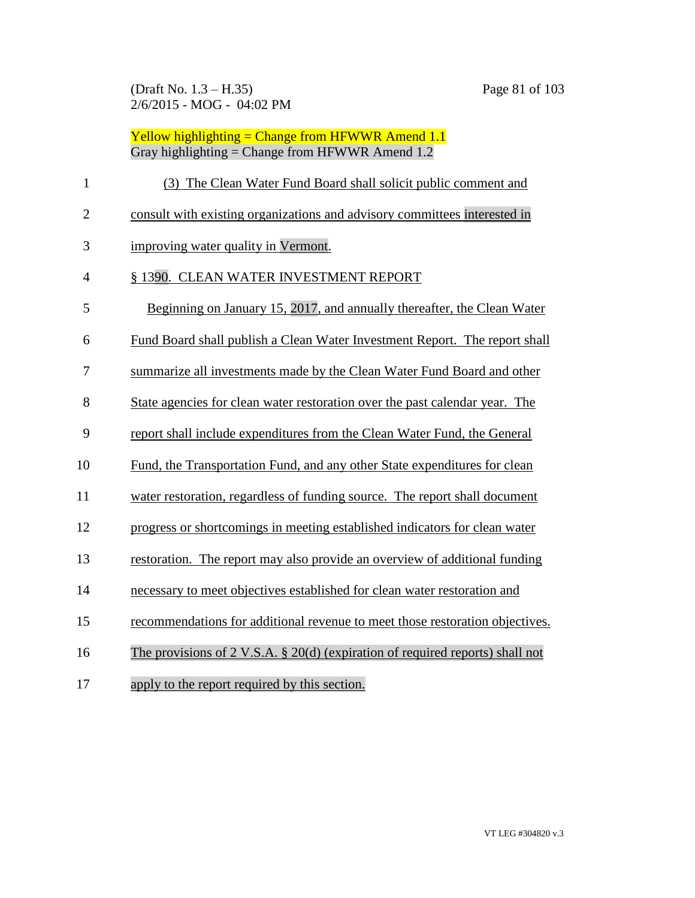Yellow highlighting = Change from HFWWR Amend 1.1
Gray highlighting = Change from HFWWR Amend 1.2

(3) The Clean Water Fund Board shall solicit public comment and consult with existing organizations and advisory committees interested in improving water quality in Vermont.

§ 1390. CLEAN WATER INVESTMENT REPORT

Beginning on January 15, 2017, and annually thereafter, the Clean Water Fund Board shall publish a Clean Water Investment Report. The report shall summarize all investments made by the Clean Water Fund Board and other State agencies for clean water restoration over the past calendar year. The report shall include expenditures from the Clean Water Fund, the General Fund, the Transportation Fund, and any other State expenditures for clean water restoration, regardless of funding source. The report shall document progress or shortcomings in meeting established indicators for clean water restoration. The report may also provide an overview of additional funding necessary to meet objectives established for clean water restoration and recommendations for additional revenue to meet those restoration objectives. The provisions of 2 V.S.A. § 20(d) (expiration of required reports) shall not apply to the report required by this section.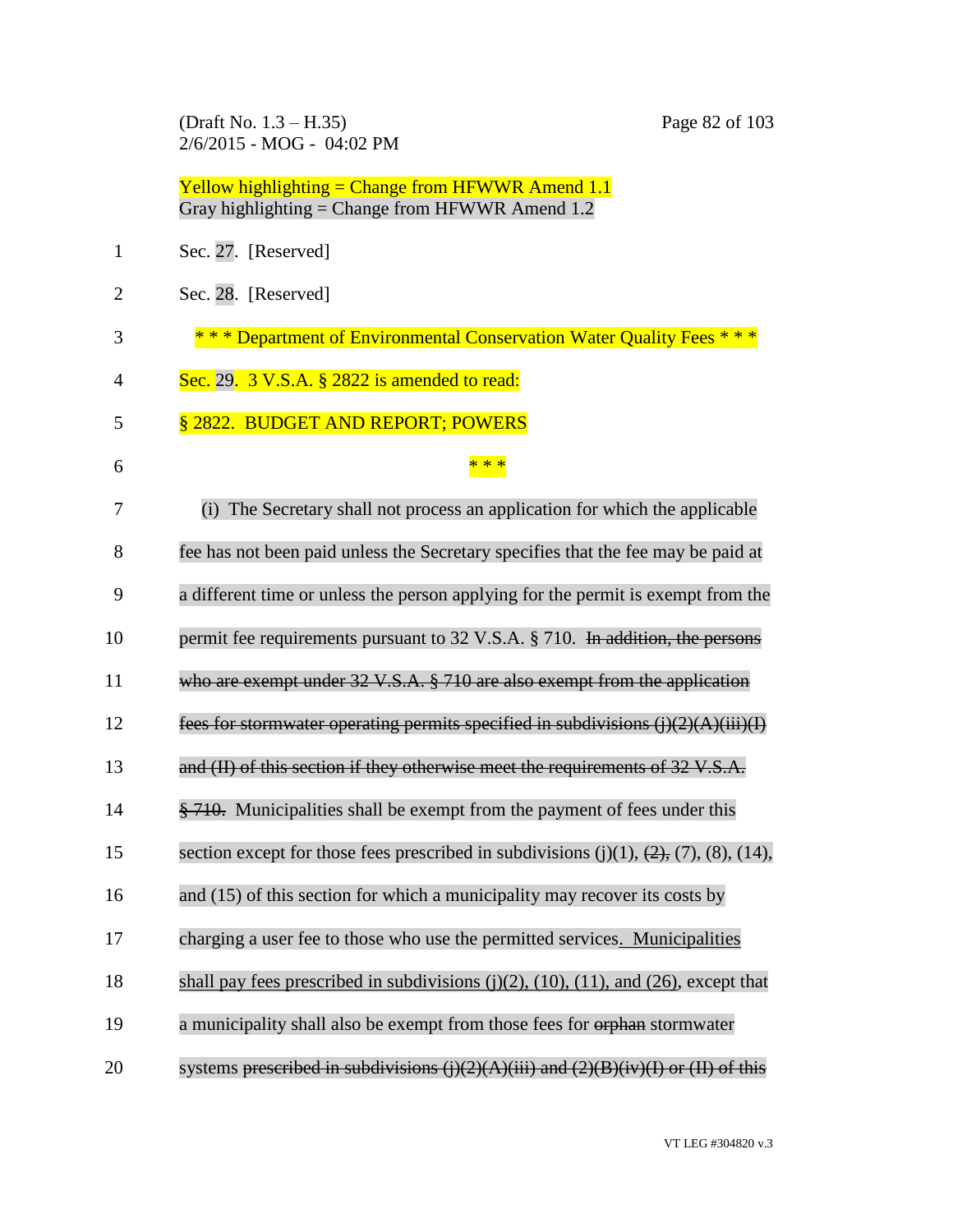Yellow highlighting = Change from HFWWR Amend 1.1
Gray highlighting = Change from HFWWR Amend 1.2

Sec. 27. [Reserved]

Sec. 28. [Reserved]

* * * Department of Environmental Conservation Water Quality Fees * * *

Sec. 29. 3 V.S.A. § 2822 is amended to read:

§ 2822. BUDGET AND REPORT; POWERS

* * *

(i) The Secretary shall not process an application for which the applicable fee has not been paid unless the Secretary specifies that the fee may be paid at a different time or unless the person applying for the permit is exempt from the permit fee requirements pursuant to 32 V.S.A. § 710. ~~In addition, the persons who are exempt under 32 V.S.A. § 710 are also exempt from the application fees for stormwater operating permits specified in subdivisions (j)(2)(A)(iii)(I) and (II) of this section if they otherwise meet the requirements of 32 V.S.A. § 710.~~ Municipalities shall be exempt from the payment of fees under this section except for those fees prescribed in subdivisions (j)(1), ~~(2),~~ (7), (8), (14), and (15) of this section for which a municipality may recover its costs by charging a user fee to those who use the permitted services. Municipalities shall pay fees prescribed in subdivisions (j)(2), (10), (11), and (26), except that a municipality shall also be exempt from those fees for ~~orphan~~ stormwater systems ~~prescribed in subdivisions (j)(2)(A)(iii) and (2)(B)(iv)(I) or (II) of this~~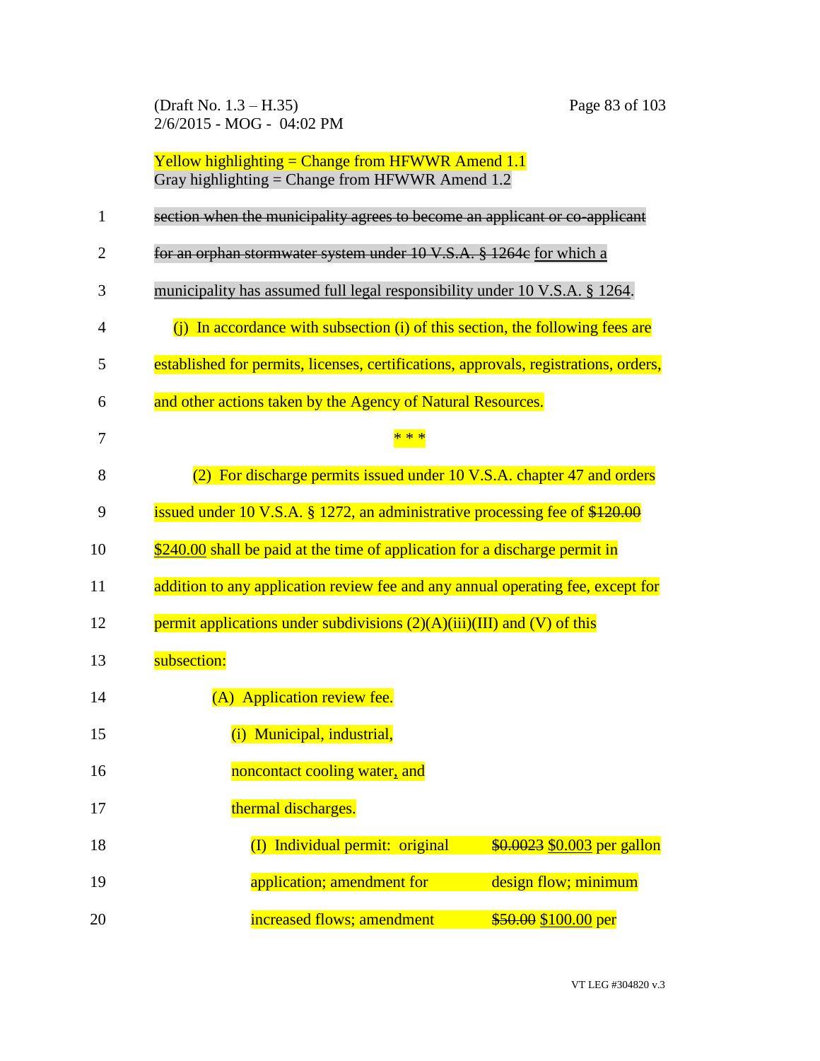Yellow highlighting = Change from HFWWR Amend 1.1
Gray highlighting = Change from HFWWR Amend 1.2

~~section when the municipality agrees to become an applicant or co-applicant for an orphan stormwater system under 10 V.S.A. § 1264c~~ for which a municipality has assumed full legal responsibility under 10 V.S.A. § 1264.

(j) In accordance with subsection (i) of this section, the following fees are established for permits, licenses, certifications, approvals, registrations, orders, and other actions taken by the Agency of Natural Resources.

\* \* \*

(2) For discharge permits issued under 10 V.S.A. chapter 47 and orders issued under 10 V.S.A. § 1272, an administrative processing fee of ~~$120.00~~ $240.00 shall be paid at the time of application for a discharge permit in addition to any application review fee and any annual operating fee, except for permit applications under subdivisions (2)(A)(iii)(III) and (V) of this subsection:

(A) Application review fee.

(i) Municipal, industrial, noncontact cooling water, and thermal discharges.

| | |
|---|---|
| (I) Individual permit: original application; amendment for increased flows; amendment | ~~$0.0023~~ $0.003 per gallon design flow; minimum ~~$50.00~~ $100.00 per |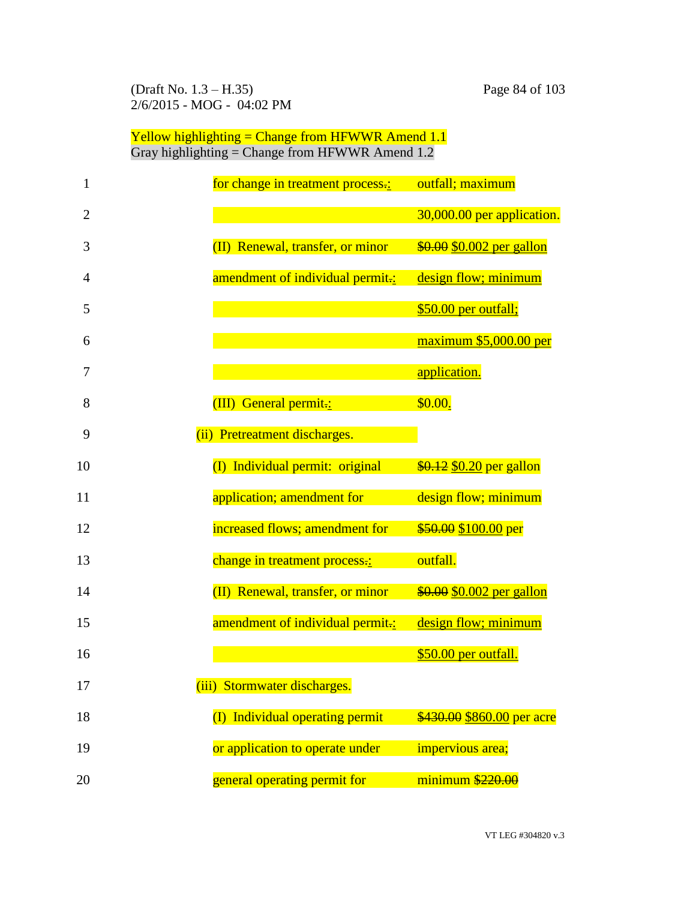Yellow highlighting = Change from HFWWR Amend 1.1
Gray highlighting = Change from HFWWR Amend 1.2

| | |
|---|---|
| for change in treatment process~~.~~: | outfall; maximum 30,000.00 per application. |
| (II) Renewal, transfer, or minor amendment of individual permit~~.~~: | ~~$0.00~~ $0.002 per gallon design flow; minimum $50.00 per outfall; maximum $5,000.00 per application. |
| (III) General permit~~.~~: | $0.00. |
| (ii) Pretreatment discharges. | |
| (I) Individual permit: original application; amendment for increased flows; amendment for change in treatment process~~.~~: | ~~$0.12~~ $0.20 per gallon design flow; minimum ~~$50.00~~ $100.00 per outfall. |
| (II) Renewal, transfer, or minor amendment of individual permit~~.~~: | ~~$0.00~~ $0.002 per gallon design flow; minimum $50.00 per outfall. |
| (iii) Stormwater discharges. | |
| (I) Individual operating permit or application to operate under general operating permit for | ~~$430.00~~ $860.00 per acre impervious area; minimum ~~$220.00~~ |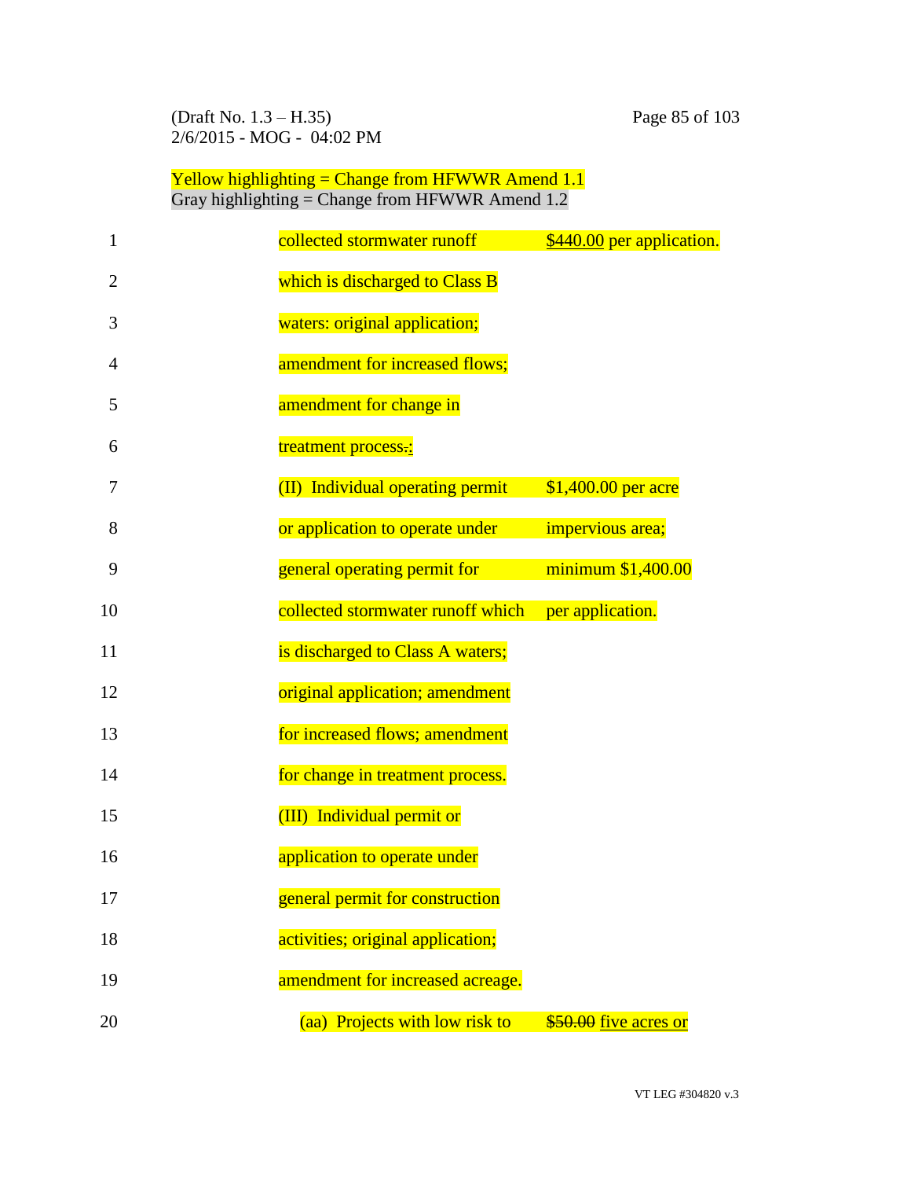Yellow highlighting = Change from HFWWR Amend 1.1
Gray highlighting = Change from HFWWR Amend 1.2

| | |
|---|---|
| collected stormwater runoff which is discharged to Class B waters: original application; amendment for increased flows; amendment for change in treatment process. : | $440.00 per application. |
| (II) Individual operating permit or application to operate under general operating permit for collected stormwater runoff which is discharged to Class A waters; original application; amendment for increased flows; amendment for change in treatment process. | $1,400.00 per acre impervious area; minimum $1,400.00 per application. |
| (III) Individual permit or application to operate under general permit for construction activities; original application; amendment for increased acreage. | |
| (aa) Projects with low risk to | ~~$50.00~~ five acres or |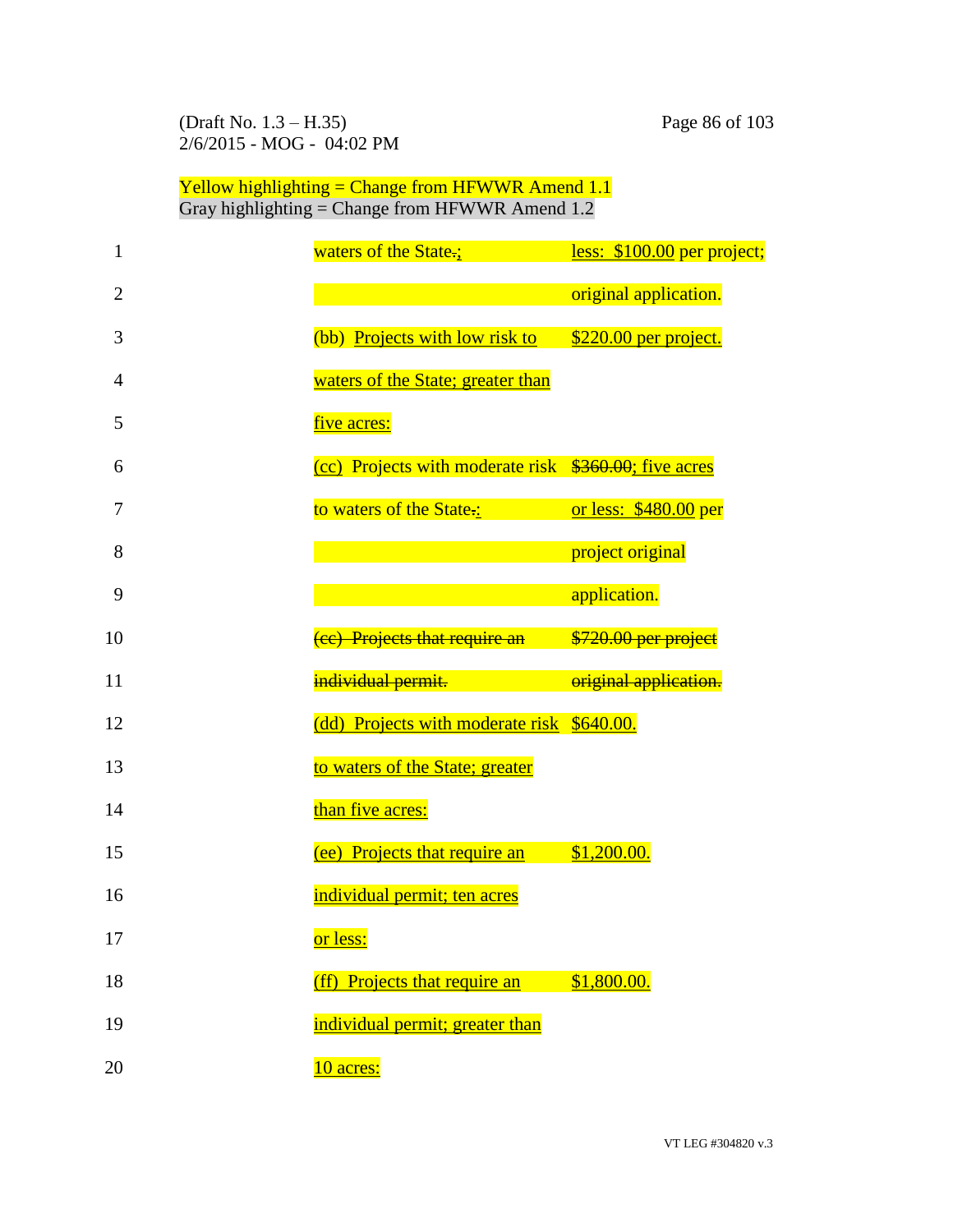Yellow highlighting = Change from HFWWR Amend 1.1
Gray highlighting = Change from HFWWR Amend 1.2

| | |
|---|---|
| waters of the State.; | less: $100.00 per project; original application. |
| (bb) Projects with low risk to waters of the State; greater than five acres: | $220.00 per project. |
| (cc) Projects with moderate risk to waters of the State.: | ~~$360.00~~; five acres or less: $480.00 per project original application. |
| ~~(cc) Projects that require an individual permit.~~ | ~~$720.00 per project original application.~~ |
| (dd) Projects with moderate risk to waters of the State; greater than five acres: | $640.00. |
| (ee) Projects that require an individual permit; ten acres or less: | $1,200.00. |
| (ff) Projects that require an individual permit; greater than 10 acres: | $1,800.00. |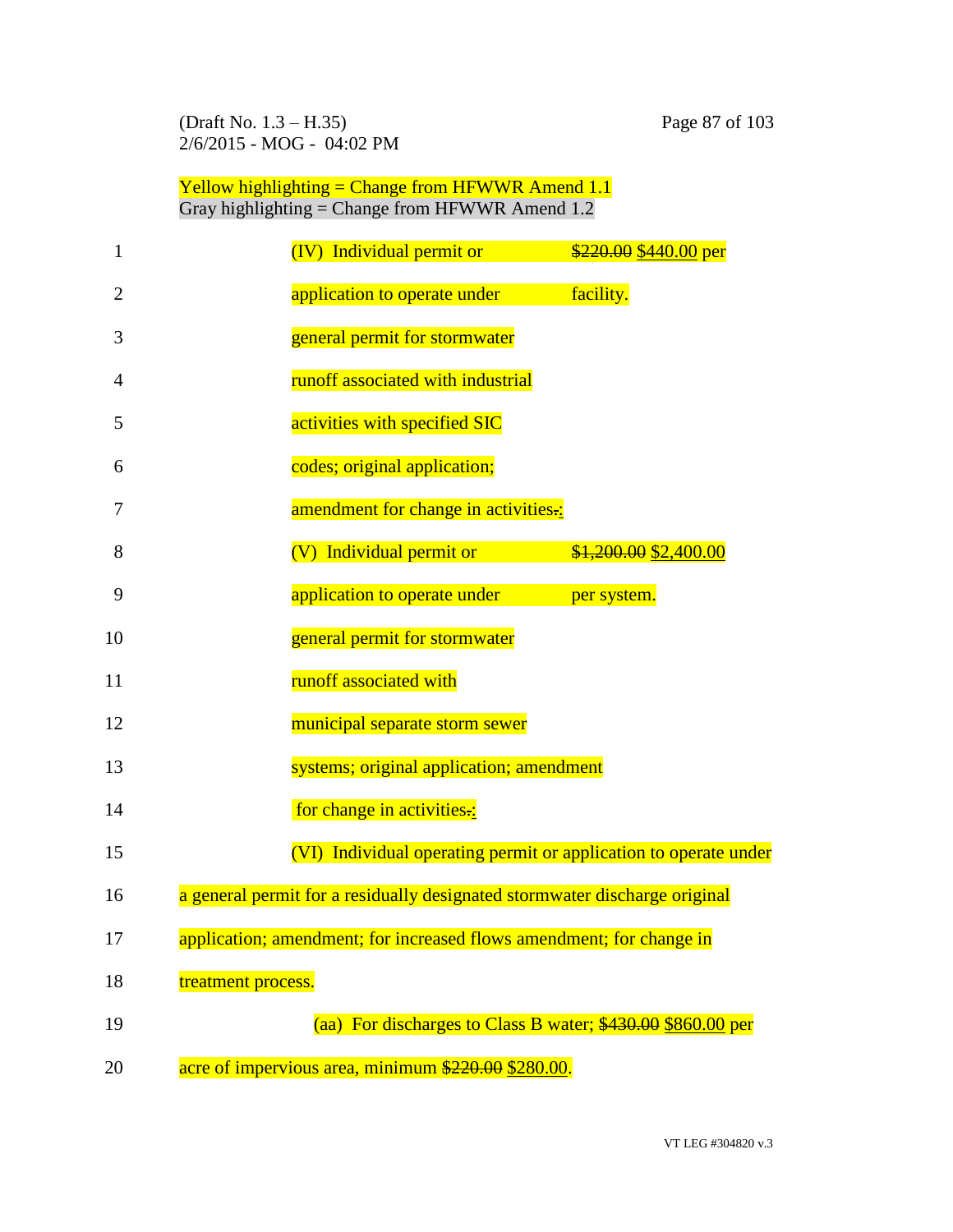Yellow highlighting = Change from HFWWR Amend 1.1
Gray highlighting = Change from HFWWR Amend 1.2

(IV) Individual permit or application to operate under general permit for stormwater runoff associated with industrial activities with specified SIC codes; original application; amendment for change in activities.: ~~$220.00~~ $440.00 per facility.

(V) Individual permit or application to operate under general permit for stormwater runoff associated with municipal separate storm sewer systems; original application; amendment for change in activities.: ~~$1,200.00~~ $2,400.00 per system.

(VI) Individual operating permit or application to operate under a general permit for a residually designated stormwater discharge original application; amendment; for increased flows amendment; for change in treatment process.

(aa) For discharges to Class B water; ~~$430.00~~ $860.00 per acre of impervious area, minimum ~~$220.00~~ $280.00.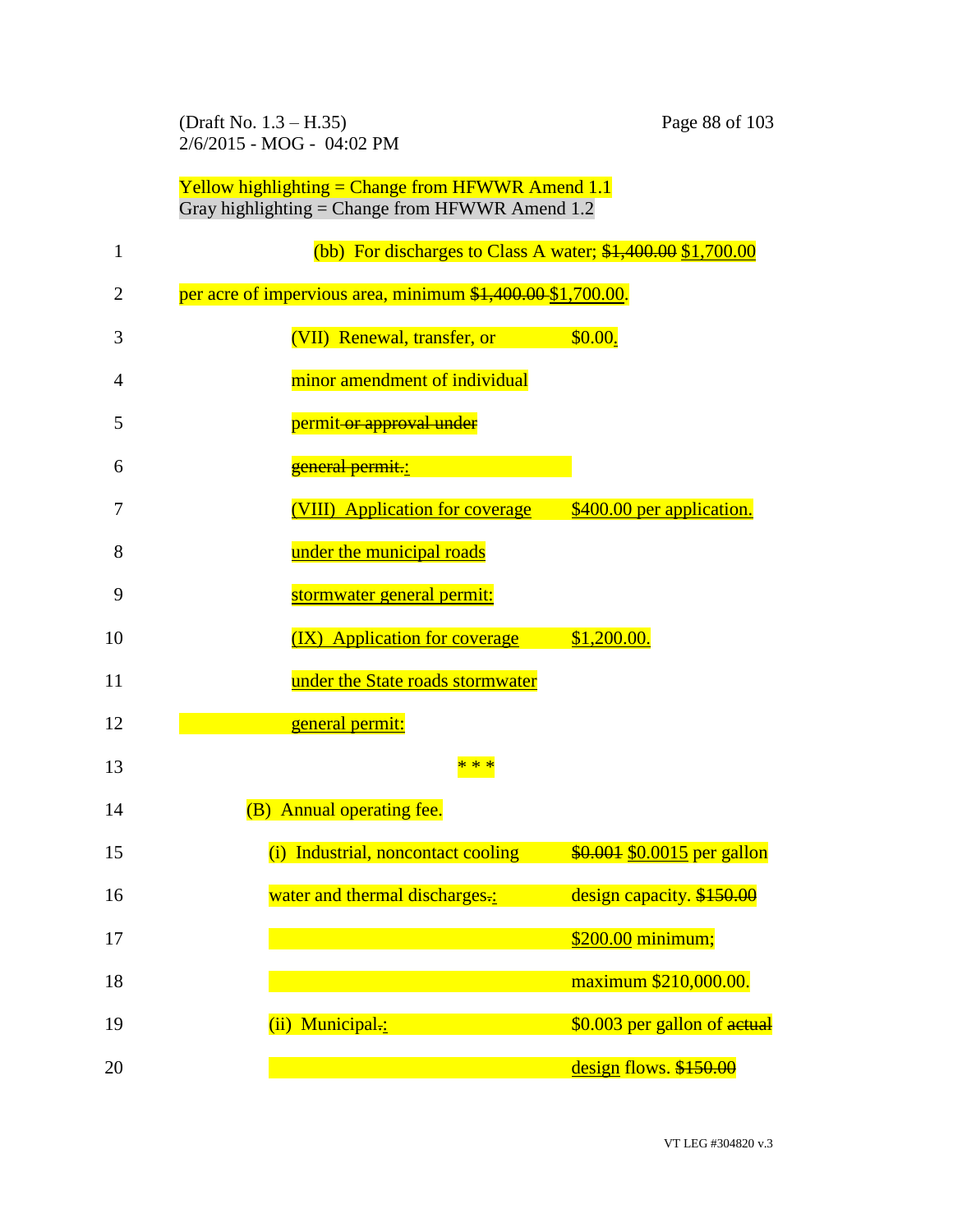(Draft No. 1.3 – H.35)
2/6/2015 - MOG - 04:02 PM

Yellow highlighting = Change from HFWWR Amend 1.1
Gray highlighting = Change from HFWWR Amend 1.2

(bb) For discharges to Class A water; ~~$1,400.00~~ $1,700.00 per acre of impervious area, minimum ~~$1,400.00~~ $1,700.00.

| | |
|---|---|
| (VII) Renewal, transfer, or minor amendment of individual permit ~~or approval under general permit.~~: | $0.00. |
| (VIII) Application for coverage under the municipal roads stormwater general permit: | $400.00 per application. |
| (IX) Application for coverage under the State roads stormwater general permit: | $1,200.00. |

\* \* \*

(B) Annual operating fee.

| | |
|---|---|
| (i) Industrial, noncontact cooling water and thermal discharges~~.~~: | ~~$0.001~~ $0.0015 per gallon design capacity. ~~$150.00~~ $200.00 minimum; maximum $210,000.00. |
| (ii) Municipal~~.~~: | $0.003 per gallon of ~~actual~~ design flows. ~~$150.00~~ |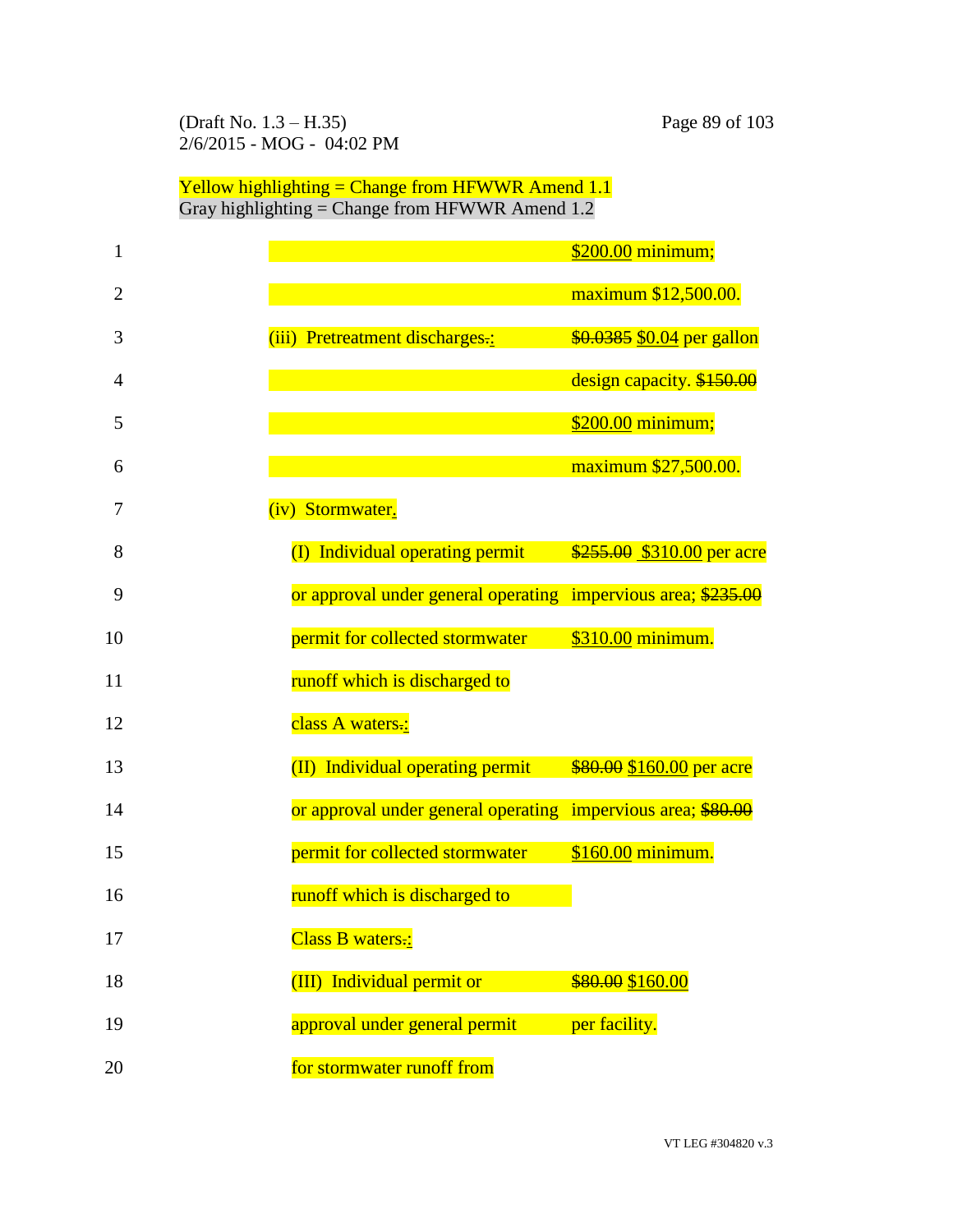Yellow highlighting = Change from HFWWR Amend 1.1
Gray highlighting = Change from HFWWR Amend 1.2

1 $200.00 minimum;

2 maximum $12,500.00.

3 (iii) Pretreatment discharges.: ~~$0.0385~~ $0.04 per gallon

4 design capacity. ~~$150.00~~

5 $200.00 minimum;

6 maximum $27,500.00.

7 (iv) Stormwater.

8 (I) Individual operating permit ~~$255.00~~ $310.00 per acre

9 or approval under general operating impervious area; ~~$235.00~~

10 permit for collected stormwater $310.00 minimum.

11 runoff which is discharged to

12 class A waters.:

13 (II) Individual operating permit ~~$80.00~~ $160.00 per acre

14 or approval under general operating impervious area; ~~$80.00~~

15 permit for collected stormwater $160.00 minimum.

16 runoff which is discharged to

17 Class B waters.:

18 (III) Individual permit or ~~$80.00~~ $160.00

19 approval under general permit per facility.

20 for stormwater runoff from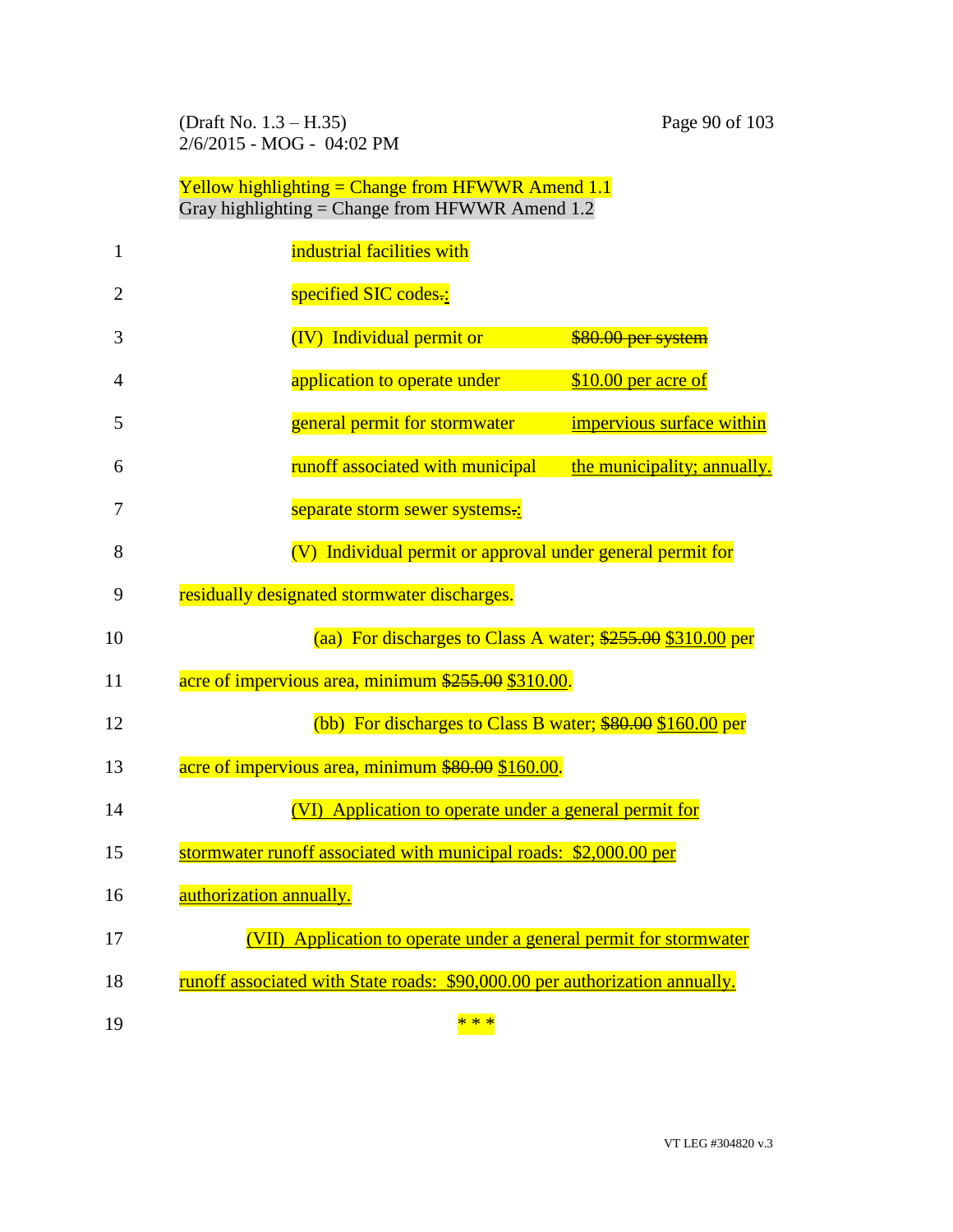Yellow highlighting = Change from HFWWR Amend 1.1
Gray highlighting = Change from HFWWR Amend 1.2

industrial facilities with specified SIC codes.:

| | |
|---|---|
| (IV) Individual permit or application to operate under general permit for stormwater runoff associated with municipal separate storm sewer systems.: | ~~$80.00 per system~~ $10.00 per acre of impervious surface within the municipality; annually. |

(V) Individual permit or approval under general permit for residually designated stormwater discharges.

(aa) For discharges to Class A water; ~~$255.00~~ $310.00 per acre of impervious area, minimum ~~$255.00~~ $310.00.

(bb) For discharges to Class B water; ~~$80.00~~ $160.00 per acre of impervious area, minimum ~~$80.00~~ $160.00.

(VI) Application to operate under a general permit for stormwater runoff associated with municipal roads: $2,000.00 per authorization annually.

(VII) Application to operate under a general permit for stormwater runoff associated with State roads: $90,000.00 per authorization annually.

* * *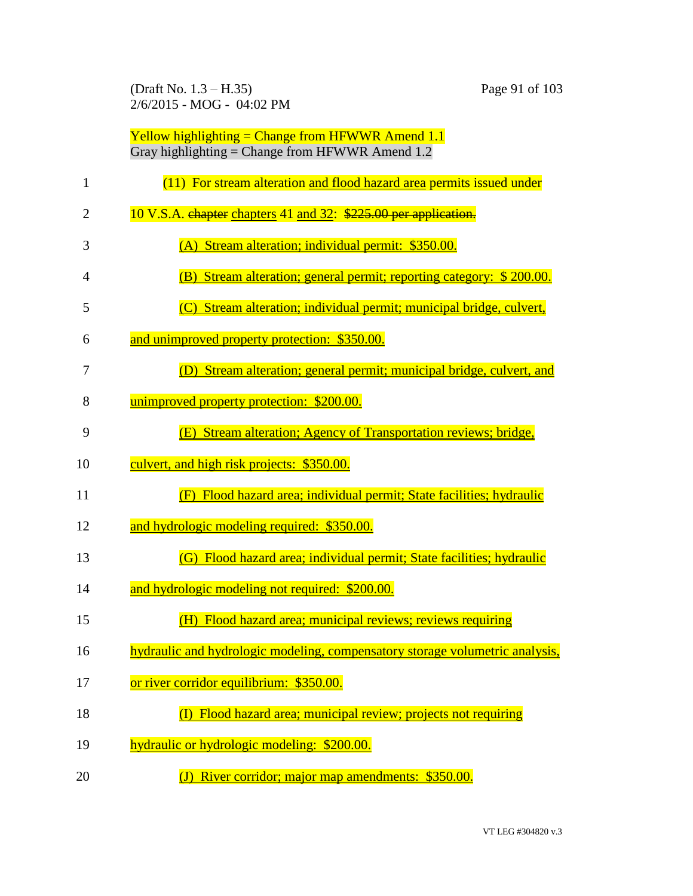Yellow highlighting = Change from HFWWR Amend 1.1
Gray highlighting = Change from HFWWR Amend 1.2

(11) For stream alteration and flood hazard area permits issued under 10 V.S.A. ~~chapter~~ chapters 41 and 32: ~~$225.00 per application.~~

(A) Stream alteration; individual permit: $350.00.

(B) Stream alteration; general permit; reporting category: $ 200.00.

(C) Stream alteration; individual permit; municipal bridge, culvert, and unimproved property protection: $350.00.

(D) Stream alteration; general permit; municipal bridge, culvert, and unimproved property protection: $200.00.

(E) Stream alteration; Agency of Transportation reviews; bridge, culvert, and high risk projects: $350.00.

(F) Flood hazard area; individual permit; State facilities; hydraulic and hydrologic modeling required: $350.00.

(G) Flood hazard area; individual permit; State facilities; hydraulic and hydrologic modeling not required: $200.00.

(H) Flood hazard area; municipal reviews; reviews requiring hydraulic and hydrologic modeling, compensatory storage volumetric analysis, or river corridor equilibrium: $350.00.

(I) Flood hazard area; municipal review; projects not requiring hydraulic or hydrologic modeling: $200.00.

(J) River corridor; major map amendments: $350.00.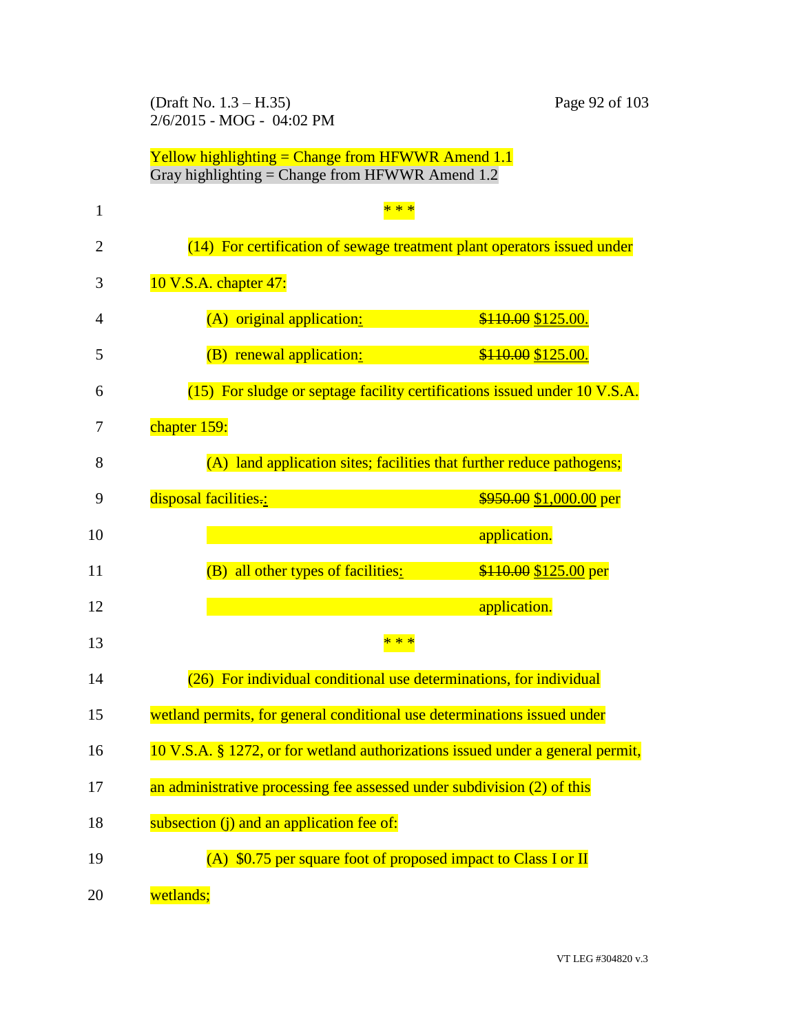Yellow highlighting = Change from HFWWR Amend 1.1
Gray highlighting = Change from HFWWR Amend 1.2

\* \* \*

(14) For certification of sewage treatment plant operators issued under 10 V.S.A. chapter 47:

(A) original application: ~~$110.00~~ $125.00.

(B) renewal application: ~~$110.00~~ $125.00.

(15) For sludge or septage facility certifications issued under 10 V.S.A. chapter 159:

(A) land application sites; facilities that further reduce pathogens; disposal facilities~~.~~: ~~$950.00~~ $1,000.00 per application.

(B) all other types of facilities: ~~$110.00~~ $125.00 per application.

\* \* \*

(26) For individual conditional use determinations, for individual wetland permits, for general conditional use determinations issued under 10 V.S.A. § 1272, or for wetland authorizations issued under a general permit, an administrative processing fee assessed under subdivision (2) of this subsection (j) and an application fee of:

(A) $0.75 per square foot of proposed impact to Class I or II wetlands;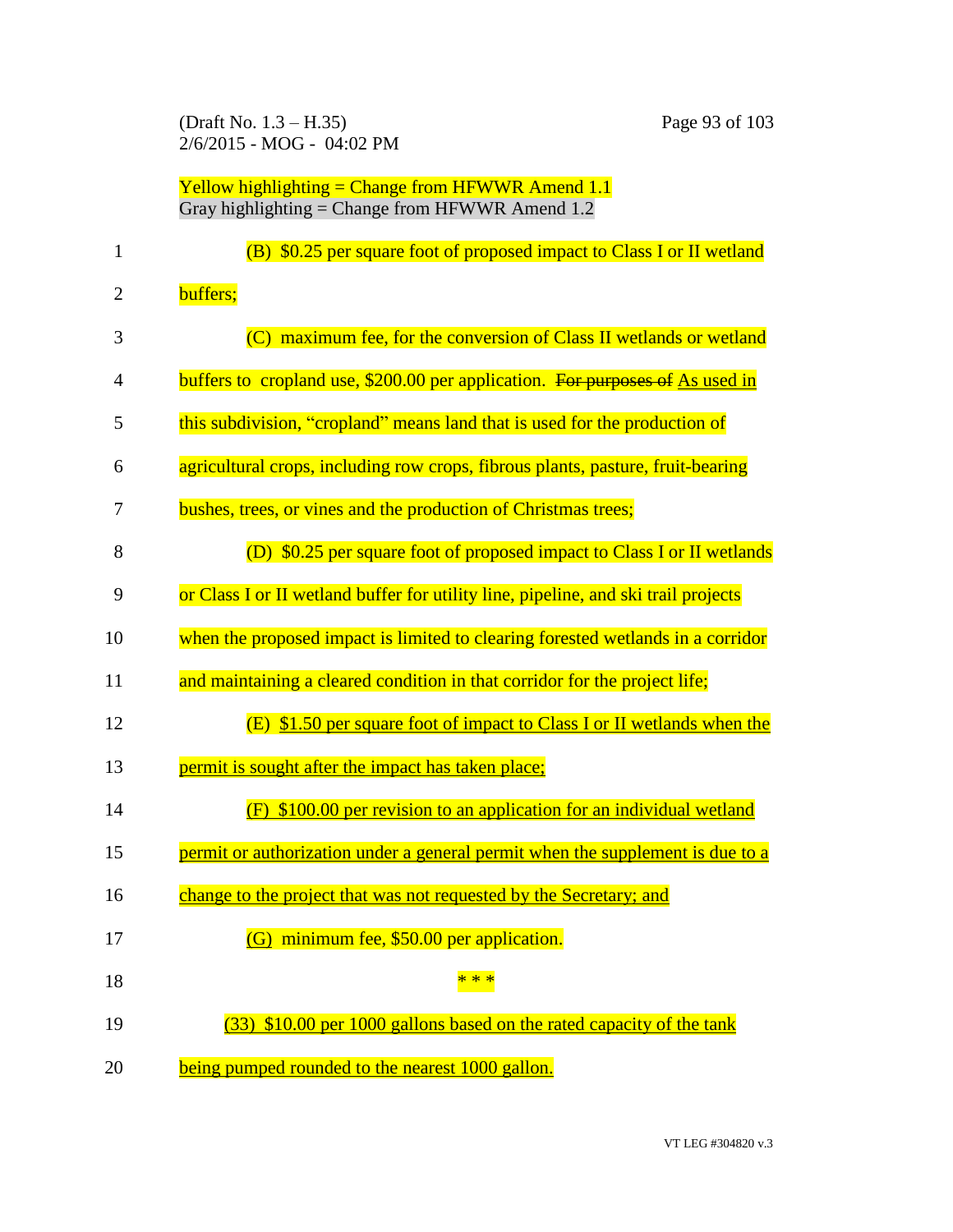Yellow highlighting = Change from HFWWR Amend 1.1
Gray highlighting = Change from HFWWR Amend 1.2

(B) $0.25 per square foot of proposed impact to Class I or II wetland buffers;

(C) maximum fee, for the conversion of Class II wetlands or wetland buffers to cropland use, $200.00 per application. ~~For purposes of~~ As used in this subdivision, "cropland" means land that is used for the production of agricultural crops, including row crops, fibrous plants, pasture, fruit-bearing bushes, trees, or vines and the production of Christmas trees;

(D) $0.25 per square foot of proposed impact to Class I or II wetlands or Class I or II wetland buffer for utility line, pipeline, and ski trail projects when the proposed impact is limited to clearing forested wetlands in a corridor and maintaining a cleared condition in that corridor for the project life;

(E) $1.50 per square foot of impact to Class I or II wetlands when the permit is sought after the impact has taken place;

(F) $100.00 per revision to an application for an individual wetland permit or authorization under a general permit when the supplement is due to a change to the project that was not requested by the Secretary; and

(G) minimum fee, $50.00 per application.

\* \* \*

(33) $10.00 per 1000 gallons based on the rated capacity of the tank being pumped rounded to the nearest 1000 gallon.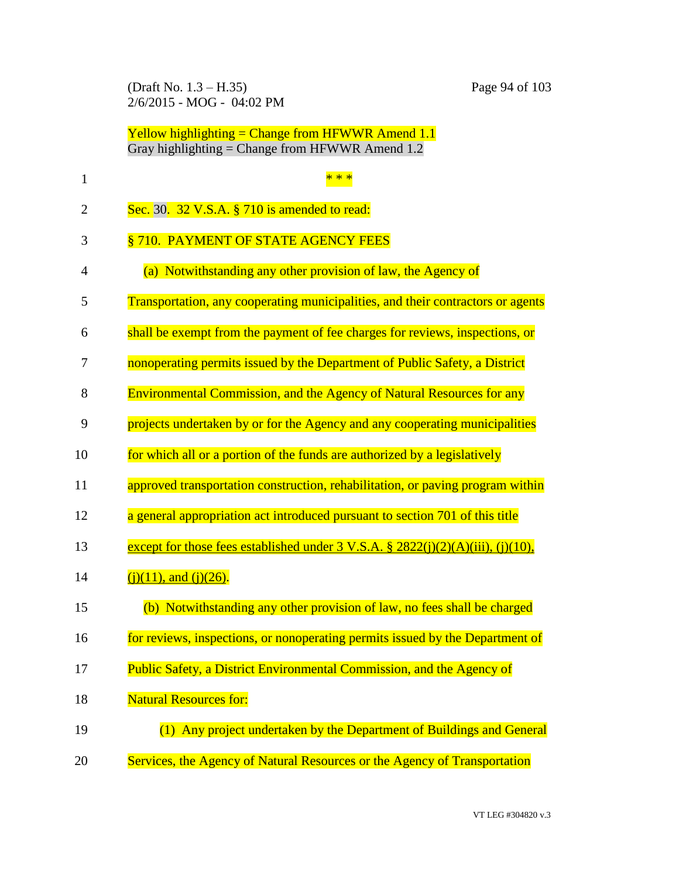Yellow highlighting = Change from HFWWR Amend 1.1
Gray highlighting = Change from HFWWR Amend 1.2

\* \* \*

Sec. 30. 32 V.S.A. § 710 is amended to read:

§ 710. PAYMENT OF STATE AGENCY FEES

(a) Notwithstanding any other provision of law, the Agency of Transportation, any cooperating municipalities, and their contractors or agents shall be exempt from the payment of fee charges for reviews, inspections, or nonoperating permits issued by the Department of Public Safety, a District Environmental Commission, and the Agency of Natural Resources for any projects undertaken by or for the Agency and any cooperating municipalities for which all or a portion of the funds are authorized by a legislatively approved transportation construction, rehabilitation, or paving program within a general appropriation act introduced pursuant to section 701 of this title <u>except for those fees established under 3 V.S.A. § 2822(j)(2)(A)(iii), (j)(10), (j)(11), and (j)(26)</u>.

(b) Notwithstanding any other provision of law, no fees shall be charged for reviews, inspections, or nonoperating permits issued by the Department of Public Safety, a District Environmental Commission, and the Agency of Natural Resources for:

(1) Any project undertaken by the Department of Buildings and General Services, the Agency of Natural Resources or the Agency of Transportation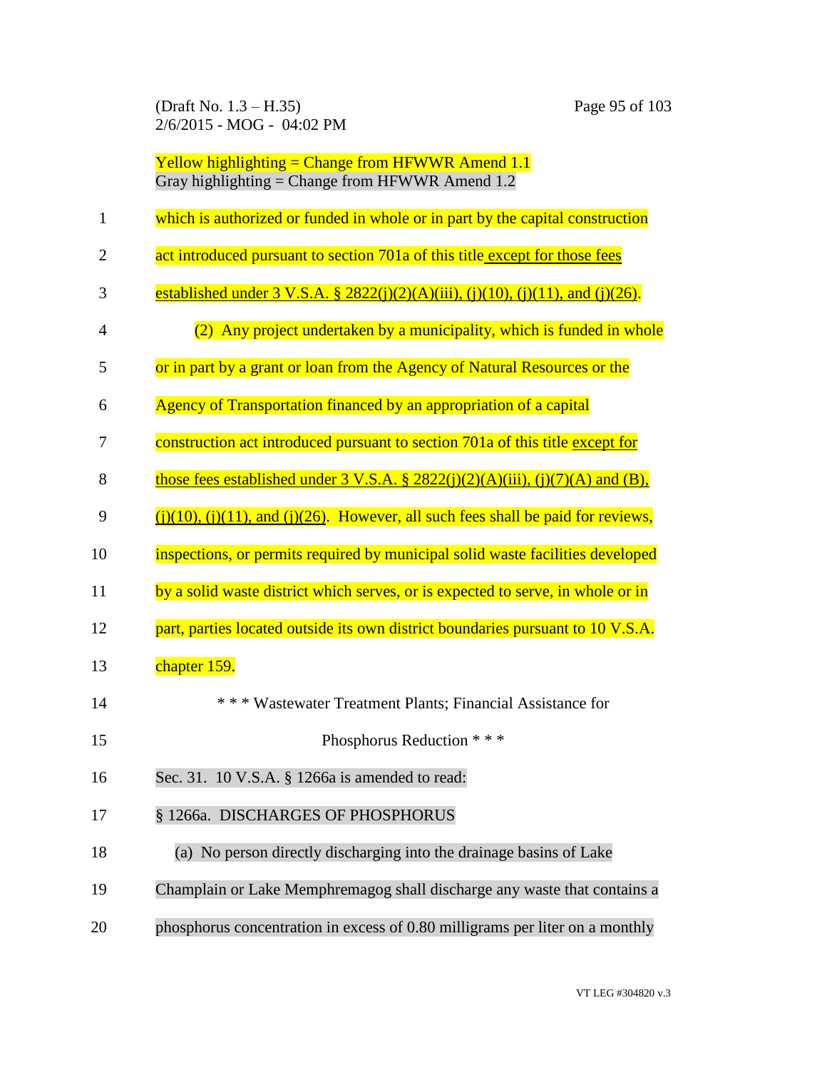Yellow highlighting = Change from HFWWR Amend 1.1
Gray highlighting = Change from HFWWR Amend 1.2

which is authorized or funded in whole or in part by the capital construction act introduced pursuant to section 701a of this title except for those fees established under 3 V.S.A. § 2822(j)(2)(A)(iii), (j)(10), (j)(11), and (j)(26).

(2) Any project undertaken by a municipality, which is funded in whole or in part by a grant or loan from the Agency of Natural Resources or the Agency of Transportation financed by an appropriation of a capital construction act introduced pursuant to section 701a of this title except for those fees established under 3 V.S.A. § 2822(j)(2)(A)(iii), (j)(7)(A) and (B), (j)(10), (j)(11), and (j)(26). However, all such fees shall be paid for reviews, inspections, or permits required by municipal solid waste facilities developed by a solid waste district which serves, or is expected to serve, in whole or in part, parties located outside its own district boundaries pursuant to 10 V.S.A. chapter 159.

\* \* \* Wastewater Treatment Plants; Financial Assistance for Phosphorus Reduction \* \* \*

Sec. 31. 10 V.S.A. § 1266a is amended to read:

§ 1266a. DISCHARGES OF PHOSPHORUS

(a) No person directly discharging into the drainage basins of Lake Champlain or Lake Memphremagog shall discharge any waste that contains a phosphorus concentration in excess of 0.80 milligrams per liter on a monthly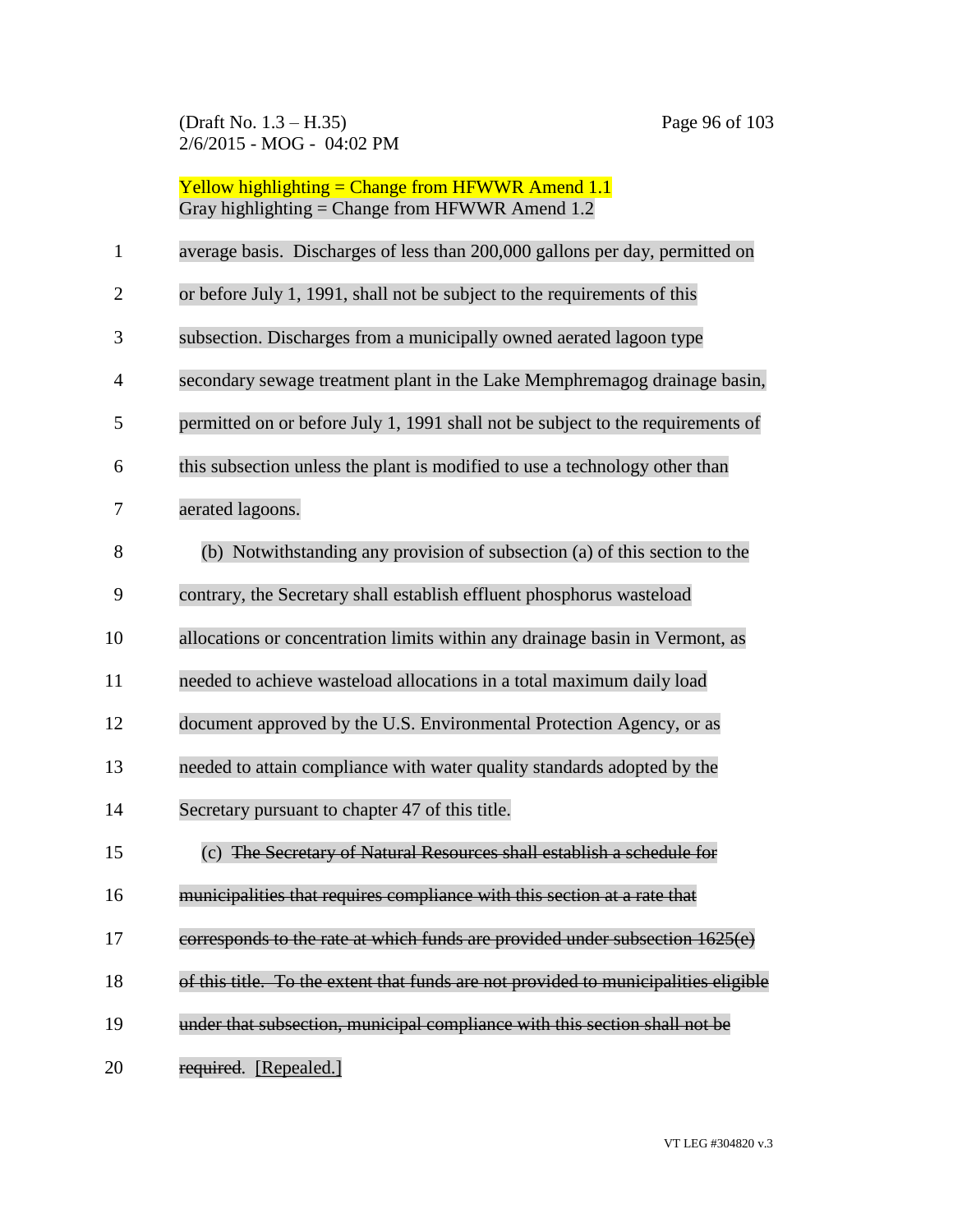Yellow highlighting = Change from HFWWR Amend 1.1
Gray highlighting = Change from HFWWR Amend 1.2

average basis. Discharges of less than 200,000 gallons per day, permitted on or before July 1, 1991, shall not be subject to the requirements of this subsection. Discharges from a municipally owned aerated lagoon type secondary sewage treatment plant in the Lake Memphremagog drainage basin, permitted on or before July 1, 1991 shall not be subject to the requirements of this subsection unless the plant is modified to use a technology other than aerated lagoons.

(b) Notwithstanding any provision of subsection (a) of this section to the contrary, the Secretary shall establish effluent phosphorus wasteload allocations or concentration limits within any drainage basin in Vermont, as needed to achieve wasteload allocations in a total maximum daily load document approved by the U.S. Environmental Protection Agency, or as needed to attain compliance with water quality standards adopted by the Secretary pursuant to chapter 47 of this title.

(c) ~~The Secretary of Natural Resources shall establish a schedule for municipalities that requires compliance with this section at a rate that corresponds to the rate at which funds are provided under subsection 1625(e) of this title. To the extent that funds are not provided to municipalities eligible under that subsection, municipal compliance with this section shall not be required.~~ [Repealed.]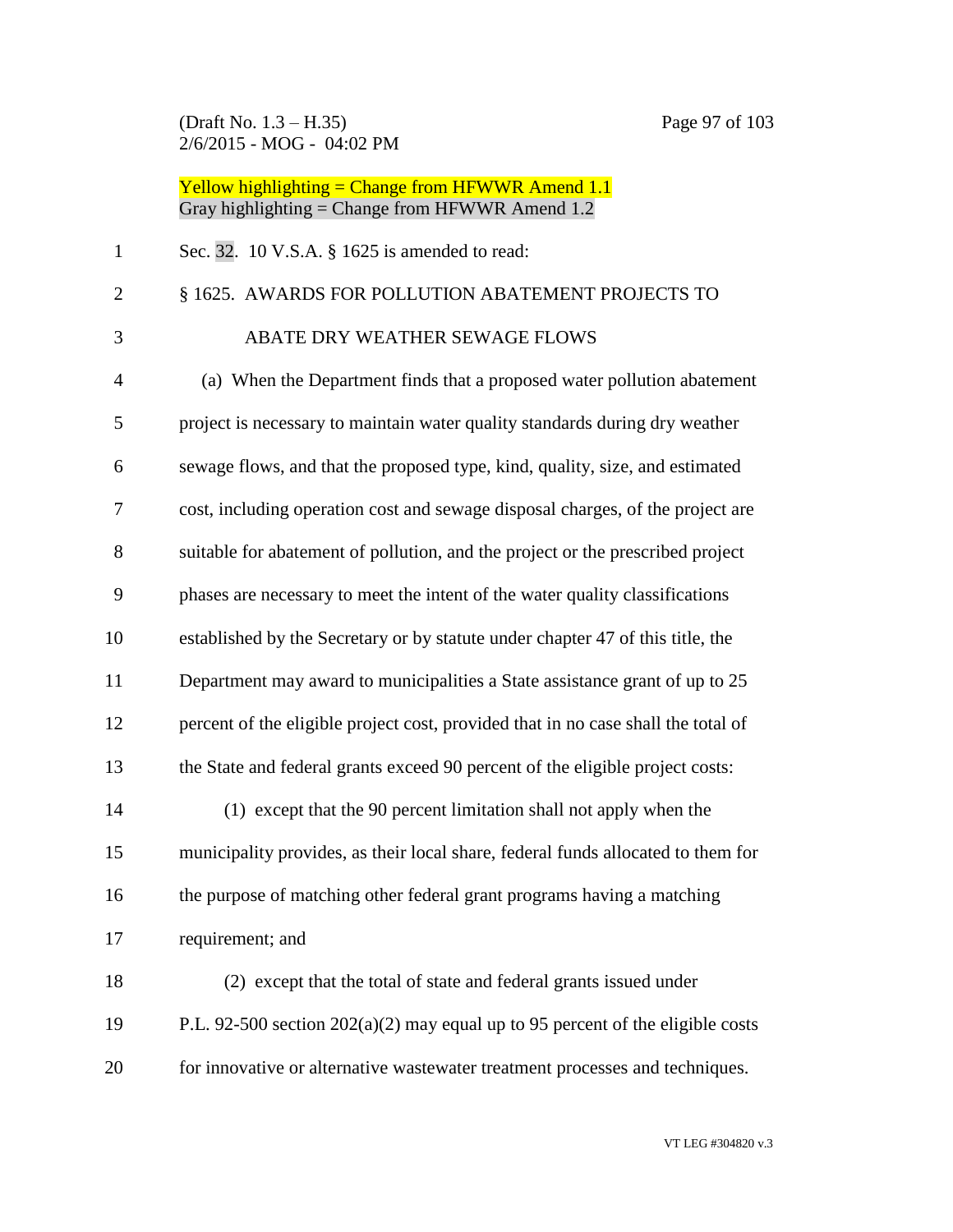Yellow highlighting = Change from HFWWR Amend 1.1
Gray highlighting = Change from HFWWR Amend 1.2

Sec. 32. 10 V.S.A. § 1625 is amended to read:

§ 1625. AWARDS FOR POLLUTION ABATEMENT PROJECTS TO ABATE DRY WEATHER SEWAGE FLOWS

(a) When the Department finds that a proposed water pollution abatement project is necessary to maintain water quality standards during dry weather sewage flows, and that the proposed type, kind, quality, size, and estimated cost, including operation cost and sewage disposal charges, of the project are suitable for abatement of pollution, and the project or the prescribed project phases are necessary to meet the intent of the water quality classifications established by the Secretary or by statute under chapter 47 of this title, the Department may award to municipalities a State assistance grant of up to 25 percent of the eligible project cost, provided that in no case shall the total of the State and federal grants exceed 90 percent of the eligible project costs:

(1) except that the 90 percent limitation shall not apply when the municipality provides, as their local share, federal funds allocated to them for the purpose of matching other federal grant programs having a matching requirement; and

(2) except that the total of state and federal grants issued under P.L. 92-500 section 202(a)(2) may equal up to 95 percent of the eligible costs for innovative or alternative wastewater treatment processes and techniques.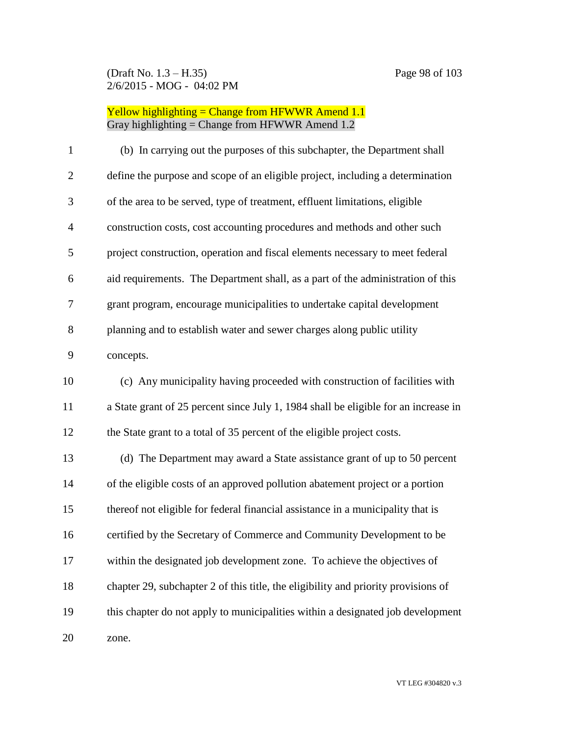Yellow highlighting = Change from HFWWR Amend 1.1
Gray highlighting = Change from HFWWR Amend 1.2

(b) In carrying out the purposes of this subchapter, the Department shall define the purpose and scope of an eligible project, including a determination of the area to be served, type of treatment, effluent limitations, eligible construction costs, cost accounting procedures and methods and other such project construction, operation and fiscal elements necessary to meet federal aid requirements. The Department shall, as a part of the administration of this grant program, encourage municipalities to undertake capital development planning and to establish water and sewer charges along public utility concepts.

(c) Any municipality having proceeded with construction of facilities with a State grant of 25 percent since July 1, 1984 shall be eligible for an increase in the State grant to a total of 35 percent of the eligible project costs.

(d) The Department may award a State assistance grant of up to 50 percent of the eligible costs of an approved pollution abatement project or a portion thereof not eligible for federal financial assistance in a municipality that is certified by the Secretary of Commerce and Community Development to be within the designated job development zone. To achieve the objectives of chapter 29, subchapter 2 of this title, the eligibility and priority provisions of this chapter do not apply to municipalities within a designated job development zone.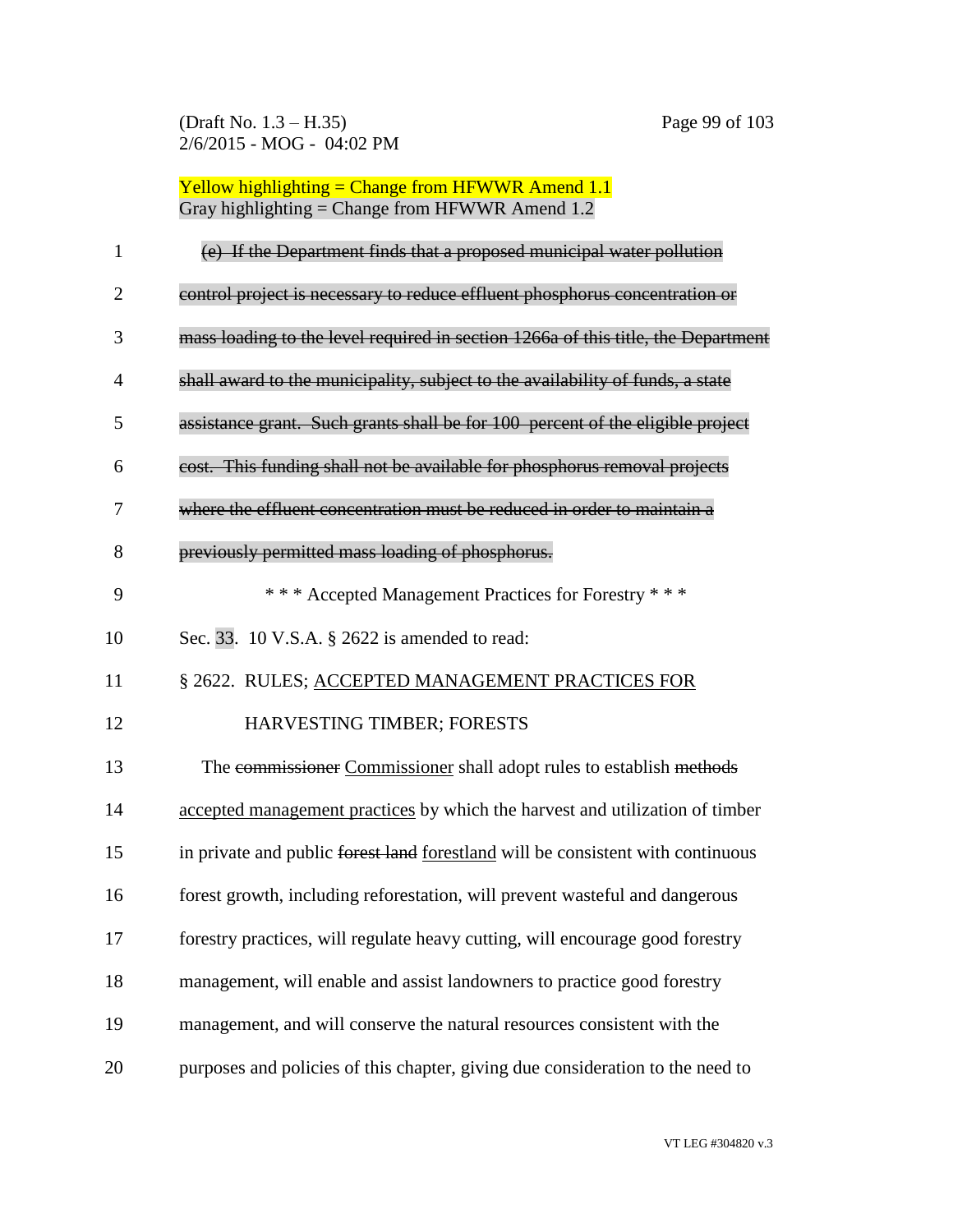Yellow highlighting = Change from HFWWR Amend 1.1
Gray highlighting = Change from HFWWR Amend 1.2

~~(e) If the Department finds that a proposed municipal water pollution control project is necessary to reduce effluent phosphorus concentration or mass loading to the level required in section 1266a of this title, the Department shall award to the municipality, subject to the availability of funds, a state assistance grant. Such grants shall be for 100 percent of the eligible project cost. This funding shall not be available for phosphorus removal projects where the effluent concentration must be reduced in order to maintain a previously permitted mass loading of phosphorus.~~

\* \* \* Accepted Management Practices for Forestry \* \* \*

Sec. 33. 10 V.S.A. § 2622 is amended to read:

§ 2622. RULES; <u>ACCEPTED MANAGEMENT PRACTICES FOR</u> HARVESTING TIMBER; FORESTS

The ~~commissioner~~ <u>Commissioner</u> shall adopt rules to establish ~~methods~~ <u>accepted management practices</u> by which the harvest and utilization of timber in private and public ~~forest land~~ <u>forestland</u> will be consistent with continuous forest growth, including reforestation, will prevent wasteful and dangerous forestry practices, will regulate heavy cutting, will encourage good forestry management, will enable and assist landowners to practice good forestry management, and will conserve the natural resources consistent with the purposes and policies of this chapter, giving due consideration to the need to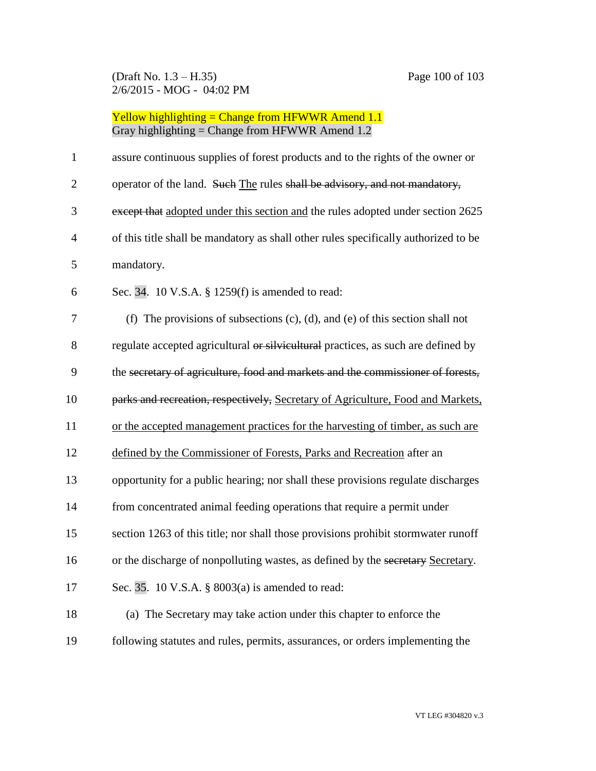Yellow highlighting = Change from HFWWR Amend 1.1
Gray highlighting = Change from HFWWR Amend 1.2

assure continuous supplies of forest products and to the rights of the owner or operator of the land. ~~Such~~ The rules ~~shall be advisory, and not mandatory, except that~~ adopted under this section and the rules adopted under section 2625 of this title shall be mandatory as shall other rules specifically authorized to be mandatory.

Sec. 34. 10 V.S.A. § 1259(f) is amended to read:

(f) The provisions of subsections (c), (d), and (e) of this section shall not regulate accepted agricultural ~~or silvicultural~~ practices, as such are defined by the ~~secretary of agriculture, food and markets and the commissioner of forests, parks and recreation, respectively,~~ Secretary of Agriculture, Food and Markets, or the accepted management practices for the harvesting of timber, as such are defined by the Commissioner of Forests, Parks and Recreation after an opportunity for a public hearing; nor shall these provisions regulate discharges from concentrated animal feeding operations that require a permit under section 1263 of this title; nor shall those provisions prohibit stormwater runoff or the discharge of nonpolluting wastes, as defined by the ~~secretary~~ Secretary.

Sec. 35. 10 V.S.A. § 8003(a) is amended to read:

(a) The Secretary may take action under this chapter to enforce the following statutes and rules, permits, assurances, or orders implementing the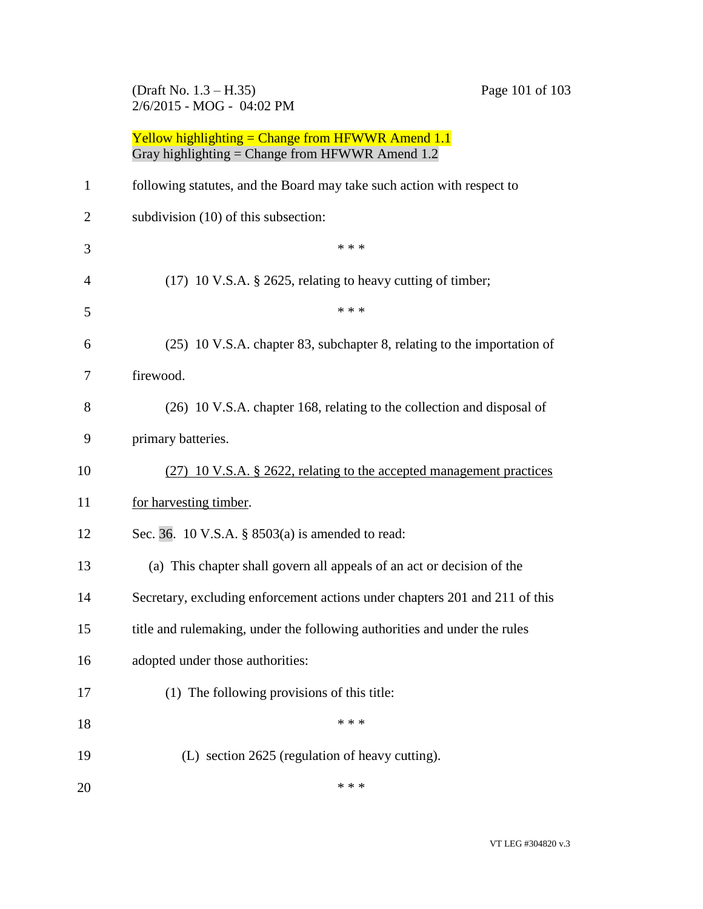Yellow highlighting = Change from HFWWR Amend 1.1
Gray highlighting = Change from HFWWR Amend 1.2

following statutes, and the Board may take such action with respect to subdivision (10) of this subsection:

\* \* \*

(17) 10 V.S.A. § 2625, relating to heavy cutting of timber;

\* \* \*

(25) 10 V.S.A. chapter 83, subchapter 8, relating to the importation of firewood.

(26) 10 V.S.A. chapter 168, relating to the collection and disposal of primary batteries.

<u>(27) 10 V.S.A. § 2622, relating to the accepted management practices for harvesting timber</u>.

Sec. 36. 10 V.S.A. § 8503(a) is amended to read:

(a) This chapter shall govern all appeals of an act or decision of the Secretary, excluding enforcement actions under chapters 201 and 211 of this title and rulemaking, under the following authorities and under the rules adopted under those authorities:

(1) The following provisions of this title:

\* \* \*

(L) section 2625 (regulation of heavy cutting).

\* \* \*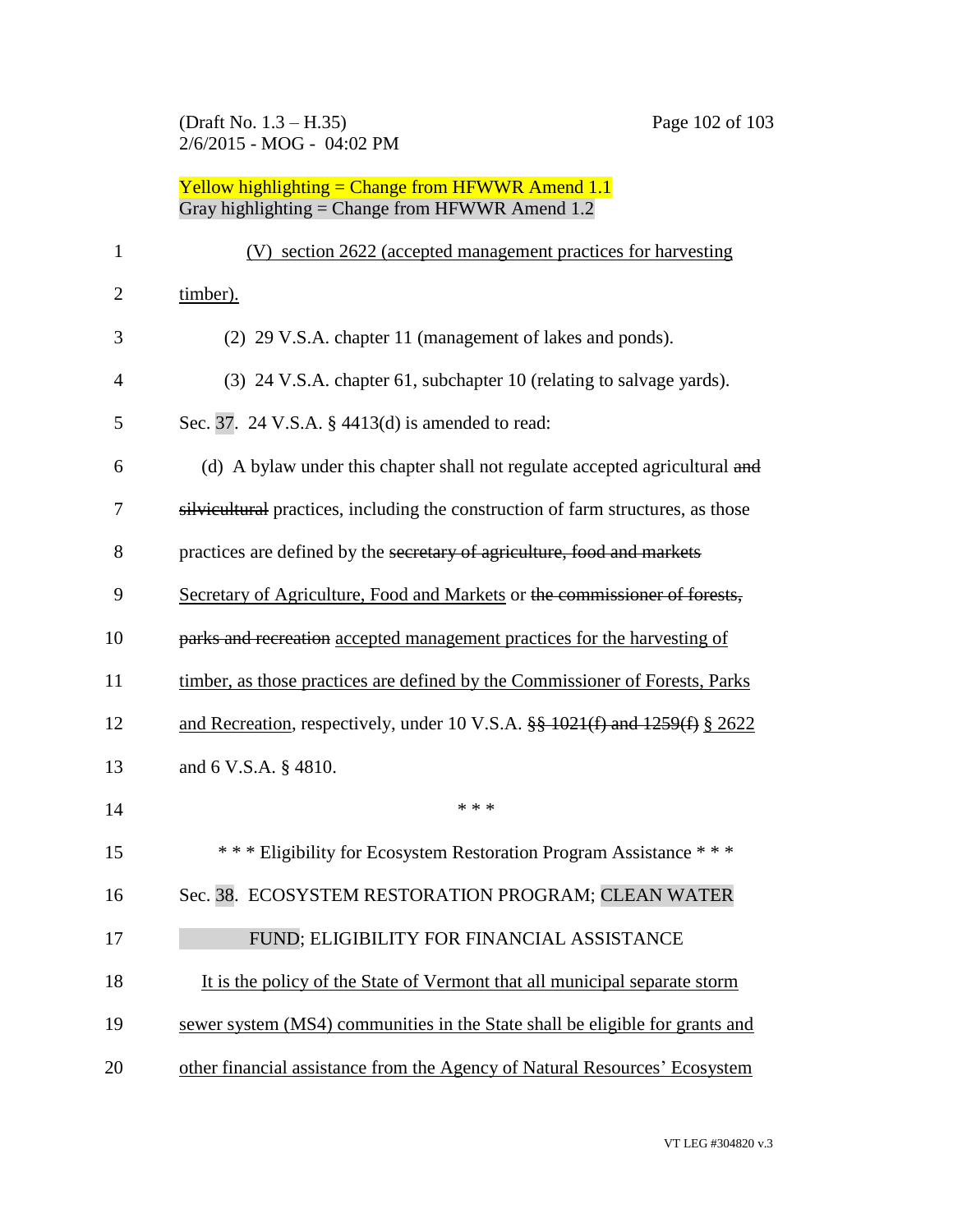Yellow highlighting = Change from HFWWR Amend 1.1
Gray highlighting = Change from HFWWR Amend 1.2

(V) section 2622 (accepted management practices for harvesting timber).

(2) 29 V.S.A. chapter 11 (management of lakes and ponds).

(3) 24 V.S.A. chapter 61, subchapter 10 (relating to salvage yards).

Sec. 37. 24 V.S.A. § 4413(d) is amended to read:

(d) A bylaw under this chapter shall not regulate accepted agricultural ~~and silvicultural~~ practices, including the construction of farm structures, as those practices are defined by the ~~secretary of agriculture, food and markets~~ Secretary of Agriculture, Food and Markets or ~~the commissioner of forests, parks and recreation~~ accepted management practices for the harvesting of timber, as those practices are defined by the Commissioner of Forests, Parks and Recreation, respectively, under 10 V.S.A. ~~§§ 1021(f) and 1259(f)~~ § 2622 and 6 V.S.A. § 4810.

\* \* \*

\* \* \* Eligibility for Ecosystem Restoration Program Assistance \* \* \*

Sec. 38. ECOSYSTEM RESTORATION PROGRAM; CLEAN WATER FUND; ELIGIBILITY FOR FINANCIAL ASSISTANCE

It is the policy of the State of Vermont that all municipal separate storm sewer system (MS4) communities in the State shall be eligible for grants and other financial assistance from the Agency of Natural Resources' Ecosystem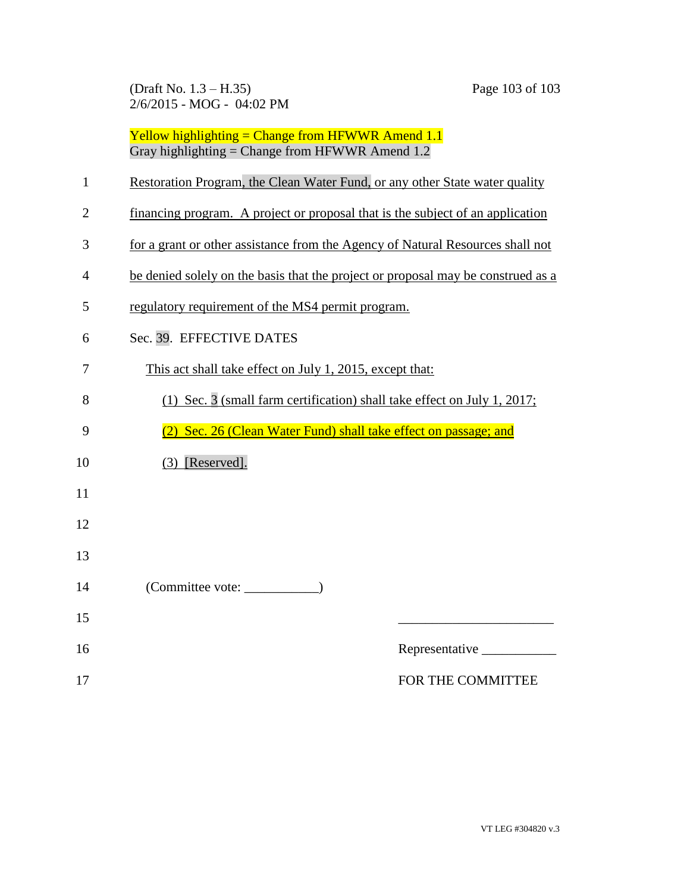Yellow highlighting = Change from HFWWR Amend 1.1
Gray highlighting = Change from HFWWR Amend 1.2

Restoration Program, the Clean Water Fund, or any other State water quality financing program. A project or proposal that is the subject of an application for a grant or other assistance from the Agency of Natural Resources shall not be denied solely on the basis that the project or proposal may be construed as a regulatory requirement of the MS4 permit program.

Sec. 39. EFFECTIVE DATES

This act shall take effect on July 1, 2015, except that:

(1) Sec. 3 (small farm certification) shall take effect on July 1, 2017;

(2) Sec. 26 (Clean Water Fund) shall take effect on passage; and

(3) [Reserved].

(Committee vote: ___________)

_______________________

Representative ___________

FOR THE COMMITTEE

VT LEG #304820 v.3